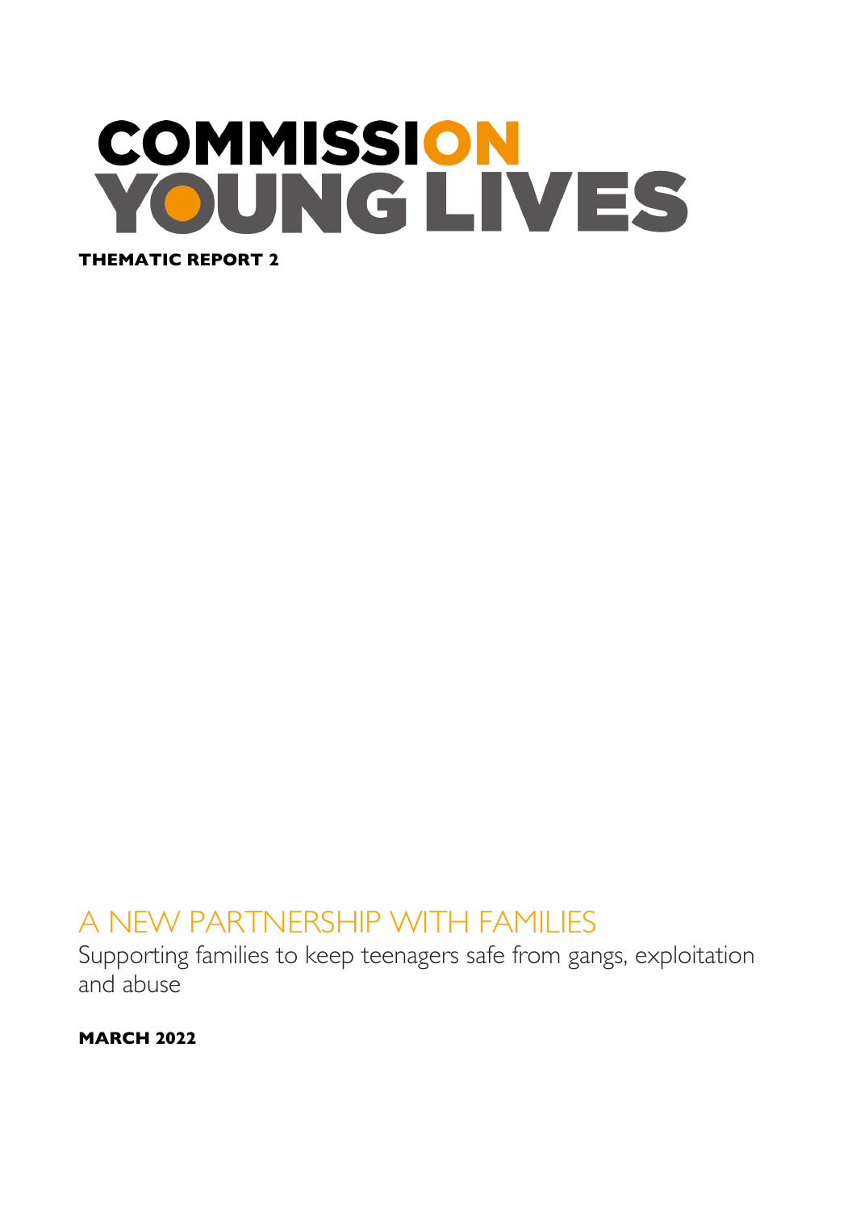# COMMISSION ON YOUNG LIVES

**THEMATIC REPORT 2**

## A NEW PARTNERSHIP WITH FAMILIES

Supporting families to keep teenagers safe from gangs, exploitation and abuse

**MARCH 2022**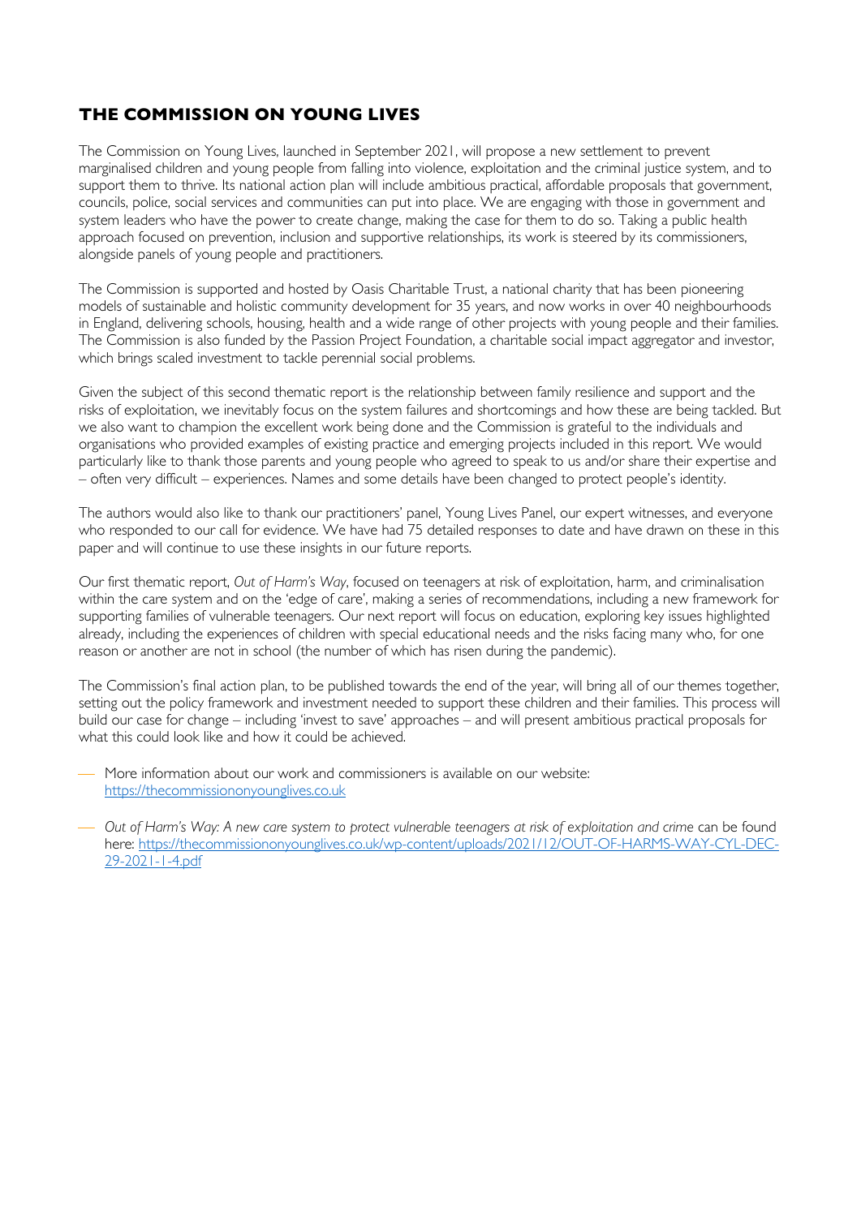## THE COMMISSION ON YOUNG LIVES

The Commission on Young Lives, launched in September 2021, will propose a new settlement to prevent marginalised children and young people from falling into violence, exploitation and the criminal justice system, and to support them to thrive. Its national action plan will include ambitious practical, affordable proposals that government, councils, police, social services and communities can put into place. We are engaging with those in government and system leaders who have the power to create change, making the case for them to do so. Taking a public health approach focused on prevention, inclusion and supportive relationships, its work is steered by its commissioners, alongside panels of young people and practitioners.

The Commission is supported and hosted by Oasis Charitable Trust, a national charity that has been pioneering models of sustainable and holistic community development for 35 years, and now works in over 40 neighbourhoods in England, delivering schools, housing, health and a wide range of other projects with young people and their families. The Commission is also funded by the Passion Project Foundation, a charitable social impact aggregator and investor, which brings scaled investment to tackle perennial social problems.

Given the subject of this second thematic report is the relationship between family resilience and support and the risks of exploitation, we inevitably focus on the system failures and shortcomings and how these are being tackled. But we also want to champion the excellent work being done and the Commission is grateful to the individuals and organisations who provided examples of existing practice and emerging projects included in this report. We would particularly like to thank those parents and young people who agreed to speak to us and/or share their expertise and – often very difficult – experiences. Names and some details have been changed to protect people's identity.

The authors would also like to thank our practitioners' panel, Young Lives Panel, our expert witnesses, and everyone who responded to our call for evidence. We have had 75 detailed responses to date and have drawn on these in this paper and will continue to use these insights in our future reports.

Our first thematic report, *Out of Harm's Way*, focused on teenagers at risk of exploitation, harm, and criminalisation within the care system and on the 'edge of care', making a series of recommendations, including a new framework for supporting families of vulnerable teenagers. Our next report will focus on education, exploring key issues highlighted already, including the experiences of children with special educational needs and the risks facing many who, for one reason or another are not in school (the number of which has risen during the pandemic).

The Commission's final action plan, to be published towards the end of the year, will bring all of our themes together, setting out the policy framework and investment needed to support these children and their families. This process will build our case for change – including 'invest to save' approaches – and will present ambitious practical proposals for what this could look like and how it could be achieved.

- More information about our work and commissioners is available on our website: https://thecommissiononyounglives.co.uk

- *Out of Harm's Way: A new care system to protect vulnerable teenagers at risk of exploitation and crime* can be found here: https://thecommissiononyounglives.co.uk/wp-content/uploads/2021/12/OUT-OF-HARMS-WAY-CYL-DEC-29-2021-1-4.pdf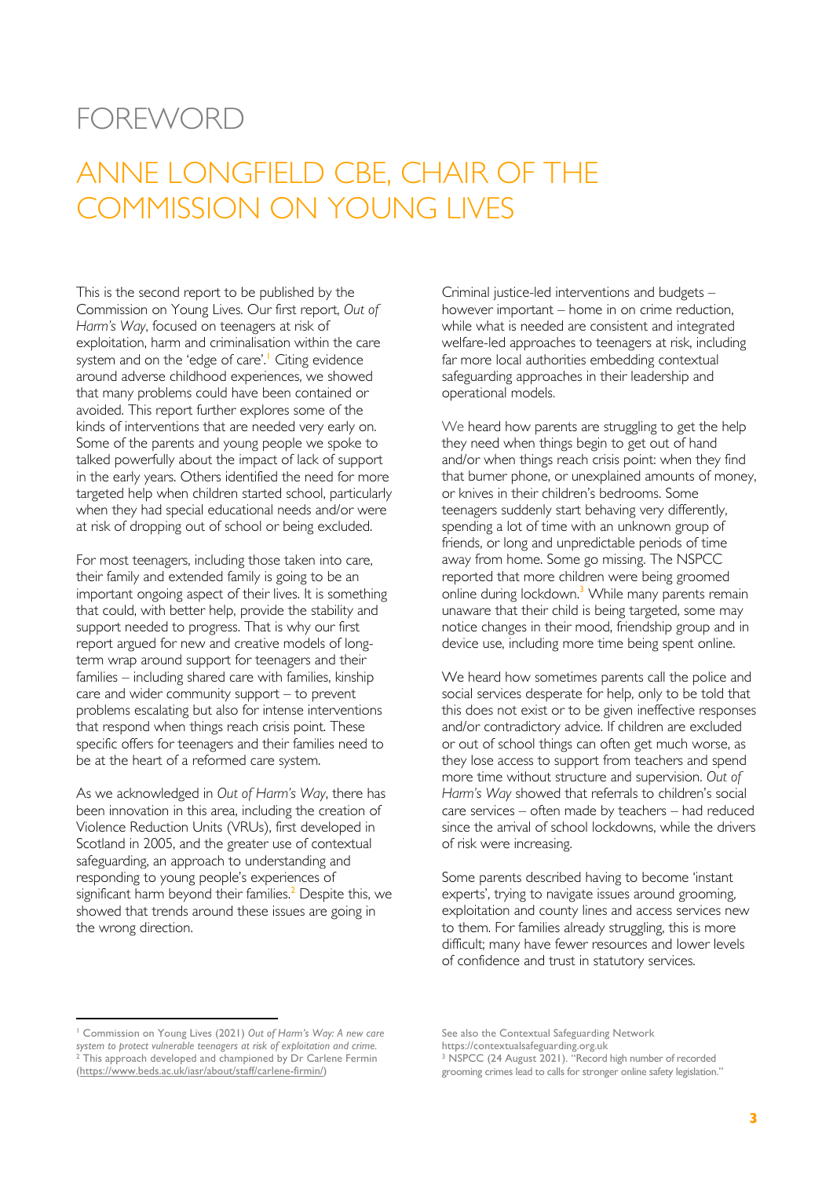# FOREWORD

## ANNE LONGFIELD CBE, CHAIR OF THE COMMISSION ON YOUNG LIVES

This is the second report to be published by the Commission on Young Lives. Our first report, *Out of Harm's Way*, focused on teenagers at risk of exploitation, harm and criminalisation within the care system and on the 'edge of care'.[1] Citing evidence around adverse childhood experiences, we showed that many problems could have been contained or avoided. This report further explores some of the kinds of interventions that are needed very early on. Some of the parents and young people we spoke to talked powerfully about the impact of lack of support in the early years. Others identified the need for more targeted help when children started school, particularly when they had special educational needs and/or were at risk of dropping out of school or being excluded.

For most teenagers, including those taken into care, their family and extended family is going to be an important ongoing aspect of their lives. It is something that could, with better help, provide the stability and support needed to progress. That is why our first report argued for new and creative models of long-term wrap around support for teenagers and their families – including shared care with families, kinship care and wider community support – to prevent problems escalating but also for intense interventions that respond when things reach crisis point. These specific offers for teenagers and their families need to be at the heart of a reformed care system.

As we acknowledged in *Out of Harm's Way*, there has been innovation in this area, including the creation of Violence Reduction Units (VRUs), first developed in Scotland in 2005, and the greater use of contextual safeguarding, an approach to understanding and responding to young people's experiences of significant harm beyond their families.[2] Despite this, we showed that trends around these issues are going in the wrong direction.

Criminal justice-led interventions and budgets – however important – home in on crime reduction, while what is needed are consistent and integrated welfare-led approaches to teenagers at risk, including far more local authorities embedding contextual safeguarding approaches in their leadership and operational models.

We heard how parents are struggling to get the help they need when things begin to get out of hand and/or when things reach crisis point: when they find that burner phone, or unexplained amounts of money, or knives in their children's bedrooms. Some teenagers suddenly start behaving very differently, spending a lot of time with an unknown group of friends, or long and unpredictable periods of time away from home. Some go missing. The NSPCC reported that more children were being groomed online during lockdown.[3] While many parents remain unaware that their child is being targeted, some may notice changes in their mood, friendship group and in device use, including more time being spent online.

We heard how sometimes parents call the police and social services desperate for help, only to be told that this does not exist or to be given ineffective responses and/or contradictory advice. If children are excluded or out of school things can often get much worse, as they lose access to support from teachers and spend more time without structure and supervision. *Out of Harm's Way* showed that referrals to children's social care services – often made by teachers – had reduced since the arrival of school lockdowns, while the drivers of risk were increasing.

Some parents described having to become 'instant experts', trying to navigate issues around grooming, exploitation and county lines and access services new to them. For families already struggling, this is more difficult; many have fewer resources and lower levels of confidence and trust in statutory services.

---

[1] Commission on Young Lives (2021) *Out of Harm's Way: A new care system to protect vulnerable teenagers at risk of exploitation and crime.*

[2] This approach developed and championed by Dr Carlene Fermin (https://www.beds.ac.uk/iasr/about/staff/carlene-firmin/) See also the Contextual Safeguarding Network https://contextualsafeguarding.org.uk

[3] NSPCC (24 August 2021). "Record high number of recorded grooming crimes lead to calls for stronger online safety legislation."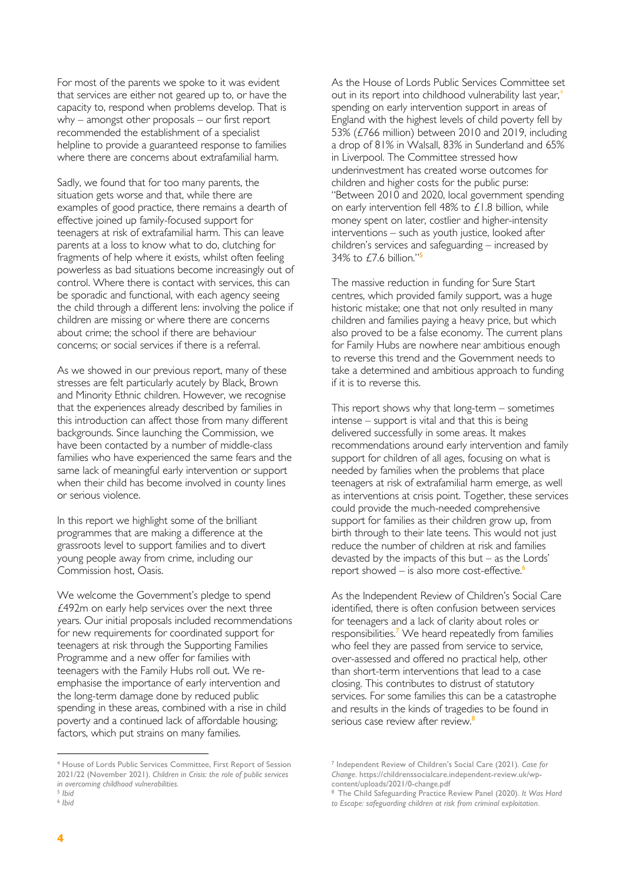For most of the parents we spoke to it was evident that services are either not geared up to, or have the capacity to, respond when problems develop. That is why – amongst other proposals – our first report recommended the establishment of a specialist helpline to provide a guaranteed response to families where there are concerns about extrafamilial harm.

Sadly, we found that for too many parents, the situation gets worse and that, while there are examples of good practice, there remains a dearth of effective joined up family-focused support for teenagers at risk of extrafamilial harm. This can leave parents at a loss to know what to do, clutching for fragments of help where it exists, whilst often feeling powerless as bad situations become increasingly out of control. Where there is contact with services, this can be sporadic and functional, with each agency seeing the child through a different lens: involving the police if children are missing or where there are concerns about crime; the school if there are behaviour concerns; or social services if there is a referral.

As we showed in our previous report, many of these stresses are felt particularly acutely by Black, Brown and Minority Ethnic children. However, we recognise that the experiences already described by families in this introduction can affect those from many different backgrounds. Since launching the Commission, we have been contacted by a number of middle-class families who have experienced the same fears and the same lack of meaningful early intervention or support when their child has become involved in county lines or serious violence.

In this report we highlight some of the brilliant programmes that are making a difference at the grassroots level to support families and to divert young people away from crime, including our Commission host, Oasis.

We welcome the Government's pledge to spend £492m on early help services over the next three years. Our initial proposals included recommendations for new requirements for coordinated support for teenagers at risk through the Supporting Families Programme and a new offer for families with teenagers with the Family Hubs roll out. We re-emphasise the importance of early intervention and the long-term damage done by reduced public spending in these areas, combined with a rise in child poverty and a continued lack of affordable housing; factors, which put strains on many families.

As the House of Lords Public Services Committee set out in its report into childhood vulnerability last year,[4] spending on early intervention support in areas of England with the highest levels of child poverty fell by 53% (£766 million) between 2010 and 2019, including a drop of 81% in Walsall, 83% in Sunderland and 65% in Liverpool. The Committee stressed how underinvestment has created worse outcomes for children and higher costs for the public purse: "Between 2010 and 2020, local government spending on early intervention fell 48% to £1.8 billion, while money spent on later, costlier and higher-intensity interventions – such as youth justice, looked after children's services and safeguarding – increased by 34% to £7.6 billion."[5]

The massive reduction in funding for Sure Start centres, which provided family support, was a huge historic mistake; one that not only resulted in many children and families paying a heavy price, but which also proved to be a false economy. The current plans for Family Hubs are nowhere near ambitious enough to reverse this trend and the Government needs to take a determined and ambitious approach to funding if it is to reverse this.

This report shows why that long-term – sometimes intense – support is vital and that this is being delivered successfully in some areas. It makes recommendations around early intervention and family support for children of all ages, focusing on what is needed by families when the problems that place teenagers at risk of extrafamilial harm emerge, as well as interventions at crisis point. Together, these services could provide the much-needed comprehensive support for families as their children grow up, from birth through to their late teens. This would not just reduce the number of children at risk and families devastated by the impacts of this but – as the Lords' report showed – is also more cost-effective.[6]

As the Independent Review of Children's Social Care identified, there is often confusion between services for teenagers and a lack of clarity about roles or responsibilities.[7] We heard repeatedly from families who feel they are passed from service to service, over-assessed and offered no practical help, other than short-term interventions that lead to a case closing. This contributes to distrust of statutory services. For some families this can be a catastrophe and results in the kinds of tragedies to be found in serious case review after review.[8]

---

[4] House of Lords Public Services Committee, First Report of Session 2021/22 (November 2021). *Children in Crisis: the role of public services in overcoming childhood vulnerabilities.*

[5] *Ibid*

[6] *Ibid*

[7] Independent Review of Children's Social Care (2021). *Case for Change*. https://childrenssocialcare.independent-review.uk/wp-content/uploads/2021/0-change.pdf

[8] The Child Safeguarding Practice Review Panel (2020). *It Was Hard to Escape: safeguarding children at risk from criminal exploitation.*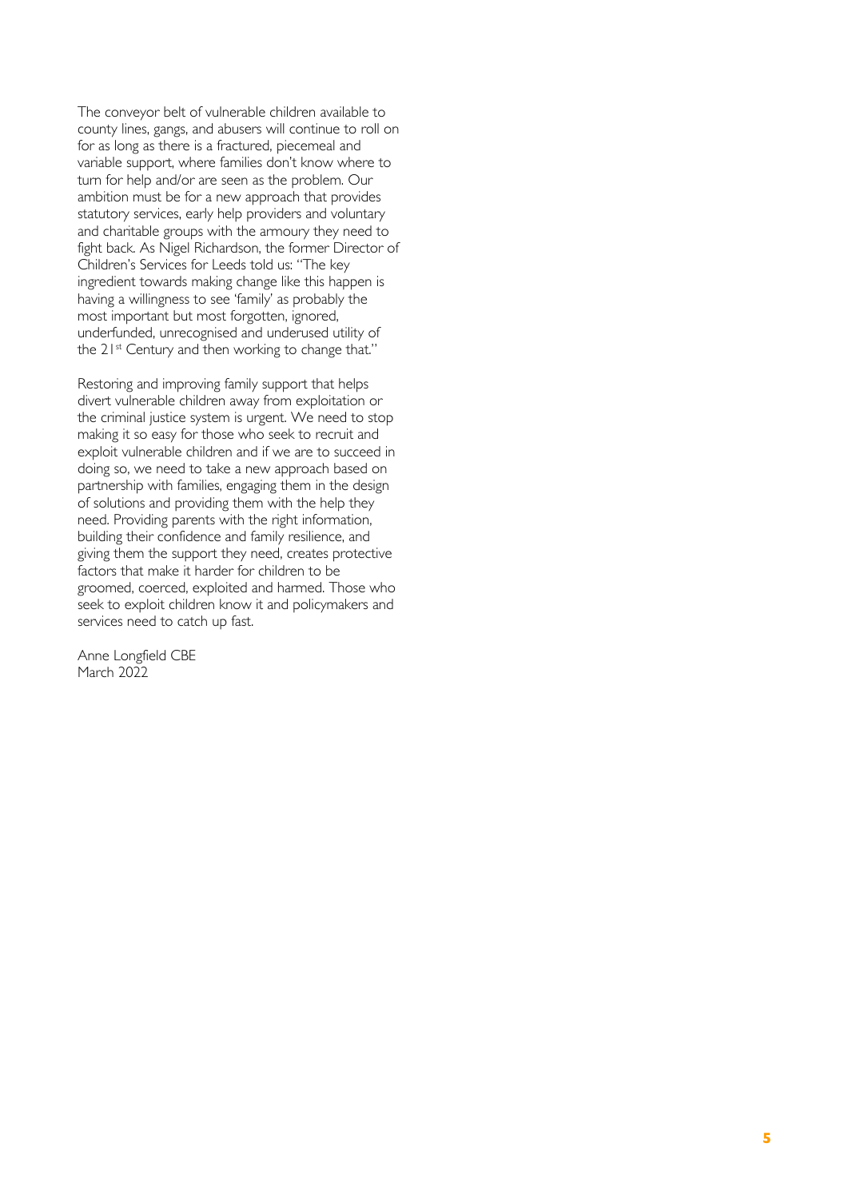The conveyor belt of vulnerable children available to county lines, gangs, and abusers will continue to roll on for as long as there is a fractured, piecemeal and variable support, where families don't know where to turn for help and/or are seen as the problem. Our ambition must be for a new approach that provides statutory services, early help providers and voluntary and charitable groups with the armoury they need to fight back. As Nigel Richardson, the former Director of Children's Services for Leeds told us: "The key ingredient towards making change like this happen is having a willingness to see 'family' as probably the most important but most forgotten, ignored, underfunded, unrecognised and underused utility of the 21st Century and then working to change that."

Restoring and improving family support that helps divert vulnerable children away from exploitation or the criminal justice system is urgent. We need to stop making it so easy for those who seek to recruit and exploit vulnerable children and if we are to succeed in doing so, we need to take a new approach based on partnership with families, engaging them in the design of solutions and providing them with the help they need. Providing parents with the right information, building their confidence and family resilience, and giving them the support they need, creates protective factors that make it harder for children to be groomed, coerced, exploited and harmed. Those who seek to exploit children know it and policymakers and services need to catch up fast.

Anne Longfield CBE
March 2022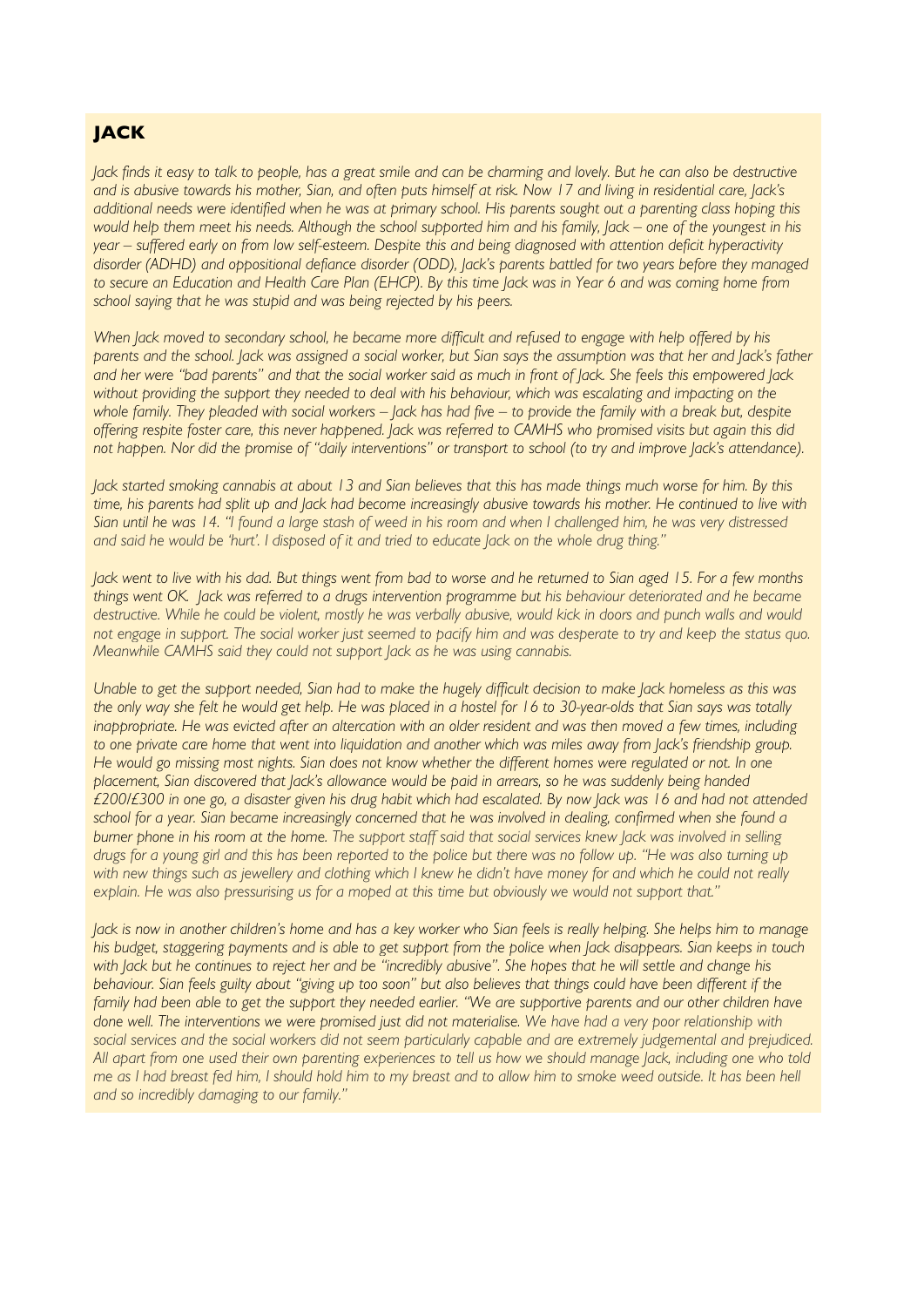## JACK

*Jack finds it easy to talk to people, has a great smile and can be charming and lovely. But he can also be destructive and is abusive towards his mother, Sian, and often puts himself at risk. Now 17 and living in residential care, Jack's additional needs were identified when he was at primary school. His parents sought out a parenting class hoping this would help them meet his needs. Although the school supported him and his family, Jack – one of the youngest in his year – suffered early on from low self-esteem. Despite this and being diagnosed with attention deficit hyperactivity disorder (ADHD) and oppositional defiance disorder (ODD), Jack's parents battled for two years before they managed to secure an Education and Health Care Plan (EHCP). By this time Jack was in Year 6 and was coming home from school saying that he was stupid and was being rejected by his peers.*

*When Jack moved to secondary school, he became more difficult and refused to engage with help offered by his parents and the school. Jack was assigned a social worker, but Sian says the assumption was that her and Jack's father and her were "bad parents" and that the social worker said as much in front of Jack. She feels this empowered Jack without providing the support they needed to deal with his behaviour, which was escalating and impacting on the whole family. They pleaded with social workers – Jack has had five – to provide the family with a break but, despite offering respite foster care, this never happened. Jack was referred to CAMHS who promised visits but again this did not happen. Nor did the promise of "daily interventions" or transport to school (to try and improve Jack's attendance).*

*Jack started smoking cannabis at about 13 and Sian believes that this has made things much worse for him. By this time, his parents had split up and Jack had become increasingly abusive towards his mother. He continued to live with Sian until he was 14. "I found a large stash of weed in his room and when I challenged him, he was very distressed and said he would be 'hurt'. I disposed of it and tried to educate Jack on the whole drug thing."*

*Jack went to live with his dad. But things went from bad to worse and he returned to Sian aged 15. For a few months things went OK. Jack was referred to a drugs intervention programme but his behaviour deteriorated and he became destructive. While he could be violent, mostly he was verbally abusive, would kick in doors and punch walls and would not engage in support. The social worker just seemed to pacify him and was desperate to try and keep the status quo. Meanwhile CAMHS said they could not support Jack as he was using cannabis.*

*Unable to get the support needed, Sian had to make the hugely difficult decision to make Jack homeless as this was the only way she felt he would get help. He was placed in a hostel for 16 to 30-year-olds that Sian says was totally inappropriate. He was evicted after an altercation with an older resident and was then moved a few times, including to one private care home that went into liquidation and another which was miles away from Jack's friendship group. He would go missing most nights. Sian does not know whether the different homes were regulated or not. In one placement, Sian discovered that Jack's allowance would be paid in arrears, so he was suddenly being handed £200/£300 in one go, a disaster given his drug habit which had escalated. By now Jack was 16 and had not attended school for a year. Sian became increasingly concerned that he was involved in dealing, confirmed when she found a burner phone in his room at the home. The support staff said that social services knew Jack was involved in selling drugs for a young girl and this has been reported to the police but there was no follow up. "He was also turning up with new things such as jewellery and clothing which I knew he didn't have money for and which he could not really explain. He was also pressurising us for a moped at this time but obviously we would not support that."*

*Jack is now in another children's home and has a key worker who Sian feels is really helping. She helps him to manage his budget, staggering payments and is able to get support from the police when Jack disappears. Sian keeps in touch with Jack but he continues to reject her and be "incredibly abusive". She hopes that he will settle and change his behaviour. Sian feels guilty about "giving up too soon" but also believes that things could have been different if the family had been able to get the support they needed earlier. "We are supportive parents and our other children have done well. The interventions we were promised just did not materialise. We have had a very poor relationship with social services and the social workers did not seem particularly capable and are extremely judgemental and prejudiced. All apart from one used their own parenting experiences to tell us how we should manage Jack, including one who told me as I had breast fed him, I should hold him to my breast and to allow him to smoke weed outside. It has been hell and so incredibly damaging to our family."*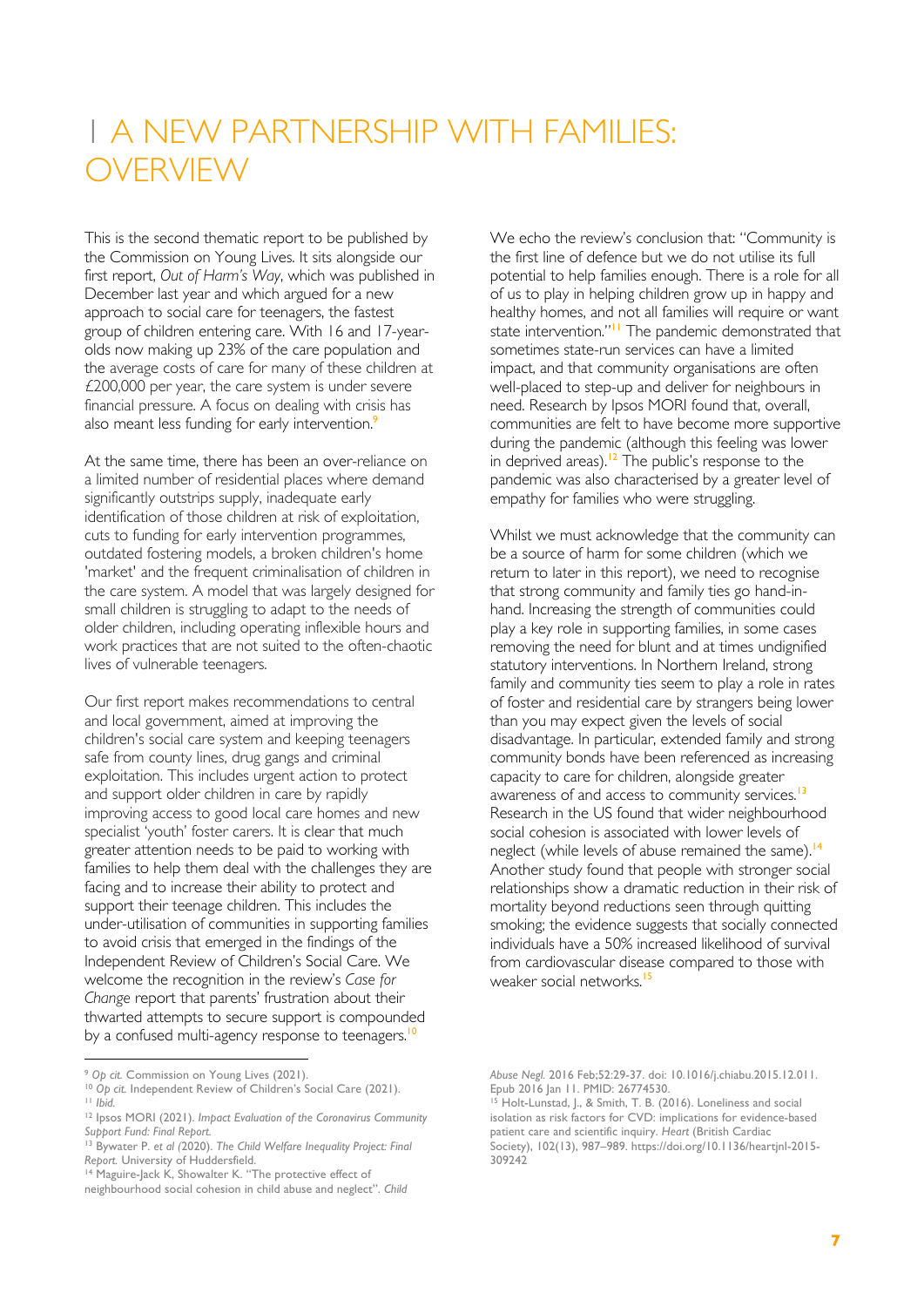# 1 A NEW PARTNERSHIP WITH FAMILIES: OVERVIEW

This is the second thematic report to be published by the Commission on Young Lives. It sits alongside our first report, *Out of Harm's Way*, which was published in December last year and which argued for a new approach to social care for teenagers, the fastest group of children entering care. With 16 and 17-year-olds now making up 23% of the care population and the average costs of care for many of these children at £200,000 per year, the care system is under severe financial pressure. A focus on dealing with crisis has also meant less funding for early intervention.[9]

At the same time, there has been an over-reliance on a limited number of residential places where demand significantly outstrips supply, inadequate early identification of those children at risk of exploitation, cuts to funding for early intervention programmes, outdated fostering models, a broken children's home 'market' and the frequent criminalisation of children in the care system. A model that was largely designed for small children is struggling to adapt to the needs of older children, including operating inflexible hours and work practices that are not suited to the often-chaotic lives of vulnerable teenagers.

Our first report makes recommendations to central and local government, aimed at improving the children's social care system and keeping teenagers safe from county lines, drug gangs and criminal exploitation. This includes urgent action to protect and support older children in care by rapidly improving access to good local care homes and new specialist 'youth' foster carers. It is clear that much greater attention needs to be paid to working with families to help them deal with the challenges they are facing and to increase their ability to protect and support their teenage children. This includes the under-utilisation of communities in supporting families to avoid crisis that emerged in the findings of the Independent Review of Children's Social Care. We welcome the recognition in the review's *Case for Change* report that parents' frustration about their thwarted attempts to secure support is compounded by a confused multi-agency response to teenagers.[10]

We echo the review's conclusion that: "Community is the first line of defence but we do not utilise its full potential to help families enough. There is a role for all of us to play in helping children grow up in happy and healthy homes, and not all families will require or want state intervention."[11] The pandemic demonstrated that sometimes state-run services can have a limited impact, and that community organisations are often well-placed to step-up and deliver for neighbours in need. Research by Ipsos MORI found that, overall, communities are felt to have become more supportive during the pandemic (although this feeling was lower in deprived areas).[12] The public's response to the pandemic was also characterised by a greater level of empathy for families who were struggling.

Whilst we must acknowledge that the community can be a source of harm for some children (which we return to later in this report), we need to recognise that strong community and family ties go hand-in-hand. Increasing the strength of communities could play a key role in supporting families, in some cases removing the need for blunt and at times undignified statutory interventions. In Northern Ireland, strong family and community ties seem to play a role in rates of foster and residential care by strangers being lower than you may expect given the levels of social disadvantage. In particular, extended family and strong community bonds have been referenced as increasing capacity to care for children, alongside greater awareness of and access to community services.[13] Research in the US found that wider neighbourhood social cohesion is associated with lower levels of neglect (while levels of abuse remained the same).[14] Another study found that people with stronger social relationships show a dramatic reduction in their risk of mortality beyond reductions seen through quitting smoking; the evidence suggests that socially connected individuals have a 50% increased likelihood of survival from cardiovascular disease compared to those with weaker social networks.[15]

---

[9] *Op cit.* Commission on Young Lives (2021).

[10] *Op cit.* Independent Review of Children's Social Care (2021).

[11] *Ibid.*

[12] Ipsos MORI (2021). *Impact Evaluation of the Coronavirus Community Support Fund: Final Report.*

[13] Bywater P. *et al* (2020). *The Child Welfare Inequality Project: Final Report.* University of Huddersfield.

[14] Maguire-Jack K, Showalter K. "The protective effect of neighbourhood social cohesion in child abuse and neglect". *Child Abuse Negl.* 2016 Feb;52:29-37. doi: 10.1016/j.chiabu.2015.12.011. Epub 2016 Jan 11. PMID: 26774530.

[15] Holt-Lunstad, J., & Smith, T. B. (2016). Loneliness and social isolation as risk factors for CVD: implications for evidence-based patient care and scientific inquiry. *Heart* (British Cardiac Society), 102(13), 987–989. https://doi.org/10.1136/heartjnl-2015-309242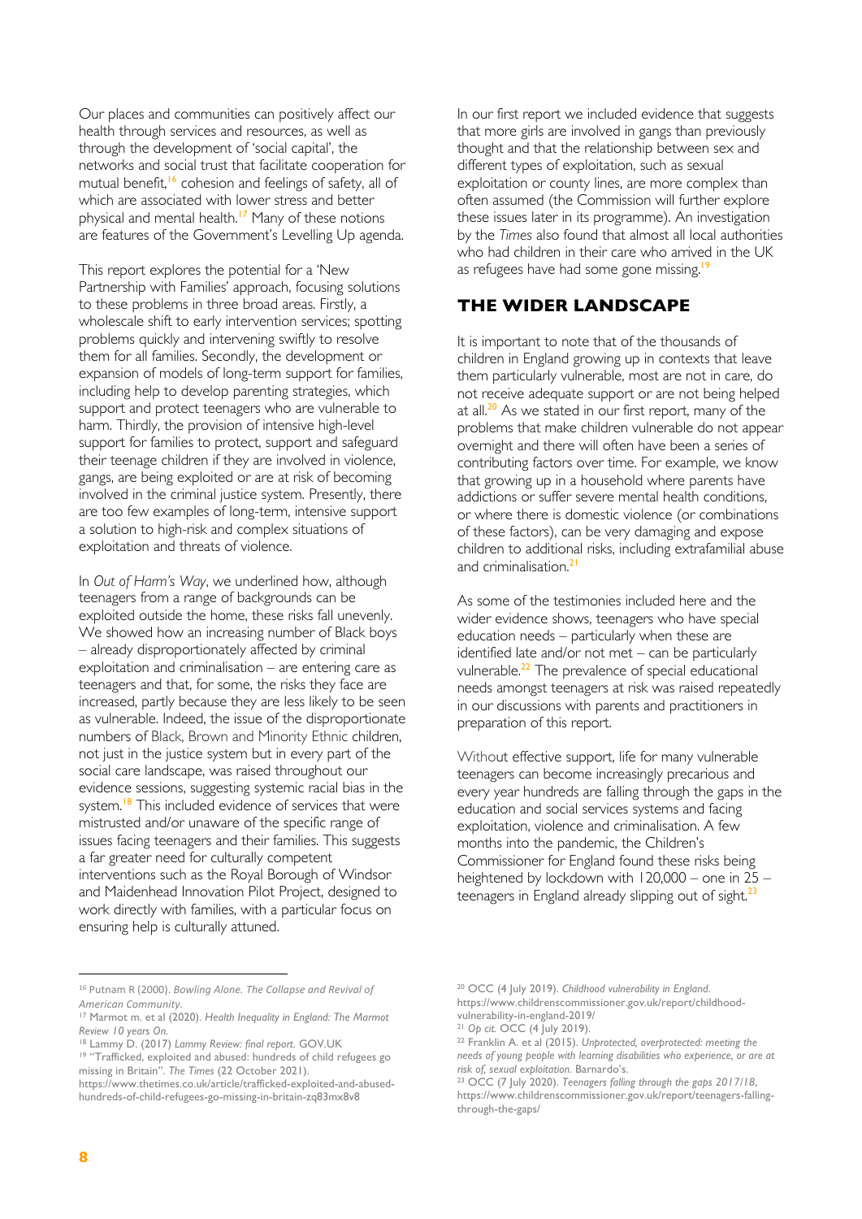Our places and communities can positively affect our health through services and resources, as well as through the development of 'social capital', the networks and social trust that facilitate cooperation for mutual benefit,[16] cohesion and feelings of safety, all of which are associated with lower stress and better physical and mental health.[17] Many of these notions are features of the Government's Levelling Up agenda.

This report explores the potential for a 'New Partnership with Families' approach, focusing solutions to these problems in three broad areas. Firstly, a wholescale shift to early intervention services; spotting problems quickly and intervening swiftly to resolve them for all families. Secondly, the development or expansion of models of long-term support for families, including help to develop parenting strategies, which support and protect teenagers who are vulnerable to harm. Thirdly, the provision of intensive high-level support for families to protect, support and safeguard their teenage children if they are involved in violence, gangs, are being exploited or are at risk of becoming involved in the criminal justice system. Presently, there are too few examples of long-term, intensive support a solution to high-risk and complex situations of exploitation and threats of violence.

In *Out of Harm's Way*, we underlined how, although teenagers from a range of backgrounds can be exploited outside the home, these risks fall unevenly. We showed how an increasing number of Black boys – already disproportionately affected by criminal exploitation and criminalisation – are entering care as teenagers and that, for some, the risks they face are increased, partly because they are less likely to be seen as vulnerable. Indeed, the issue of the disproportionate numbers of Black, Brown and Minority Ethnic children, not just in the justice system but in every part of the social care landscape, was raised throughout our evidence sessions, suggesting systemic racial bias in the system.[18] This included evidence of services that were mistrusted and/or unaware of the specific range of issues facing teenagers and their families. This suggests a far greater need for culturally competent interventions such as the Royal Borough of Windsor and Maidenhead Innovation Pilot Project, designed to work directly with families, with a particular focus on ensuring help is culturally attuned.

In our first report we included evidence that suggests that more girls are involved in gangs than previously thought and that the relationship between sex and different types of exploitation, such as sexual exploitation or county lines, are more complex than often assumed (the Commission will further explore these issues later in its programme). An investigation by the *Times* also found that almost all local authorities who had children in their care who arrived in the UK as refugees have had some gone missing.[19]

## THE WIDER LANDSCAPE

It is important to note that of the thousands of children in England growing up in contexts that leave them particularly vulnerable, most are not in care, do not receive adequate support or are not being helped at all.[20] As we stated in our first report, many of the problems that make children vulnerable do not appear overnight and there will often have been a series of contributing factors over time. For example, we know that growing up in a household where parents have addictions or suffer severe mental health conditions, or where there is domestic violence (or combinations of these factors), can be very damaging and expose children to additional risks, including extrafamilial abuse and criminalisation.[21]

As some of the testimonies included here and the wider evidence shows, teenagers who have special education needs – particularly when these are identified late and/or not met – can be particularly vulnerable.[22] The prevalence of special educational needs amongst teenagers at risk was raised repeatedly in our discussions with parents and practitioners in preparation of this report.

Without effective support, life for many vulnerable teenagers can become increasingly precarious and every year hundreds are falling through the gaps in the education and social services systems and facing exploitation, violence and criminalisation. A few months into the pandemic, the Children's Commissioner for England found these risks being heightened by lockdown with 120,000 – one in 25 – teenagers in England already slipping out of sight.[23]

---

[16] Putnam R (2000). *Bowling Alone. The Collapse and Revival of American Community*.

[17] Marmot m. et al (2020). *Health Inequality in England: The Marmot Review 10 years On.*

[18] Lammy D. (2017) *Lammy Review: final report*. GOV.UK

[19] "Trafficked, exploited and abused: hundreds of child refugees go missing in Britain". *The Times* (22 October 2021). https://www.thetimes.co.uk/article/trafficked-exploited-and-abused-hundreds-of-child-refugees-go-missing-in-britain-zq83mx8v8

[20] OCC (4 July 2019). *Childhood vulnerability in England*. https://www.childrenscommissioner.gov.uk/report/childhood-vulnerability-in-england-2019/

[21] *Op cit.* OCC (4 July 2019).

[22] Franklin A. et al (2015). *Unprotected, overprotected: meeting the needs of young people with learning disabilities who experience, or are at risk of, sexual exploitation.* Barnardo's.

[23] OCC (7 July 2020). *Teenagers falling through the gaps 2017/18*, https://www.childrenscommissioner.gov.uk/report/teenagers-falling-through-the-gaps/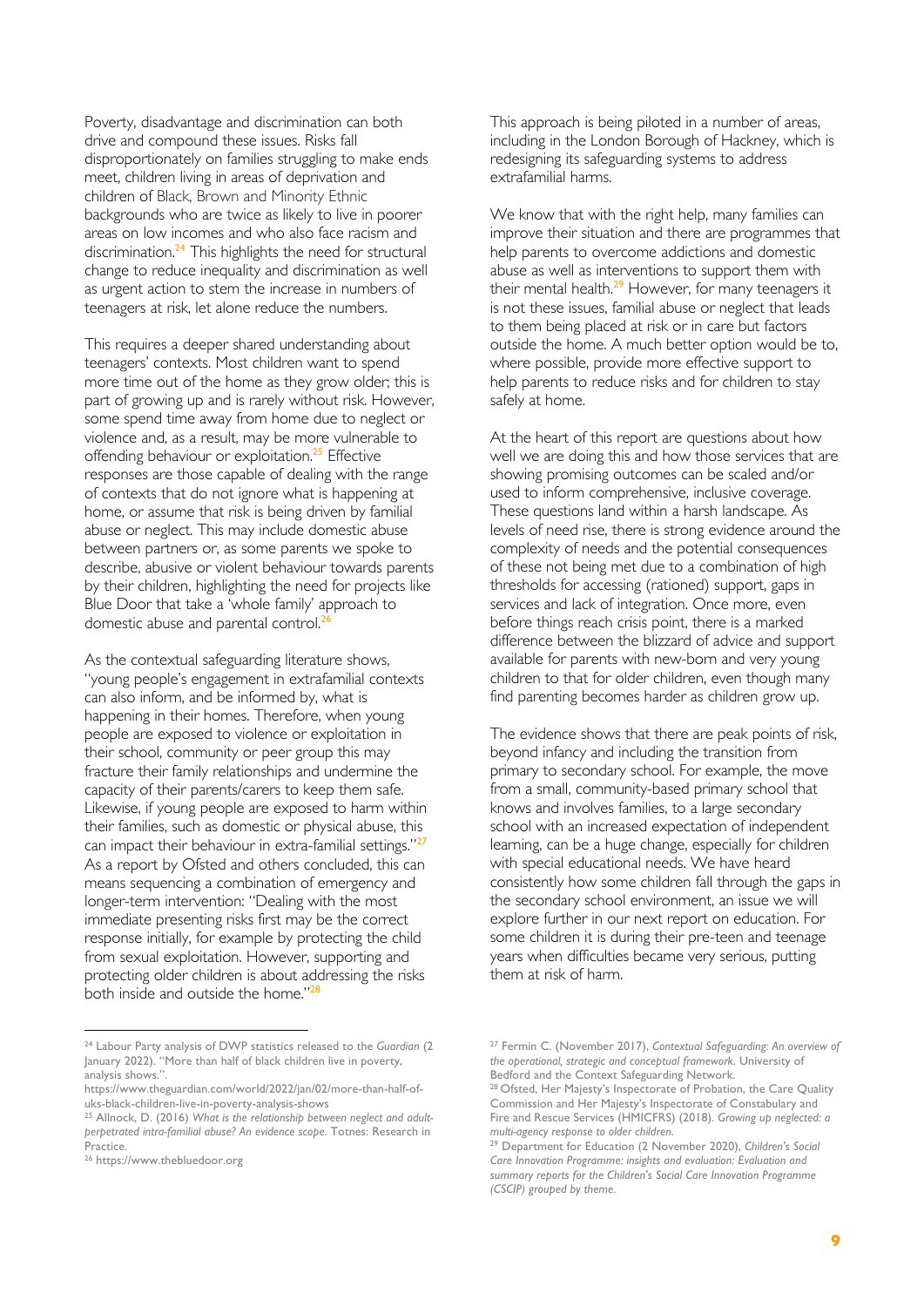Poverty, disadvantage and discrimination can both drive and compound these issues. Risks fall disproportionately on families struggling to make ends meet, children living in areas of deprivation and children of Black, Brown and Minority Ethnic backgrounds who are twice as likely to live in poorer areas on low incomes and who also face racism and discrimination.[24] This highlights the need for structural change to reduce inequality and discrimination as well as urgent action to stem the increase in numbers of teenagers at risk, let alone reduce the numbers.

This requires a deeper shared understanding about teenagers' contexts. Most children want to spend more time out of the home as they grow older; this is part of growing up and is rarely without risk. However, some spend time away from home due to neglect or violence and, as a result, may be more vulnerable to offending behaviour or exploitation.[25] Effective responses are those capable of dealing with the range of contexts that do not ignore what is happening at home, or assume that risk is being driven by familial abuse or neglect. This may include domestic abuse between partners or, as some parents we spoke to describe, abusive or violent behaviour towards parents by their children, highlighting the need for projects like Blue Door that take a 'whole family' approach to domestic abuse and parental control.[26]

As the contextual safeguarding literature shows, "young people's engagement in extrafamilial contexts can also inform, and be informed by, what is happening in their homes. Therefore, when young people are exposed to violence or exploitation in their school, community or peer group this may fracture their family relationships and undermine the capacity of their parents/carers to keep them safe. Likewise, if young people are exposed to harm within their families, such as domestic or physical abuse, this can impact their behaviour in extra-familial settings."[27] As a report by Ofsted and others concluded, this can means sequencing a combination of emergency and longer-term intervention: "Dealing with the most immediate presenting risks first may be the correct response initially, for example by protecting the child from sexual exploitation. However, supporting and protecting older children is about addressing the risks both inside and outside the home."[28]

This approach is being piloted in a number of areas, including in the London Borough of Hackney, which is redesigning its safeguarding systems to address extrafamilial harms.

We know that with the right help, many families can improve their situation and there are programmes that help parents to overcome addictions and domestic abuse as well as interventions to support them with their mental health.[29] However, for many teenagers it is not these issues, familial abuse or neglect that leads to them being placed at risk or in care but factors outside the home. A much better option would be to, where possible, provide more effective support to help parents to reduce risks and for children to stay safely at home.

At the heart of this report are questions about how well we are doing this and how those services that are showing promising outcomes can be scaled and/or used to inform comprehensive, inclusive coverage. These questions land within a harsh landscape. As levels of need rise, there is strong evidence around the complexity of needs and the potential consequences of these not being met due to a combination of high thresholds for accessing (rationed) support, gaps in services and lack of integration. Once more, even before things reach crisis point, there is a marked difference between the blizzard of advice and support available for parents with new-born and very young children to that for older children, even though many find parenting becomes harder as children grow up.

The evidence shows that there are peak points of risk, beyond infancy and including the transition from primary to secondary school. For example, the move from a small, community-based primary school that knows and involves families, to a large secondary school with an increased expectation of independent learning, can be a huge change, especially for children with special educational needs. We have heard consistently how some children fall through the gaps in the secondary school environment, an issue we will explore further in our next report on education. For some children it is during their pre-teen and teenage years when difficulties became very serious, putting them at risk of harm.

---

[24] Labour Party analysis of DWP statistics released to the *Guardian* (2 January 2022). "More than half of black children live in poverty, analysis shows.". https://www.theguardian.com/world/2022/jan/02/more-than-half-of-uks-black-children-live-in-poverty-analysis-shows

[25] Allnock, D. (2016) *What is the relationship between neglect and adult-perpetrated intra-familial abuse? An evidence scope.* Totnes: Research in Practice.

[26] https://www.thebluedoor.org

[27] Fermin C. (November 2017), *Contextual Safeguarding: An overview of the operational, strategic and conceptual framework.* University of Bedford and the Context Safeguarding Network.

[28] Ofsted, Her Majesty's Inspectorate of Probation, the Care Quality Commission and Her Majesty's Inspectorate of Constabulary and Fire and Rescue Services (HMICFRS) (2018). *Growing up neglected: a multi-agency response to older children.*

[29] Department for Education (2 November 2020), *Children's Social Care Innovation Programme: insights and evaluation: Evaluation and summary reports for the Children's Social Care Innovation Programme (CSCIP) grouped by theme.*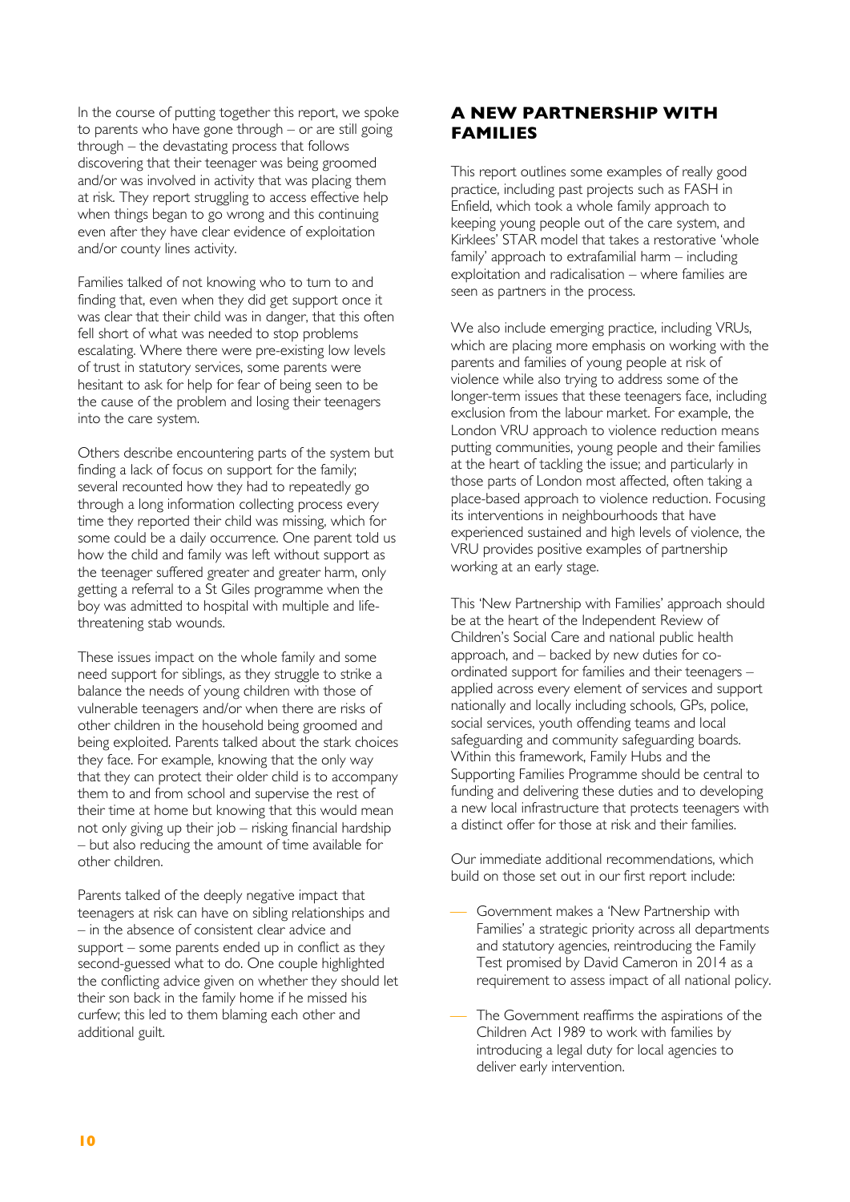In the course of putting together this report, we spoke to parents who have gone through – or are still going through – the devastating process that follows discovering that their teenager was being groomed and/or was involved in activity that was placing them at risk. They report struggling to access effective help when things began to go wrong and this continuing even after they have clear evidence of exploitation and/or county lines activity.

Families talked of not knowing who to turn to and finding that, even when they did get support once it was clear that their child was in danger, that this often fell short of what was needed to stop problems escalating. Where there were pre-existing low levels of trust in statutory services, some parents were hesitant to ask for help for fear of being seen to be the cause of the problem and losing their teenagers into the care system.

Others describe encountering parts of the system but finding a lack of focus on support for the family; several recounted how they had to repeatedly go through a long information collecting process every time they reported their child was missing, which for some could be a daily occurrence. One parent told us how the child and family was left without support as the teenager suffered greater and greater harm, only getting a referral to a St Giles programme when the boy was admitted to hospital with multiple and life-threatening stab wounds.

These issues impact on the whole family and some need support for siblings, as they struggle to strike a balance the needs of young children with those of vulnerable teenagers and/or when there are risks of other children in the household being groomed and being exploited. Parents talked about the stark choices they face. For example, knowing that the only way that they can protect their older child is to accompany them to and from school and supervise the rest of their time at home but knowing that this would mean not only giving up their job – risking financial hardship – but also reducing the amount of time available for other children.

Parents talked of the deeply negative impact that teenagers at risk can have on sibling relationships and – in the absence of consistent clear advice and support – some parents ended up in conflict as they second-guessed what to do. One couple highlighted the conflicting advice given on whether they should let their son back in the family home if he missed his curfew; this led to them blaming each other and additional guilt.

## A NEW PARTNERSHIP WITH FAMILIES

This report outlines some examples of really good practice, including past projects such as FASH in Enfield, which took a whole family approach to keeping young people out of the care system, and Kirklees' STAR model that takes a restorative 'whole family' approach to extrafamilial harm – including exploitation and radicalisation – where families are seen as partners in the process.

We also include emerging practice, including VRUs, which are placing more emphasis on working with the parents and families of young people at risk of violence while also trying to address some of the longer-term issues that these teenagers face, including exclusion from the labour market. For example, the London VRU approach to violence reduction means putting communities, young people and their families at the heart of tackling the issue; and particularly in those parts of London most affected, often taking a place-based approach to violence reduction. Focusing its interventions in neighbourhoods that have experienced sustained and high levels of violence, the VRU provides positive examples of partnership working at an early stage.

This 'New Partnership with Families' approach should be at the heart of the Independent Review of Children's Social Care and national public health approach, and – backed by new duties for co-ordinated support for families and their teenagers – applied across every element of services and support nationally and locally including schools, GPs, police, social services, youth offending teams and local safeguarding and community safeguarding boards. Within this framework, Family Hubs and the Supporting Families Programme should be central to funding and delivering these duties and to developing a new local infrastructure that protects teenagers with a distinct offer for those at risk and their families.

Our immediate additional recommendations, which build on those set out in our first report include:

- Government makes a 'New Partnership with Families' a strategic priority across all departments and statutory agencies, reintroducing the Family Test promised by David Cameron in 2014 as a requirement to assess impact of all national policy.
- The Government reaffirms the aspirations of the Children Act 1989 to work with families by introducing a legal duty for local agencies to deliver early intervention.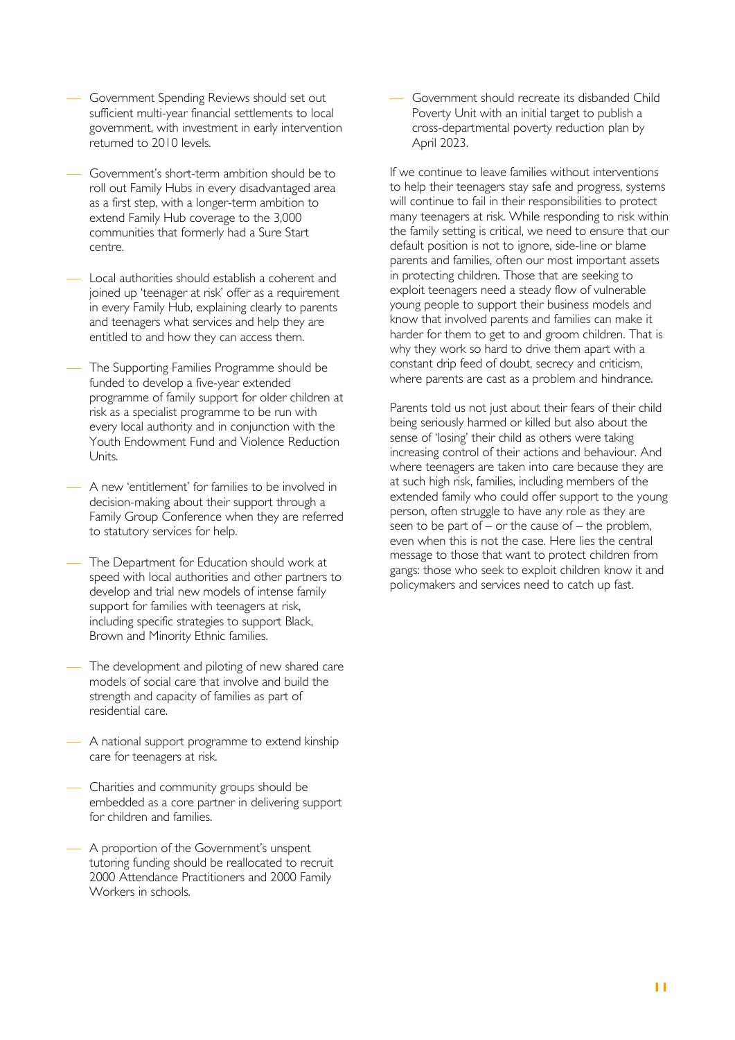- Government Spending Reviews should set out sufficient multi-year financial settlements to local government, with investment in early intervention returned to 2010 levels.

- Government's short-term ambition should be to roll out Family Hubs in every disadvantaged area as a first step, with a longer-term ambition to extend Family Hub coverage to the 3,000 communities that formerly had a Sure Start centre.

- Local authorities should establish a coherent and joined up 'teenager at risk' offer as a requirement in every Family Hub, explaining clearly to parents and teenagers what services and help they are entitled to and how they can access them.

- The Supporting Families Programme should be funded to develop a five-year extended programme of family support for older children at risk as a specialist programme to be run with every local authority and in conjunction with the Youth Endowment Fund and Violence Reduction Units.

- A new 'entitlement' for families to be involved in decision-making about their support through a Family Group Conference when they are referred to statutory services for help.

- The Department for Education should work at speed with local authorities and other partners to develop and trial new models of intense family support for families with teenagers at risk, including specific strategies to support Black, Brown and Minority Ethnic families.

- The development and piloting of new shared care models of social care that involve and build the strength and capacity of families as part of residential care.

- A national support programme to extend kinship care for teenagers at risk.

- Charities and community groups should be embedded as a core partner in delivering support for children and families.

- A proportion of the Government's unspent tutoring funding should be reallocated to recruit 2000 Attendance Practitioners and 2000 Family Workers in schools.

- Government should recreate its disbanded Child Poverty Unit with an initial target to publish a cross-departmental poverty reduction plan by April 2023.

If we continue to leave families without interventions to help their teenagers stay safe and progress, systems will continue to fail in their responsibilities to protect many teenagers at risk. While responding to risk within the family setting is critical, we need to ensure that our default position is not to ignore, side-line or blame parents and families, often our most important assets in protecting children. Those that are seeking to exploit teenagers need a steady flow of vulnerable young people to support their business models and know that involved parents and families can make it harder for them to get to and groom children. That is why they work so hard to drive them apart with a constant drip feed of doubt, secrecy and criticism, where parents are cast as a problem and hindrance.

Parents told us not just about their fears of their child being seriously harmed or killed but also about the sense of 'losing' their child as others were taking increasing control of their actions and behaviour. And where teenagers are taken into care because they are at such high risk, families, including members of the extended family who could offer support to the young person, often struggle to have any role as they are seen to be part of – or the cause of – the problem, even when this is not the case. Here lies the central message to those that want to protect children from gangs: those who seek to exploit children know it and policymakers and services need to catch up fast.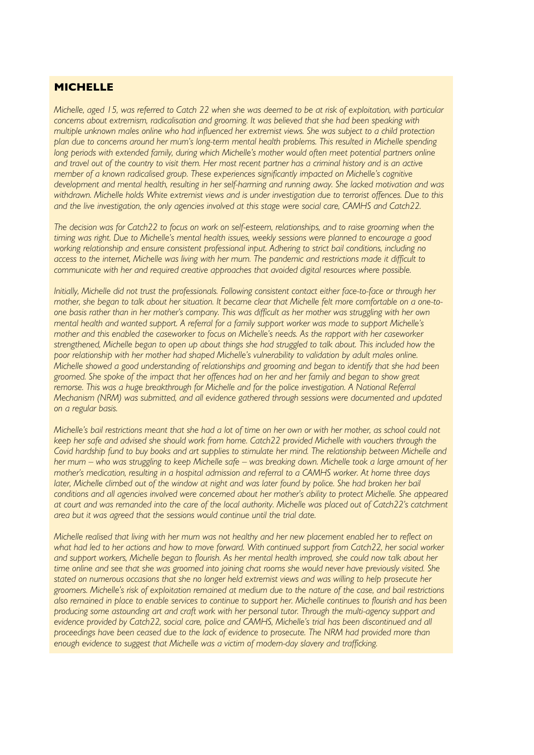## MICHELLE

*Michelle, aged 15, was referred to Catch 22 when she was deemed to be at risk of exploitation, with particular concerns about extremism, radicalisation and grooming. It was believed that she had been speaking with multiple unknown males online who had influenced her extremist views. She was subject to a child protection plan due to concerns around her mum's long-term mental health problems. This resulted in Michelle spending long periods with extended family, during which Michelle's mother would often meet potential partners online and travel out of the country to visit them. Her most recent partner has a criminal history and is an active member of a known radicalised group. These experiences significantly impacted on Michelle's cognitive development and mental health, resulting in her self-harming and running away. She lacked motivation and was withdrawn. Michelle holds White extremist views and is under investigation due to terrorist offences. Due to this and the live investigation, the only agencies involved at this stage were social care, CAMHS and Catch22.*

*The decision was for Catch22 to focus on work on self-esteem, relationships, and to raise grooming when the timing was right. Due to Michelle's mental health issues, weekly sessions were planned to encourage a good working relationship and ensure consistent professional input. Adhering to strict bail conditions, including no access to the internet, Michelle was living with her mum. The pandemic and restrictions made it difficult to communicate with her and required creative approaches that avoided digital resources where possible.*

*Initially, Michelle did not trust the professionals. Following consistent contact either face-to-face or through her mother, she began to talk about her situation. It became clear that Michelle felt more comfortable on a one-to-one basis rather than in her mother's company. This was difficult as her mother was struggling with her own mental health and wanted support. A referral for a family support worker was made to support Michelle's mother and this enabled the caseworker to focus on Michelle's needs. As the rapport with her caseworker strengthened, Michelle began to open up about things she had struggled to talk about. This included how the poor relationship with her mother had shaped Michelle's vulnerability to validation by adult males online. Michelle showed a good understanding of relationships and grooming and began to identify that she had been groomed. She spoke of the impact that her offences had on her and her family and began to show great remorse. This was a huge breakthrough for Michelle and for the police investigation. A National Referral Mechanism (NRM) was submitted, and all evidence gathered through sessions were documented and updated on a regular basis.*

*Michelle's bail restrictions meant that she had a lot of time on her own or with her mother, as school could not keep her safe and advised she should work from home. Catch22 provided Michelle with vouchers through the Covid hardship fund to buy books and art supplies to stimulate her mind. The relationship between Michelle and her mum – who was struggling to keep Michelle safe – was breaking down. Michelle took a large amount of her mother's medication, resulting in a hospital admission and referral to a CAMHS worker. At home three days later, Michelle climbed out of the window at night and was later found by police. She had broken her bail conditions and all agencies involved were concerned about her mother's ability to protect Michelle. She appeared at court and was remanded into the care of the local authority. Michelle was placed out of Catch22's catchment area but it was agreed that the sessions would continue until the trial date.*

*Michelle realised that living with her mum was not healthy and her new placement enabled her to reflect on what had led to her actions and how to move forward. With continued support from Catch22, her social worker and support workers, Michelle began to flourish. As her mental health improved, she could now talk about her time online and see that she was groomed into joining chat rooms she would never have previously visited. She stated on numerous occasions that she no longer held extremist views and was willing to help prosecute her groomers. Michelle's risk of exploitation remained at medium due to the nature of the case, and bail restrictions also remained in place to enable services to continue to support her. Michelle continues to flourish and has been producing some astounding art and craft work with her personal tutor. Through the multi-agency support and evidence provided by Catch22, social care, police and CAMHS, Michelle's trial has been discontinued and all proceedings have been ceased due to the lack of evidence to prosecute. The NRM had provided more than enough evidence to suggest that Michelle was a victim of modern-day slavery and trafficking.*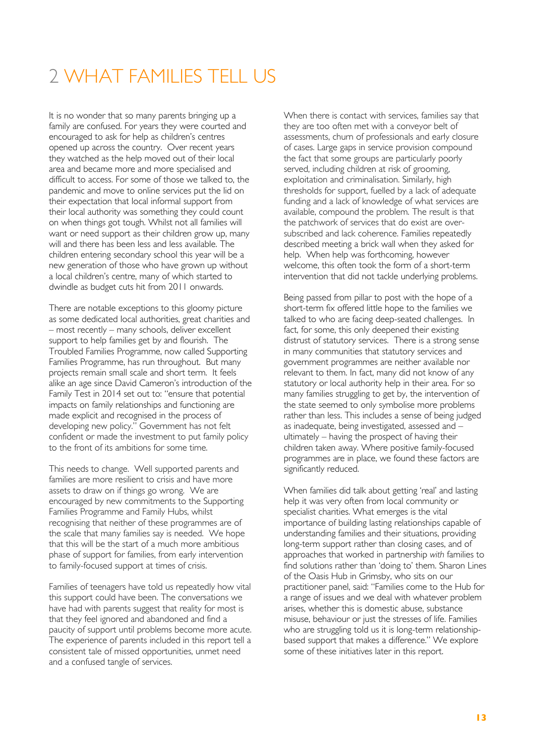# 2 WHAT FAMILIES TELL US

It is no wonder that so many parents bringing up a family are confused. For years they were courted and encouraged to ask for help as children's centres opened up across the country. Over recent years they watched as the help moved out of their local area and became more and more specialised and difficult to access. For some of those we talked to, the pandemic and move to online services put the lid on their expectation that local informal support from their local authority was something they could count on when things got tough. Whilst not all families will want or need support as their children grow up, many will and there has been less and less available. The children entering secondary school this year will be a new generation of those who have grown up without a local children's centre, many of which started to dwindle as budget cuts hit from 2011 onwards.

There are notable exceptions to this gloomy picture as some dedicated local authorities, great charities and – most recently – many schools, deliver excellent support to help families get by and flourish. The Troubled Families Programme, now called Supporting Families Programme, has run throughout. But many projects remain small scale and short term. It feels alike an age since David Cameron's introduction of the Family Test in 2014 set out to: "ensure that potential impacts on family relationships and functioning are made explicit and recognised in the process of developing new policy." Government has not felt confident or made the investment to put family policy to the front of its ambitions for some time.

This needs to change. Well supported parents and families are more resilient to crisis and have more assets to draw on if things go wrong. We are encouraged by new commitments to the Supporting Families Programme and Family Hubs, whilst recognising that neither of these programmes are of the scale that many families say is needed. We hope that this will be the start of a much more ambitious phase of support for families, from early intervention to family-focused support at times of crisis.

Families of teenagers have told us repeatedly how vital this support could have been. The conversations we have had with parents suggest that reality for most is that they feel ignored and abandoned and find a paucity of support until problems become more acute. The experience of parents included in this report tell a consistent tale of missed opportunities, unmet need and a confused tangle of services.

When there is contact with services, families say that they are too often met with a conveyor belt of assessments, churn of professionals and early closure of cases. Large gaps in service provision compound the fact that some groups are particularly poorly served, including children at risk of grooming, exploitation and criminalisation. Similarly, high thresholds for support, fuelled by a lack of adequate funding and a lack of knowledge of what services are available, compound the problem. The result is that the patchwork of services that do exist are over-subscribed and lack coherence. Families repeatedly described meeting a brick wall when they asked for help. When help was forthcoming, however welcome, this often took the form of a short-term intervention that did not tackle underlying problems.

Being passed from pillar to post with the hope of a short-term fix offered little hope to the families we talked to who are facing deep-seated challenges. In fact, for some, this only deepened their existing distrust of statutory services. There is a strong sense in many communities that statutory services and government programmes are neither available nor relevant to them. In fact, many did not know of any statutory or local authority help in their area. For so many families struggling to get by, the intervention of the state seemed to only symbolise more problems rather than less. This includes a sense of being judged as inadequate, being investigated, assessed and – ultimately – having the prospect of having their children taken away. Where positive family-focused programmes are in place, we found these factors are significantly reduced.

When families did talk about getting 'real' and lasting help it was very often from local community or specialist charities. What emerges is the vital importance of building lasting relationships capable of understanding families and their situations, providing long-term support rather than closing cases, and of approaches that worked in partnership *with* families to find solutions rather than 'doing to' them. Sharon Lines of the Oasis Hub in Grimsby, who sits on our practitioner panel, said: "Families come to the Hub for a range of issues and we deal with whatever problem arises, whether this is domestic abuse, substance misuse, behaviour or just the stresses of life. Families who are struggling told us it is long-term relationship-based support that makes a difference." We explore some of these initiatives later in this report.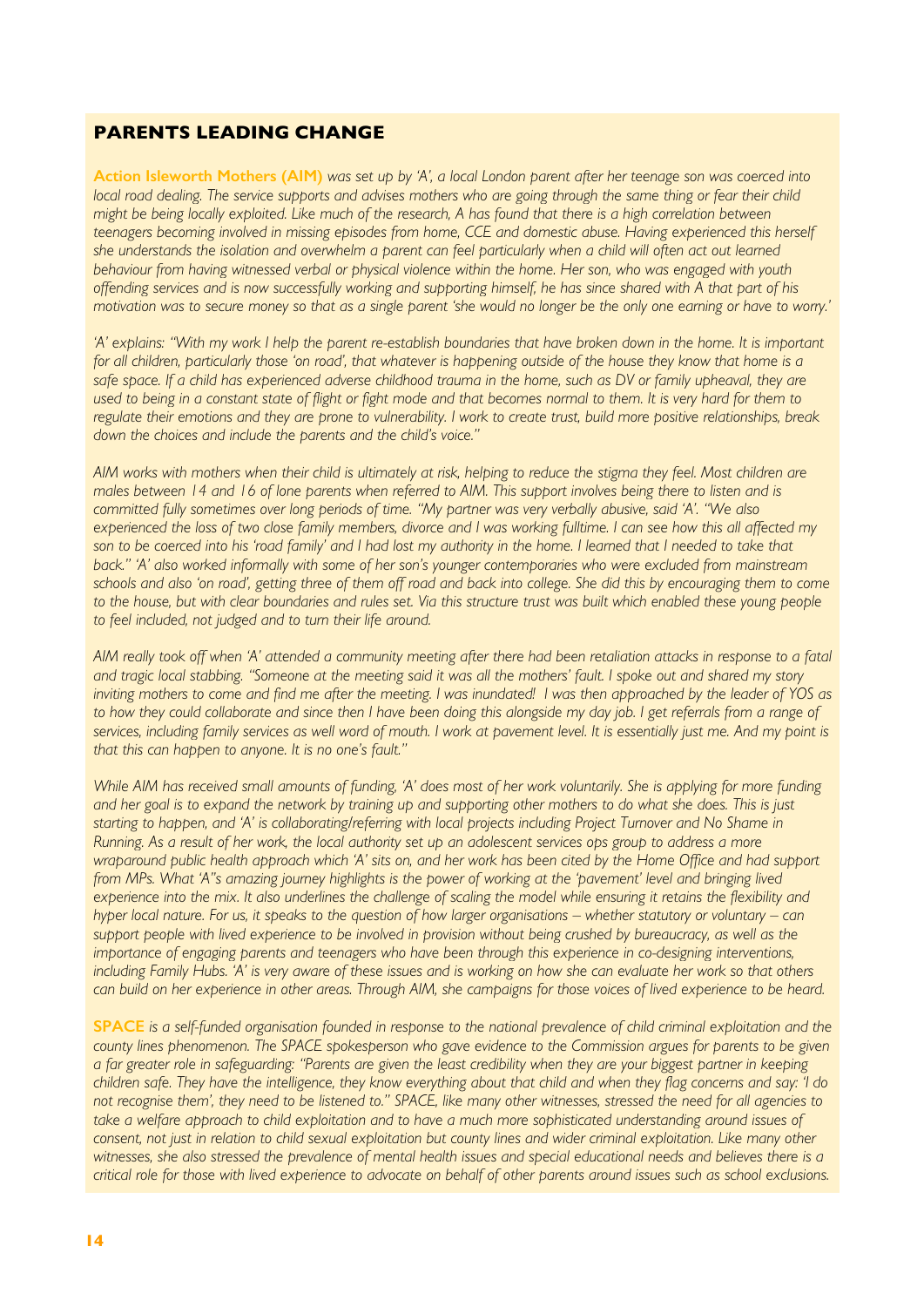## PARENTS LEADING CHANGE

**Action Isleworth Mothers (AIM)** *was set up by 'A', a local London parent after her teenage son was coerced into local road dealing. The service supports and advises mothers who are going through the same thing or fear their child might be being locally exploited. Like much of the research, A has found that there is a high correlation between teenagers becoming involved in missing episodes from home, CCE and domestic abuse. Having experienced this herself she understands the isolation and overwhelm a parent can feel particularly when a child will often act out learned behaviour from having witnessed verbal or physical violence within the home. Her son, who was engaged with youth offending services and is now successfully working and supporting himself, he has since shared with A that part of his motivation was to secure money so that as a single parent 'she would no longer be the only one earning or have to worry.'*

*'A' explains: "With my work I help the parent re-establish boundaries that have broken down in the home. It is important for all children, particularly those 'on road', that whatever is happening outside of the house they know that home is a safe space. If a child has experienced adverse childhood trauma in the home, such as DV or family upheaval, they are used to being in a constant state of flight or fight mode and that becomes normal to them. It is very hard for them to regulate their emotions and they are prone to vulnerability. I work to create trust, build more positive relationships, break down the choices and include the parents and the child's voice."*

*AIM works with mothers when their child is ultimately at risk, helping to reduce the stigma they feel. Most children are males between 14 and 16 of lone parents when referred to AIM. This support involves being there to listen and is committed fully sometimes over long periods of time. "My partner was very verbally abusive, said 'A'. "We also experienced the loss of two close family members, divorce and I was working fulltime. I can see how this all affected my son to be coerced into his 'road family' and I had lost my authority in the home. I learned that I needed to take that back." 'A' also worked informally with some of her son's younger contemporaries who were excluded from mainstream schools and also 'on road', getting three of them off road and back into college. She did this by encouraging them to come to the house, but with clear boundaries and rules set. Via this structure trust was built which enabled these young people to feel included, not judged and to turn their life around.*

*AIM really took off when 'A' attended a community meeting after there had been retaliation attacks in response to a fatal and tragic local stabbing. "Someone at the meeting said it was all the mothers' fault. I spoke out and shared my story inviting mothers to come and find me after the meeting. I was inundated! I was then approached by the leader of YOS as to how they could collaborate and since then I have been doing this alongside my day job. I get referrals from a range of services, including family services as well word of mouth. I work at pavement level. It is essentially just me. And my point is that this can happen to anyone. It is no one's fault."*

*While AIM has received small amounts of funding, 'A' does most of her work voluntarily. She is applying for more funding and her goal is to expand the network by training up and supporting other mothers to do what she does. This is just starting to happen, and 'A' is collaborating/referring with local projects including Project Turnover and No Shame in Running. As a result of her work, the local authority set up an adolescent services ops group to address a more wraparound public health approach which 'A' sits on, and her work has been cited by the Home Office and had support from MPs. What 'A"s amazing journey highlights is the power of working at the 'pavement' level and bringing lived experience into the mix. It also underlines the challenge of scaling the model while ensuring it retains the flexibility and hyper local nature. For us, it speaks to the question of how larger organisations – whether statutory or voluntary – can support people with lived experience to be involved in provision without being crushed by bureaucracy, as well as the importance of engaging parents and teenagers who have been through this experience in co-designing interventions, including Family Hubs. 'A' is very aware of these issues and is working on how she can evaluate her work so that others can build on her experience in other areas. Through AIM, she campaigns for those voices of lived experience to be heard.*

**SPACE** *is a self-funded organisation founded in response to the national prevalence of child criminal exploitation and the county lines phenomenon. The SPACE spokesperson who gave evidence to the Commission argues for parents to be given a far greater role in safeguarding: "Parents are given the least credibility when they are your biggest partner in keeping children safe. They have the intelligence, they know everything about that child and when they flag concerns and say: 'I do not recognise them', they need to be listened to." SPACE, like many other witnesses, stressed the need for all agencies to take a welfare approach to child exploitation and to have a much more sophisticated understanding around issues of consent, not just in relation to child sexual exploitation but county lines and wider criminal exploitation. Like many other witnesses, she also stressed the prevalence of mental health issues and special educational needs and believes there is a critical role for those with lived experience to advocate on behalf of other parents around issues such as school exclusions.*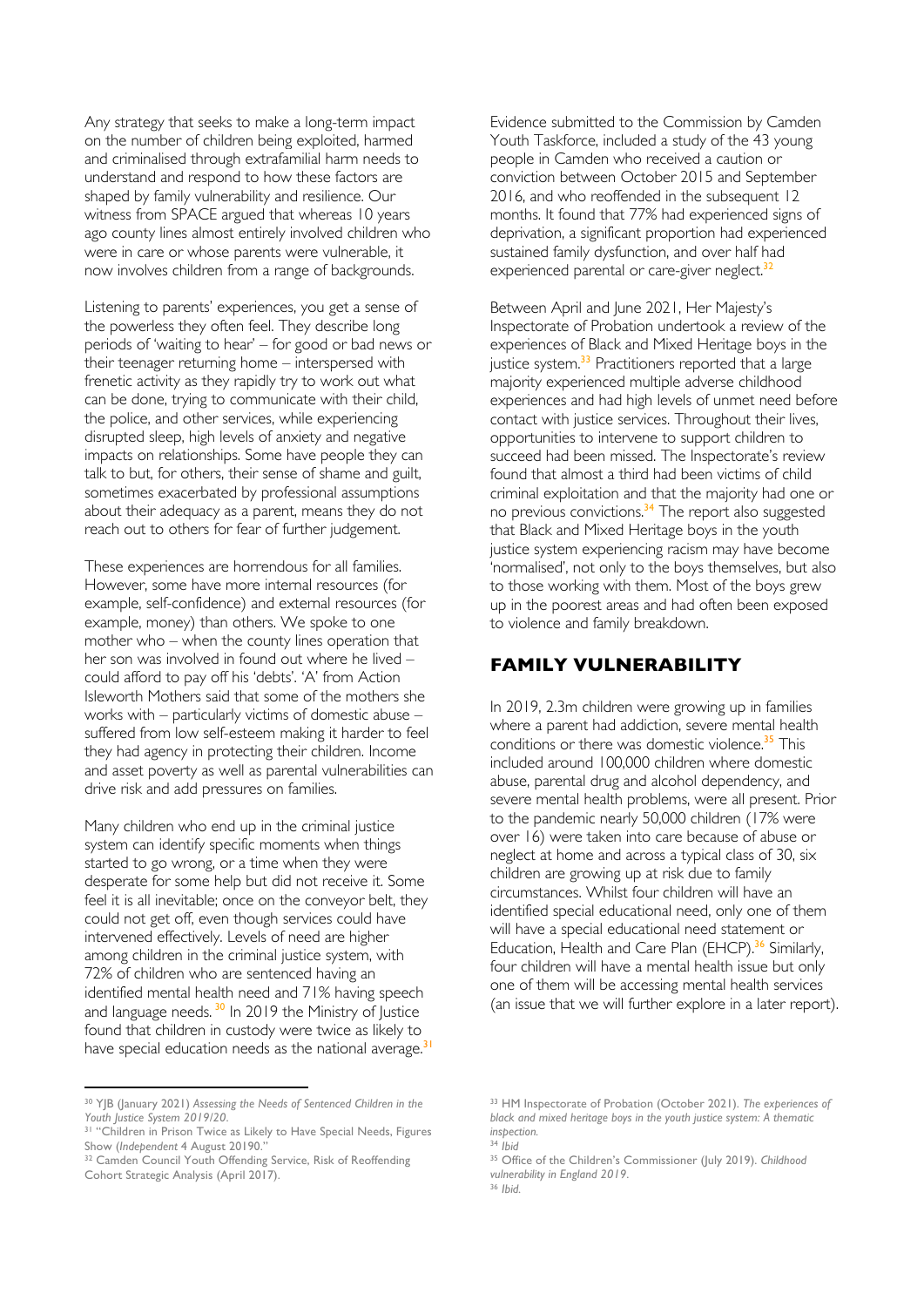Any strategy that seeks to make a long-term impact on the number of children being exploited, harmed and criminalised through extrafamilial harm needs to understand and respond to how these factors are shaped by family vulnerability and resilience. Our witness from SPACE argued that whereas 10 years ago county lines almost entirely involved children who were in care or whose parents were vulnerable, it now involves children from a range of backgrounds.

Listening to parents' experiences, you get a sense of the powerless they often feel. They describe long periods of 'waiting to hear' – for good or bad news or their teenager returning home – interspersed with frenetic activity as they rapidly try to work out what can be done, trying to communicate with their child, the police, and other services, while experiencing disrupted sleep, high levels of anxiety and negative impacts on relationships. Some have people they can talk to but, for others, their sense of shame and guilt, sometimes exacerbated by professional assumptions about their adequacy as a parent, means they do not reach out to others for fear of further judgement.

These experiences are horrendous for all families. However, some have more internal resources (for example, self-confidence) and external resources (for example, money) than others. We spoke to one mother who – when the county lines operation that her son was involved in found out where he lived – could afford to pay off his 'debts'. 'A' from Action Isleworth Mothers said that some of the mothers she works with – particularly victims of domestic abuse – suffered from low self-esteem making it harder to feel they had agency in protecting their children. Income and asset poverty as well as parental vulnerabilities can drive risk and add pressures on families.

Many children who end up in the criminal justice system can identify specific moments when things started to go wrong, or a time when they were desperate for some help but did not receive it. Some feel it is all inevitable; once on the conveyor belt, they could not get off, even though services could have intervened effectively. Levels of need are higher among children in the criminal justice system, with 72% of children who are sentenced having an identified mental health need and 71% having speech and language needs.[30] In 2019 the Ministry of Justice found that children in custody were twice as likely to have special education needs as the national average.[31]

Evidence submitted to the Commission by Camden Youth Taskforce, included a study of the 43 young people in Camden who received a caution or conviction between October 2015 and September 2016, and who reoffended in the subsequent 12 months. It found that 77% had experienced signs of deprivation, a significant proportion had experienced sustained family dysfunction, and over half had experienced parental or care-giver neglect.[32]

Between April and June 2021, Her Majesty's Inspectorate of Probation undertook a review of the experiences of Black and Mixed Heritage boys in the justice system.[33] Practitioners reported that a large majority experienced multiple adverse childhood experiences and had high levels of unmet need before contact with justice services. Throughout their lives, opportunities to intervene to support children to succeed had been missed. The Inspectorate's review found that almost a third had been victims of child criminal exploitation and that the majority had one or no previous convictions.[34] The report also suggested that Black and Mixed Heritage boys in the youth justice system experiencing racism may have become 'normalised', not only to the boys themselves, but also to those working with them. Most of the boys grew up in the poorest areas and had often been exposed to violence and family breakdown.

## FAMILY VULNERABILITY

In 2019, 2.3m children were growing up in families where a parent had addiction, severe mental health conditions or there was domestic violence.[35] This included around 100,000 children where domestic abuse, parental drug and alcohol dependency, and severe mental health problems, were all present. Prior to the pandemic nearly 50,000 children (17% were over 16) were taken into care because of abuse or neglect at home and across a typical class of 30, six children are growing up at risk due to family circumstances. Whilst four children will have an identified special educational need, only one of them will have a special educational need statement or Education, Health and Care Plan (EHCP).[36] Similarly, four children will have a mental health issue but only one of them will be accessing mental health services (an issue that we will further explore in a later report).

---

[30] YJB (January 2021) *Assessing the Needs of Sentenced Children in the Youth Justice System 2019/20*.

[31] "Children in Prison Twice as Likely to Have Special Needs, Figures Show (*Independent* 4 August 20190."

[32] Camden Council Youth Offending Service, Risk of Reoffending Cohort Strategic Analysis (April 2017).

[33] HM Inspectorate of Probation (October 2021). *The experiences of black and mixed heritage boys in the youth justice system: A thematic inspection.*

[34] *Ibid*

[35] Office of the Children's Commissioner (July 2019). *Childhood vulnerability in England 2019*.

[36] *Ibid.*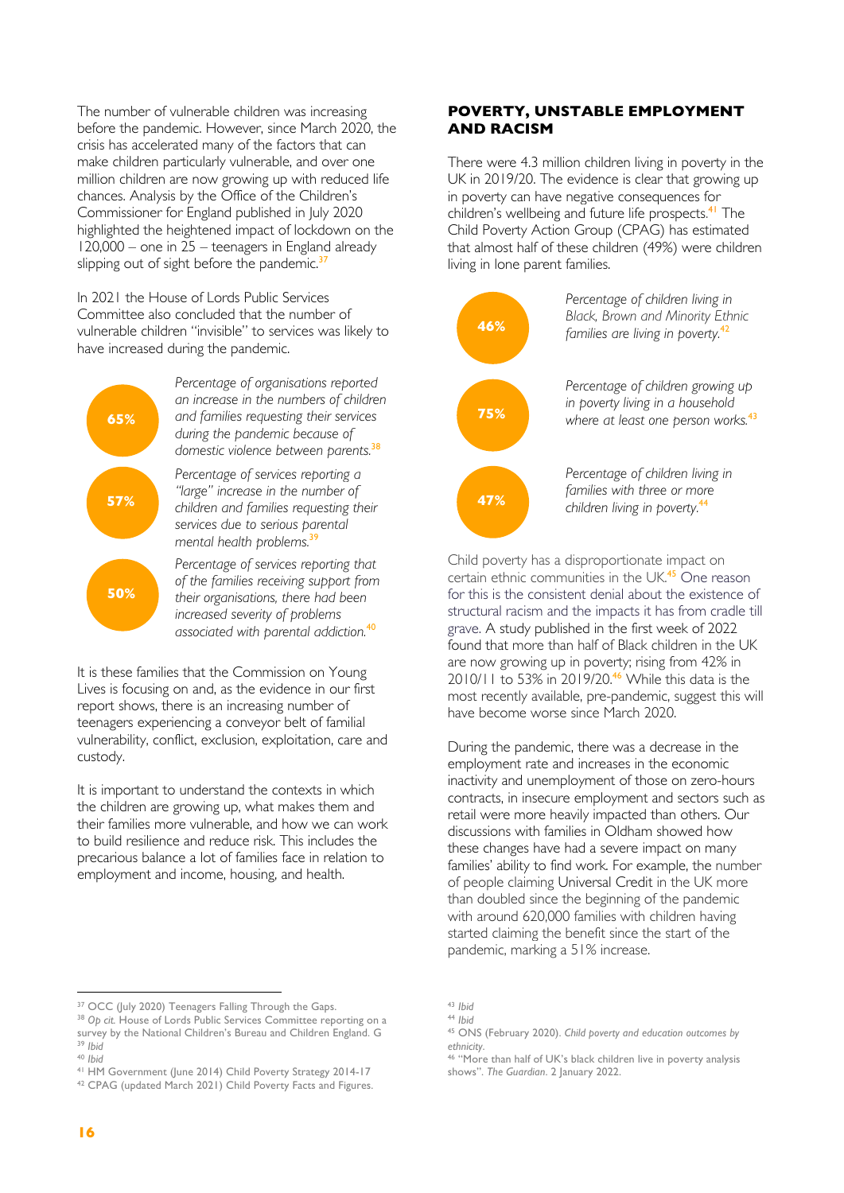The number of vulnerable children was increasing before the pandemic. However, since March 2020, the crisis has accelerated many of the factors that can make children particularly vulnerable, and over one million children are now growing up with reduced life chances. Analysis by the Office of the Children's Commissioner for England published in July 2020 highlighted the heightened impact of lockdown on the 120,000 – one in 25 – teenagers in England already slipping out of sight before the pandemic.[37]

In 2021 the House of Lords Public Services Committee also concluded that the number of vulnerable children "invisible" to services was likely to have increased during the pandemic.

**65%** *Percentage of organisations reported an increase in the numbers of children and families requesting their services during the pandemic because of domestic violence between parents.*[38]

**57%** *Percentage of services reporting a "large" increase in the number of children and families requesting their services due to serious parental mental health problems.*[39]

**50%** *Percentage of services reporting that of the families receiving support from their organisations, there had been increased severity of problems associated with parental addiction.*[40]

It is these families that the Commission on Young Lives is focusing on and, as the evidence in our first report shows, there is an increasing number of teenagers experiencing a conveyor belt of familial vulnerability, conflict, exclusion, exploitation, care and custody.

It is important to understand the contexts in which the children are growing up, what makes them and their families more vulnerable, and how we can work to build resilience and reduce risk. This includes the precarious balance a lot of families face in relation to employment and income, housing, and health.

## POVERTY, UNSTABLE EMPLOYMENT AND RACISM

There were 4.3 million children living in poverty in the UK in 2019/20. The evidence is clear that growing up in poverty can have negative consequences for children's wellbeing and future life prospects.[41] The Child Poverty Action Group (CPAG) has estimated that almost half of these children (49%) were children living in lone parent families.

**46%** *Percentage of children living in Black, Brown and Minority Ethnic families are living in poverty.*[42]

**75%** *Percentage of children growing up in poverty living in a household where at least one person works.*[43]

**47%** *Percentage of children living in families with three or more children living in poverty.*[44]

Child poverty has a disproportionate impact on certain ethnic communities in the UK.[45] One reason for this is the consistent denial about the existence of structural racism and the impacts it has from cradle till grave. A study published in the first week of 2022 found that more than half of Black children in the UK are now growing up in poverty; rising from 42% in 2010/11 to 53% in 2019/20.[46] While this data is the most recently available, pre-pandemic, suggest this will have become worse since March 2020.

During the pandemic, there was a decrease in the employment rate and increases in the economic inactivity and unemployment of those on zero-hours contracts, in insecure employment and sectors such as retail were more heavily impacted than others. Our discussions with families in Oldham showed how these changes have had a severe impact on many families' ability to find work. For example, the number of people claiming Universal Credit in the UK more than doubled since the beginning of the pandemic with around 620,000 families with children having started claiming the benefit since the start of the pandemic, marking a 51% increase.

---

[37] OCC (July 2020) Teenagers Falling Through the Gaps.

[38] *Op cit.* House of Lords Public Services Committee reporting on a survey by the National Children's Bureau and Children England. G

[39] *Ibid*

[40] *Ibid*

[41] HM Government (June 2014) Child Poverty Strategy 2014-17

[42] CPAG (updated March 2021) Child Poverty Facts and Figures.

[43] *Ibid*

[44] *Ibid*

[45] ONS (February 2020). *Child poverty and education outcomes by ethnicity*.

[46] "More than half of UK's black children live in poverty analysis shows". *The Guardian*. 2 January 2022.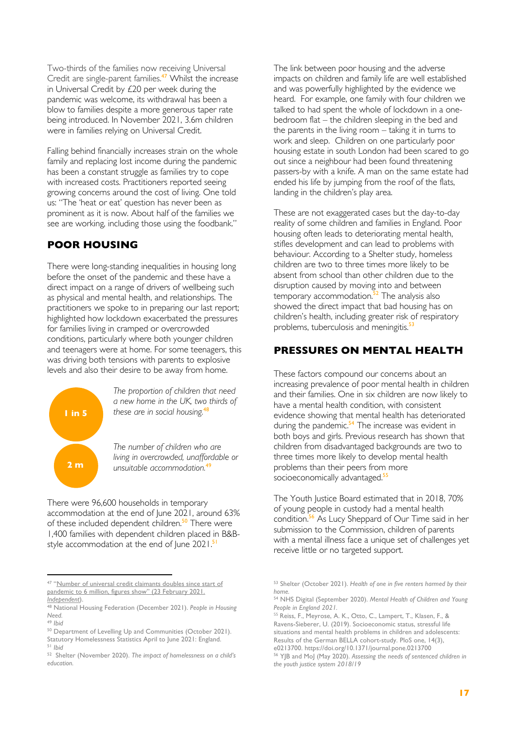Two-thirds of the families now receiving Universal Credit are single-parent families.[47] Whilst the increase in Universal Credit by £20 per week during the pandemic was welcome, its withdrawal has been a blow to families despite a more generous taper rate being introduced. In November 2021, 3.6m children were in families relying on Universal Credit.

Falling behind financially increases strain on the whole family and replacing lost income during the pandemic has been a constant struggle as families try to cope with increased costs. Practitioners reported seeing growing concerns around the cost of living. One told us: "The 'heat or eat' question has never been as prominent as it is now. About half of the families we see are working, including those using the foodbank."

## POOR HOUSING

There were long-standing inequalities in housing long before the onset of the pandemic and these have a direct impact on a range of drivers of wellbeing such as physical and mental health, and relationships. The practitioners we spoke to in preparing our last report; highlighted how lockdown exacerbated the pressures for families living in cramped or overcrowded conditions, particularly where both younger children and teenagers were at home. For some teenagers, this was driving both tensions with parents to explosive levels and also their desire to be away from home.

**1 in 5** — *The proportion of children that need a new home in the UK, two thirds of these are in social housing.*[48]

**2 m** — *The number of children who are living in overcrowded, unaffordable or unsuitable accommodation.*[49]

There were 96,600 households in temporary accommodation at the end of June 2021, around 63% of these included dependent children.[50] There were 1,400 families with dependent children placed in B&B-style accommodation at the end of June 2021.[51]

The link between poor housing and the adverse impacts on children and family life are well established and was powerfully highlighted by the evidence we heard. For example, one family with four children we talked to had spent the whole of lockdown in a one-bedroom flat – the children sleeping in the bed and the parents in the living room – taking it in turns to work and sleep. Children on one particularly poor housing estate in south London had been scared to go out since a neighbour had been found threatening passers-by with a knife. A man on the same estate had ended his life by jumping from the roof of the flats, landing in the children's play area.

These are not exaggerated cases but the day-to-day reality of some children and families in England. Poor housing often leads to deteriorating mental health, stifles development and can lead to problems with behaviour. According to a Shelter study, homeless children are two to three times more likely to be absent from school than other children due to the disruption caused by moving into and between temporary accommodation.[52] The analysis also showed the direct impact that bad housing has on children's health, including greater risk of respiratory problems, tuberculosis and meningitis.[53]

## PRESSURES ON MENTAL HEALTH

These factors compound our concerns about an increasing prevalence of poor mental health in children and their families. One in six children are now likely to have a mental health condition, with consistent evidence showing that mental health has deteriorated during the pandemic.[54] The increase was evident in both boys and girls. Previous research has shown that children from disadvantaged backgrounds are two to three times more likely to develop mental health problems than their peers from more socioeconomically advantaged.[55]

The Youth Justice Board estimated that in 2018, 70% of young people in custody had a mental health condition.[56] As Lucy Sheppard of Our Time said in her submission to the Commission, children of parents with a mental illness face a unique set of challenges yet receive little or no targeted support.

---

[47] "Number of universal credit claimants doubles since start of pandemic to 6 million, figures show" (23 February 2021. *Independent*).

[48] National Housing Federation (December 2021). *People in Housing Need.*

[49] *Ibid*

[50] Department of Levelling Up and Communities (October 2021). Statutory Homelessness Statistics April to June 2021: England.

[51] *Ibid*

[52] Shelter (November 2020). *The impact of homelessness on a child's education.*

[53] Shelter (October 2021). *Health of one in five renters harmed by their home.*

[54] NHS Digital (September 2020). *Mental Health of Children and Young People in England 2021.*

[55] Reiss, F., Meyrose, A. K., Otto, C., Lampert, T., Klasen, F., & Ravens-Sieberer, U. (2019). Socioeconomic status, stressful life situations and mental health problems in children and adolescents: Results of the German BELLA cohort-study. PloS one, 14(3), e0213700. https://doi.org/10.1371/journal.pone.0213700

[56] YJB and MoJ (May 2020). *Assessing the needs of sentenced children in the youth justice system 2018/19*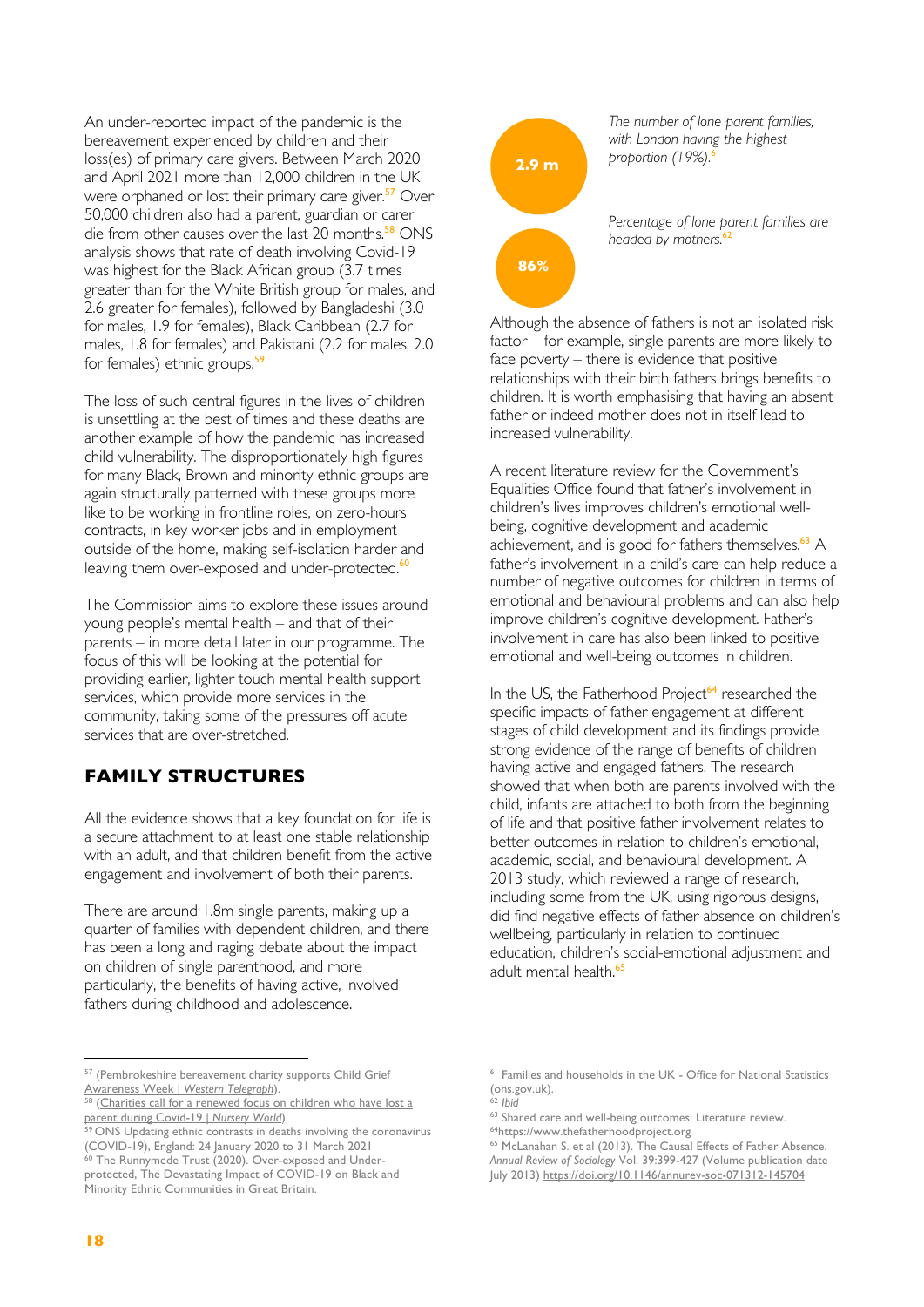An under-reported impact of the pandemic is the bereavement experienced by children and their loss(es) of primary care givers. Between March 2020 and April 2021 more than 12,000 children in the UK were orphaned or lost their primary care giver.[57] Over 50,000 children also had a parent, guardian or carer die from other causes over the last 20 months.[58] ONS analysis shows that rate of death involving Covid-19 was highest for the Black African group (3.7 times greater than for the White British group for males, and 2.6 greater for females), followed by Bangladeshi (3.0 for males, 1.9 for females), Black Caribbean (2.7 for males, 1.8 for females) and Pakistani (2.2 for males, 2.0 for females) ethnic groups.[59]

The loss of such central figures in the lives of children is unsettling at the best of times and these deaths are another example of how the pandemic has increased child vulnerability. The disproportionately high figures for many Black, Brown and minority ethnic groups are again structurally patterned with these groups more like to be working in frontline roles, on zero-hours contracts, in key worker jobs and in employment outside of the home, making self-isolation harder and leaving them over-exposed and under-protected.[60]

The Commission aims to explore these issues around young people's mental health – and that of their parents – in more detail later in our programme. The focus of this will be looking at the potential for providing earlier, lighter touch mental health support services, which provide more services in the community, taking some of the pressures off acute services that are over-stretched.

## FAMILY STRUCTURES

All the evidence shows that a key foundation for life is a secure attachment to at least one stable relationship with an adult, and that children benefit from the active engagement and involvement of both their parents.

There are around 1.8m single parents, making up a quarter of families with dependent children, and there has been a long and raging debate about the impact on children of single parenthood, and more particularly, the benefits of having active, involved fathers during childhood and adolescence.

**2.9 m** — *The number of lone parent families, with London having the highest proportion (19%).*[61]

**86%** — *Percentage of lone parent families are headed by mothers.*[62]

Although the absence of fathers is not an isolated risk factor – for example, single parents are more likely to face poverty – there is evidence that positive relationships with their birth fathers brings benefits to children. It is worth emphasising that having an absent father or indeed mother does not in itself lead to increased vulnerability.

A recent literature review for the Government's Equalities Office found that father's involvement in children's lives improves children's emotional well-being, cognitive development and academic achievement, and is good for fathers themselves.[63] A father's involvement in a child's care can help reduce a number of negative outcomes for children in terms of emotional and behavioural problems and can also help improve children's cognitive development. Father's involvement in care has also been linked to positive emotional and well-being outcomes in children.

In the US, the Fatherhood Project[64] researched the specific impacts of father engagement at different stages of child development and its findings provide strong evidence of the range of benefits of children having active and engaged fathers. The research showed that when both are parents involved with the child, infants are attached to both from the beginning of life and that positive father involvement relates to better outcomes in relation to children's emotional, academic, social, and behavioural development. A 2013 study, which reviewed a range of research, including some from the UK, using rigorous designs, did find negative effects of father absence on children's wellbeing, particularly in relation to continued education, children's social-emotional adjustment and adult mental health.[65]

---

[57] (Pembrokeshire bereavement charity supports Child Grief Awareness Week | *Western Telegraph*).

[58] (Charities call for a renewed focus on children who have lost a parent during Covid-19 | *Nursery World*).

[59] ONS Updating ethnic contrasts in deaths involving the coronavirus (COVID-19), England: 24 January 2020 to 31 March 2021

[60] The Runnymede Trust (2020). Over-exposed and Under-protected, The Devastating Impact of COVID-19 on Black and Minority Ethnic Communities in Great Britain.

[61] Families and households in the UK - Office for National Statistics (ons.gov.uk).

[62] *Ibid*

[63] Shared care and well-being outcomes: Literature review.

[64] https://www.thefatherhoodproject.org

[65] McLanahan S. et al (2013). The Causal Effects of Father Absence. *Annual Review of Sociology* Vol. 39:399-427 (Volume publication date July 2013) https://doi.org/10.1146/annurev-soc-071312-145704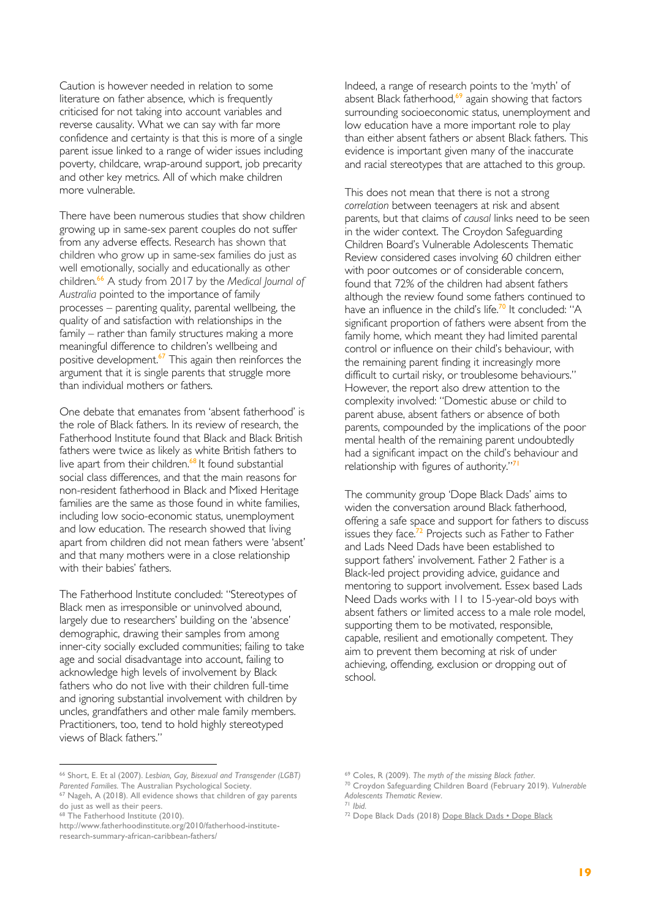Caution is however needed in relation to some literature on father absence, which is frequently criticised for not taking into account variables and reverse causality. What we can say with far more confidence and certainty is that this is more of a single parent issue linked to a range of wider issues including poverty, childcare, wrap-around support, job precarity and other key metrics. All of which make children more vulnerable.

There have been numerous studies that show children growing up in same-sex parent couples do not suffer from any adverse effects. Research has shown that children who grow up in same-sex families do just as well emotionally, socially and educationally as other children.[66] A study from 2017 by the *Medical Journal of Australia* pointed to the importance of family processes – parenting quality, parental wellbeing, the quality of and satisfaction with relationships in the family – rather than family structures making a more meaningful difference to children's wellbeing and positive development.[67] This again then reinforces the argument that it is single parents that struggle more than individual mothers or fathers.

One debate that emanates from 'absent fatherhood' is the role of Black fathers. In its review of research, the Fatherhood Institute found that Black and Black British fathers were twice as likely as white British fathers to live apart from their children.[68] It found substantial social class differences, and that the main reasons for non-resident fatherhood in Black and Mixed Heritage families are the same as those found in white families, including low socio-economic status, unemployment and low education. The research showed that living apart from children did not mean fathers were 'absent' and that many mothers were in a close relationship with their babies' fathers.

The Fatherhood Institute concluded: "Stereotypes of Black men as irresponsible or uninvolved abound, largely due to researchers' building on the 'absence' demographic, drawing their samples from among inner-city socially excluded communities; failing to take age and social disadvantage into account, failing to acknowledge high levels of involvement by Black fathers who do not live with their children full-time and ignoring substantial involvement with children by uncles, grandfathers and other male family members. Practitioners, too, tend to hold highly stereotyped views of Black fathers."

Indeed, a range of research points to the 'myth' of absent Black fatherhood,[69] again showing that factors surrounding socioeconomic status, unemployment and low education have a more important role to play than either absent fathers or absent Black fathers. This evidence is important given many of the inaccurate and racial stereotypes that are attached to this group.

This does not mean that there is not a strong *correlation* between teenagers at risk and absent parents, but that claims of *causal* links need to be seen in the wider context. The Croydon Safeguarding Children Board's Vulnerable Adolescents Thematic Review considered cases involving 60 children either with poor outcomes or of considerable concern, found that 72% of the children had absent fathers although the review found some fathers continued to have an influence in the child's life.[70] It concluded: "A significant proportion of fathers were absent from the family home, which meant they had limited parental control or influence on their child's behaviour, with the remaining parent finding it increasingly more difficult to curtail risky, or troublesome behaviours." However, the report also drew attention to the complexity involved: "Domestic abuse or child to parent abuse, absent fathers or absence of both parents, compounded by the implications of the poor mental health of the remaining parent undoubtedly had a significant impact on the child's behaviour and relationship with figures of authority."[71]

The community group 'Dope Black Dads' aims to widen the conversation around Black fatherhood, offering a safe space and support for fathers to discuss issues they face.[72] Projects such as Father to Father and Lads Need Dads have been established to support fathers' involvement. Father 2 Father is a Black-led project providing advice, guidance and mentoring to support involvement. Essex based Lads Need Dads works with 11 to 15-year-old boys with absent fathers or limited access to a male role model, supporting them to be motivated, responsible, capable, resilient and emotionally competent. They aim to prevent them becoming at risk of under achieving, offending, exclusion or dropping out of school.

---

[66] Short, E. Et al (2007). *Lesbian, Gay, Bisexual and Transgender (LGBT) Parented Families.* The Australian Psychological Society.

[67] Nageh, A (2018). All evidence shows that children of gay parents do just as well as their peers.

[68] The Fatherhood Institute (2010). http://www.fatherhoodinstitute.org/2010/fatherhood-institute-research-summary-african-caribbean-fathers/

[69] Coles, R (2009). *The myth of the missing Black father.*

[70] Croydon Safeguarding Children Board (February 2019). *Vulnerable Adolescents Thematic Review.*

[71] *Ibid.*

[72] Dope Black Dads (2018) Dope Black Dads • Dope Black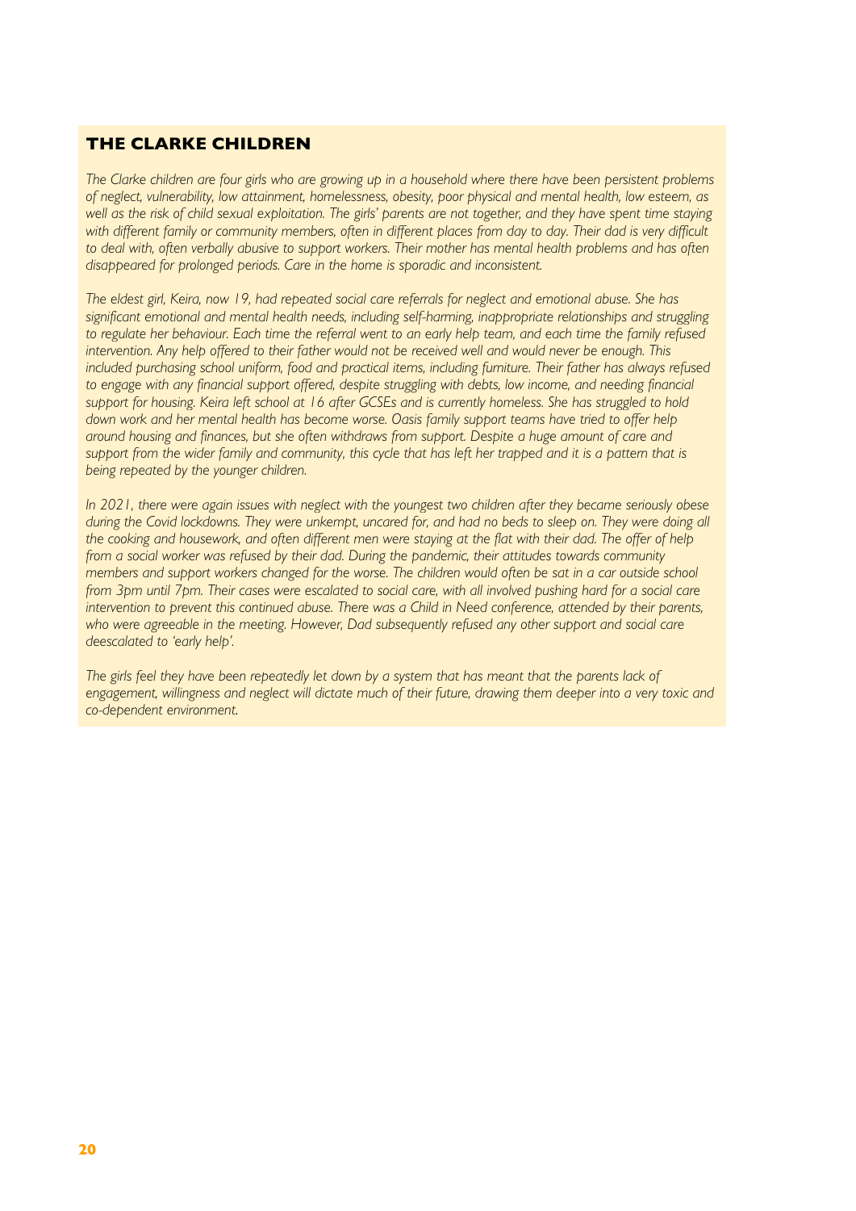## THE CLARKE CHILDREN

*The Clarke children are four girls who are growing up in a household where there have been persistent problems of neglect, vulnerability, low attainment, homelessness, obesity, poor physical and mental health, low esteem, as well as the risk of child sexual exploitation. The girls' parents are not together, and they have spent time staying with different family or community members, often in different places from day to day. Their dad is very difficult to deal with, often verbally abusive to support workers. Their mother has mental health problems and has often disappeared for prolonged periods. Care in the home is sporadic and inconsistent.*

*The eldest girl, Keira, now 19, had repeated social care referrals for neglect and emotional abuse. She has significant emotional and mental health needs, including self-harming, inappropriate relationships and struggling to regulate her behaviour. Each time the referral went to an early help team, and each time the family refused intervention. Any help offered to their father would not be received well and would never be enough. This included purchasing school uniform, food and practical items, including furniture. Their father has always refused to engage with any financial support offered, despite struggling with debts, low income, and needing financial support for housing. Keira left school at 16 after GCSEs and is currently homeless. She has struggled to hold down work and her mental health has become worse. Oasis family support teams have tried to offer help around housing and finances, but she often withdraws from support. Despite a huge amount of care and support from the wider family and community, this cycle that has left her trapped and it is a pattern that is being repeated by the younger children.*

*In 2021, there were again issues with neglect with the youngest two children after they became seriously obese during the Covid lockdowns. They were unkempt, uncared for, and had no beds to sleep on. They were doing all the cooking and housework, and often different men were staying at the flat with their dad. The offer of help from a social worker was refused by their dad. During the pandemic, their attitudes towards community members and support workers changed for the worse. The children would often be sat in a car outside school from 3pm until 7pm. Their cases were escalated to social care, with all involved pushing hard for a social care intervention to prevent this continued abuse. There was a Child in Need conference, attended by their parents, who were agreeable in the meeting. However, Dad subsequently refused any other support and social care deescalated to 'early help'.*

*The girls feel they have been repeatedly let down by a system that has meant that the parents lack of engagement, willingness and neglect will dictate much of their future, drawing them deeper into a very toxic and co-dependent environment.*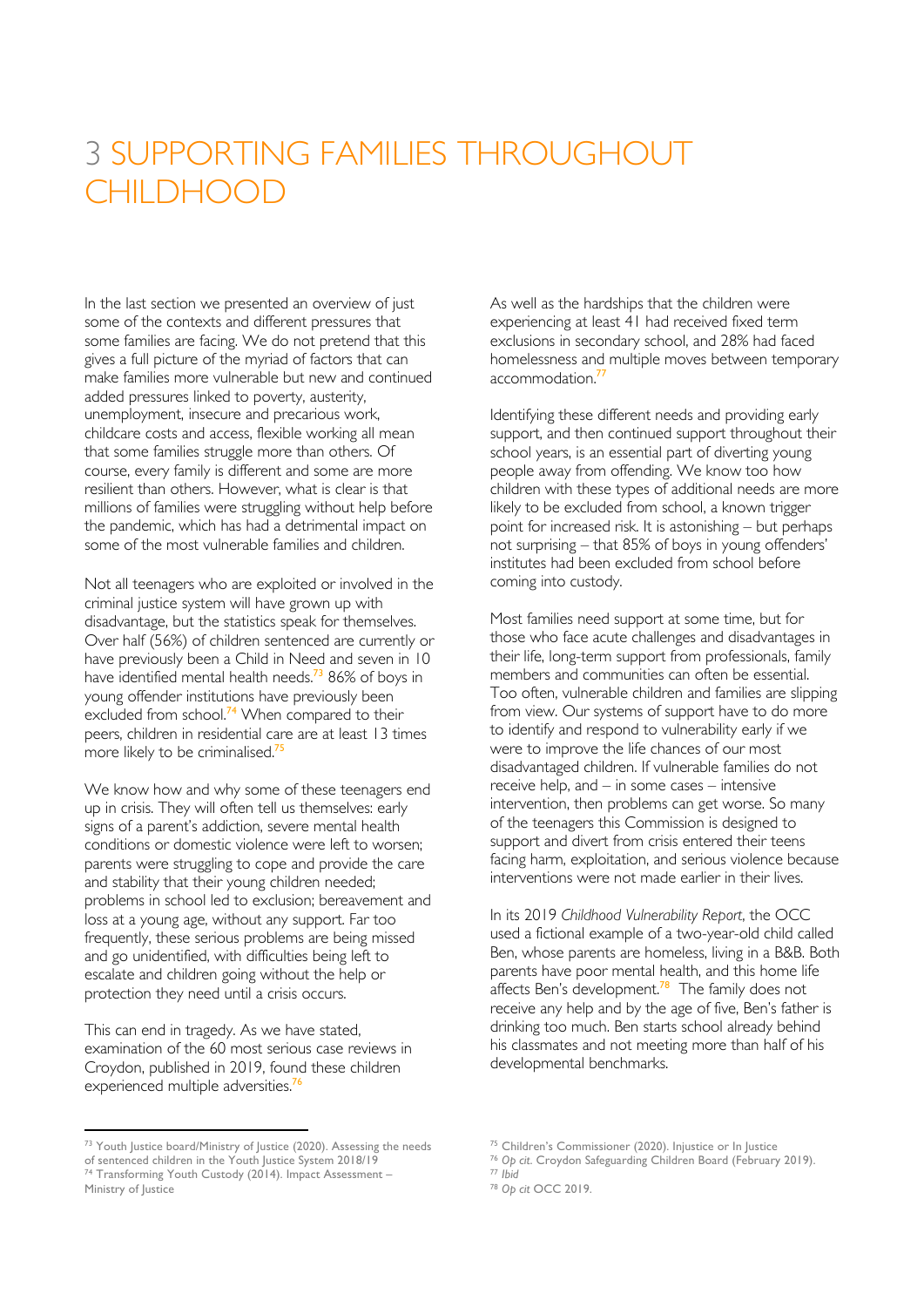# 3 SUPPORTING FAMILIES THROUGHOUT CHILDHOOD

In the last section we presented an overview of just some of the contexts and different pressures that some families are facing. We do not pretend that this gives a full picture of the myriad of factors that can make families more vulnerable but new and continued added pressures linked to poverty, austerity, unemployment, insecure and precarious work, childcare costs and access, flexible working all mean that some families struggle more than others. Of course, every family is different and some are more resilient than others. However, what is clear is that millions of families were struggling without help before the pandemic, which has had a detrimental impact on some of the most vulnerable families and children.

Not all teenagers who are exploited or involved in the criminal justice system will have grown up with disadvantage, but the statistics speak for themselves. Over half (56%) of children sentenced are currently or have previously been a Child in Need and seven in 10 have identified mental health needs.[73] 86% of boys in young offender institutions have previously been excluded from school.[74] When compared to their peers, children in residential care are at least 13 times more likely to be criminalised.[75]

We know how and why some of these teenagers end up in crisis. They will often tell us themselves: early signs of a parent's addiction, severe mental health conditions or domestic violence were left to worsen; parents were struggling to cope and provide the care and stability that their young children needed; problems in school led to exclusion; bereavement and loss at a young age, without any support. Far too frequently, these serious problems are being missed and go unidentified, with difficulties being left to escalate and children going without the help or protection they need until a crisis occurs.

This can end in tragedy. As we have stated, examination of the 60 most serious case reviews in Croydon, published in 2019, found these children experienced multiple adversities.[76]

As well as the hardships that the children were experiencing at least 41 had received fixed term exclusions in secondary school, and 28% had faced homelessness and multiple moves between temporary accommodation.[77]

Identifying these different needs and providing early support, and then continued support throughout their school years, is an essential part of diverting young people away from offending. We know too how children with these types of additional needs are more likely to be excluded from school, a known trigger point for increased risk. It is astonishing – but perhaps not surprising – that 85% of boys in young offenders' institutes had been excluded from school before coming into custody.

Most families need support at some time, but for those who face acute challenges and disadvantages in their life, long-term support from professionals, family members and communities can often be essential. Too often, vulnerable children and families are slipping from view. Our systems of support have to do more to identify and respond to vulnerability early if we were to improve the life chances of our most disadvantaged children. If vulnerable families do not receive help, and – in some cases – intensive intervention, then problems can get worse. So many of the teenagers this Commission is designed to support and divert from crisis entered their teens facing harm, exploitation, and serious violence because interventions were not made earlier in their lives.

In its 2019 *Childhood Vulnerability Report*, the OCC used a fictional example of a two-year-old child called Ben, whose parents are homeless, living in a B&B. Both parents have poor mental health, and this home life affects Ben's development.[78] The family does not receive any help and by the age of five, Ben's father is drinking too much. Ben starts school already behind his classmates and not meeting more than half of his developmental benchmarks.

---

[73] Youth Justice board/Ministry of Justice (2020). Assessing the needs of sentenced children in the Youth Justice System 2018/19

[74] Transforming Youth Custody (2014). Impact Assessment – Ministry of Justice

[75] Children's Commissioner (2020). Injustice or In Justice

[76] *Op cit.* Croydon Safeguarding Children Board (February 2019).

[77] *Ibid*

[78] *Op cit* OCC 2019.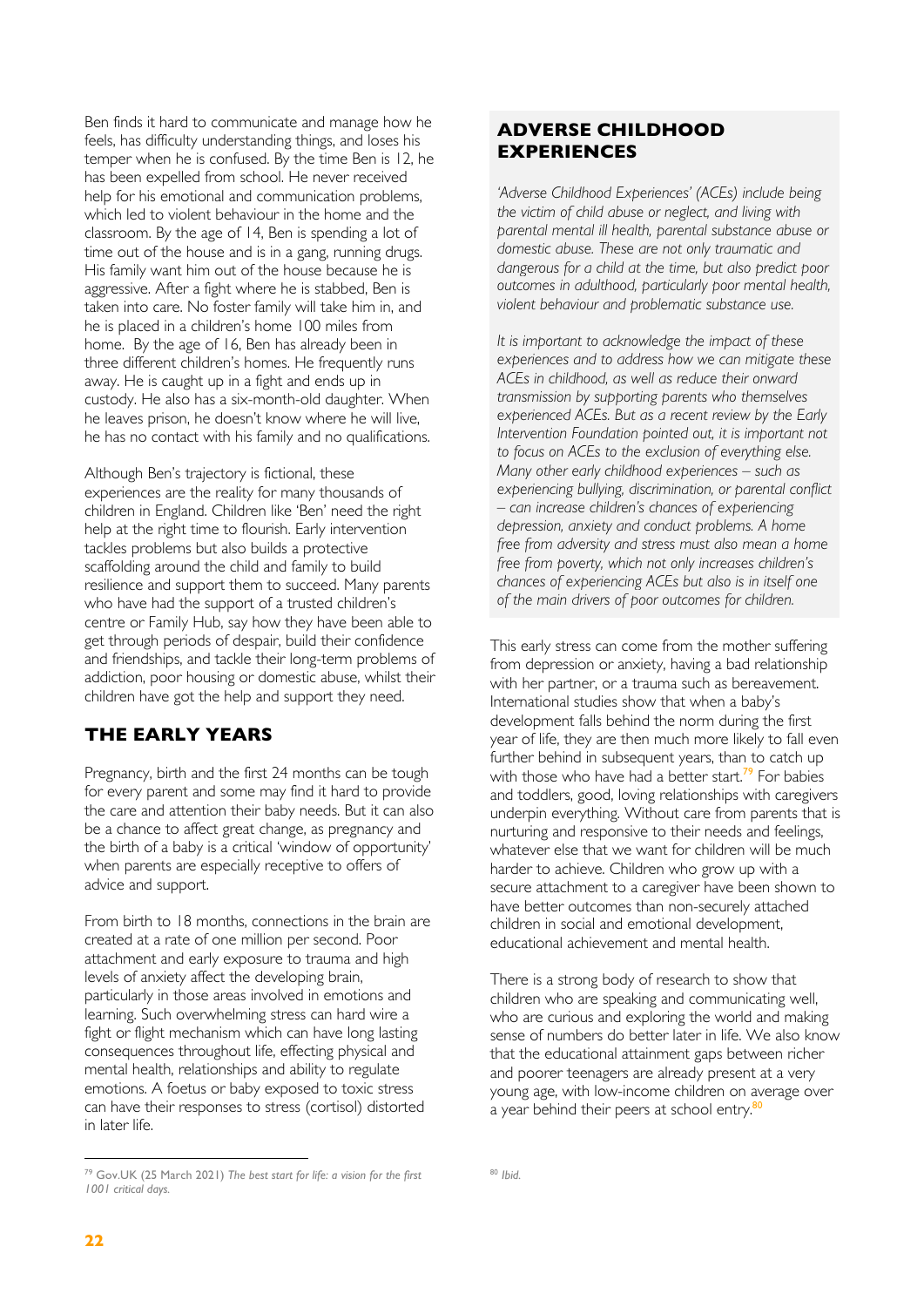Ben finds it hard to communicate and manage how he feels, has difficulty understanding things, and loses his temper when he is confused. By the time Ben is 12, he has been expelled from school. He never received help for his emotional and communication problems, which led to violent behaviour in the home and the classroom. By the age of 14, Ben is spending a lot of time out of the house and is in a gang, running drugs. His family want him out of the house because he is aggressive. After a fight where he is stabbed, Ben is taken into care. No foster family will take him in, and he is placed in a children's home 100 miles from home. By the age of 16, Ben has already been in three different children's homes. He frequently runs away. He is caught up in a fight and ends up in custody. He also has a six-month-old daughter. When he leaves prison, he doesn't know where he will live, he has no contact with his family and no qualifications.

Although Ben's trajectory is fictional, these experiences are the reality for many thousands of children in England. Children like 'Ben' need the right help at the right time to flourish. Early intervention tackles problems but also builds a protective scaffolding around the child and family to build resilience and support them to succeed. Many parents who have had the support of a trusted children's centre or Family Hub, say how they have been able to get through periods of despair, build their confidence and friendships, and tackle their long-term problems of addiction, poor housing or domestic abuse, whilst their children have got the help and support they need.

## THE EARLY YEARS

Pregnancy, birth and the first 24 months can be tough for every parent and some may find it hard to provide the care and attention their baby needs. But it can also be a chance to affect great change, as pregnancy and the birth of a baby is a critical 'window of opportunity' when parents are especially receptive to offers of advice and support.

From birth to 18 months, connections in the brain are created at a rate of one million per second. Poor attachment and early exposure to trauma and high levels of anxiety affect the developing brain, particularly in those areas involved in emotions and learning. Such overwhelming stress can hard wire a fight or flight mechanism which can have long lasting consequences throughout life, effecting physical and mental health, relationships and ability to regulate emotions. A foetus or baby exposed to toxic stress can have their responses to stress (cortisol) distorted in later life.

## ADVERSE CHILDHOOD EXPERIENCES

*'Adverse Childhood Experiences' (ACEs) include being the victim of child abuse or neglect, and living with parental mental ill health, parental substance abuse or domestic abuse. These are not only traumatic and dangerous for a child at the time, but also predict poor outcomes in adulthood, particularly poor mental health, violent behaviour and problematic substance use.*

*It is important to acknowledge the impact of these experiences and to address how we can mitigate these ACEs in childhood, as well as reduce their onward transmission by supporting parents who themselves experienced ACEs. But as a recent review by the Early Intervention Foundation pointed out, it is important not to focus on ACEs to the exclusion of everything else. Many other early childhood experiences – such as experiencing bullying, discrimination, or parental conflict – can increase children's chances of experiencing depression, anxiety and conduct problems. A home free from adversity and stress must also mean a home free from poverty, which not only increases children's chances of experiencing ACEs but also is in itself one of the main drivers of poor outcomes for children.*

This early stress can come from the mother suffering from depression or anxiety, having a bad relationship with her partner, or a trauma such as bereavement. International studies show that when a baby's development falls behind the norm during the first year of life, they are then much more likely to fall even further behind in subsequent years, than to catch up with those who have had a better start.[79] For babies and toddlers, good, loving relationships with caregivers underpin everything. Without care from parents that is nurturing and responsive to their needs and feelings, whatever else that we want for children will be much harder to achieve. Children who grow up with a secure attachment to a caregiver have been shown to have better outcomes than non-securely attached children in social and emotional development, educational achievement and mental health.

There is a strong body of research to show that children who are speaking and communicating well, who are curious and exploring the world and making sense of numbers do better later in life. We also know that the educational attainment gaps between richer and poorer teenagers are already present at a very young age, with low-income children on average over a year behind their peers at school entry.[80]

---

[79] Gov.UK (25 March 2021) *The best start for life: a vision for the first 1001 critical days.*

[80] *Ibid.*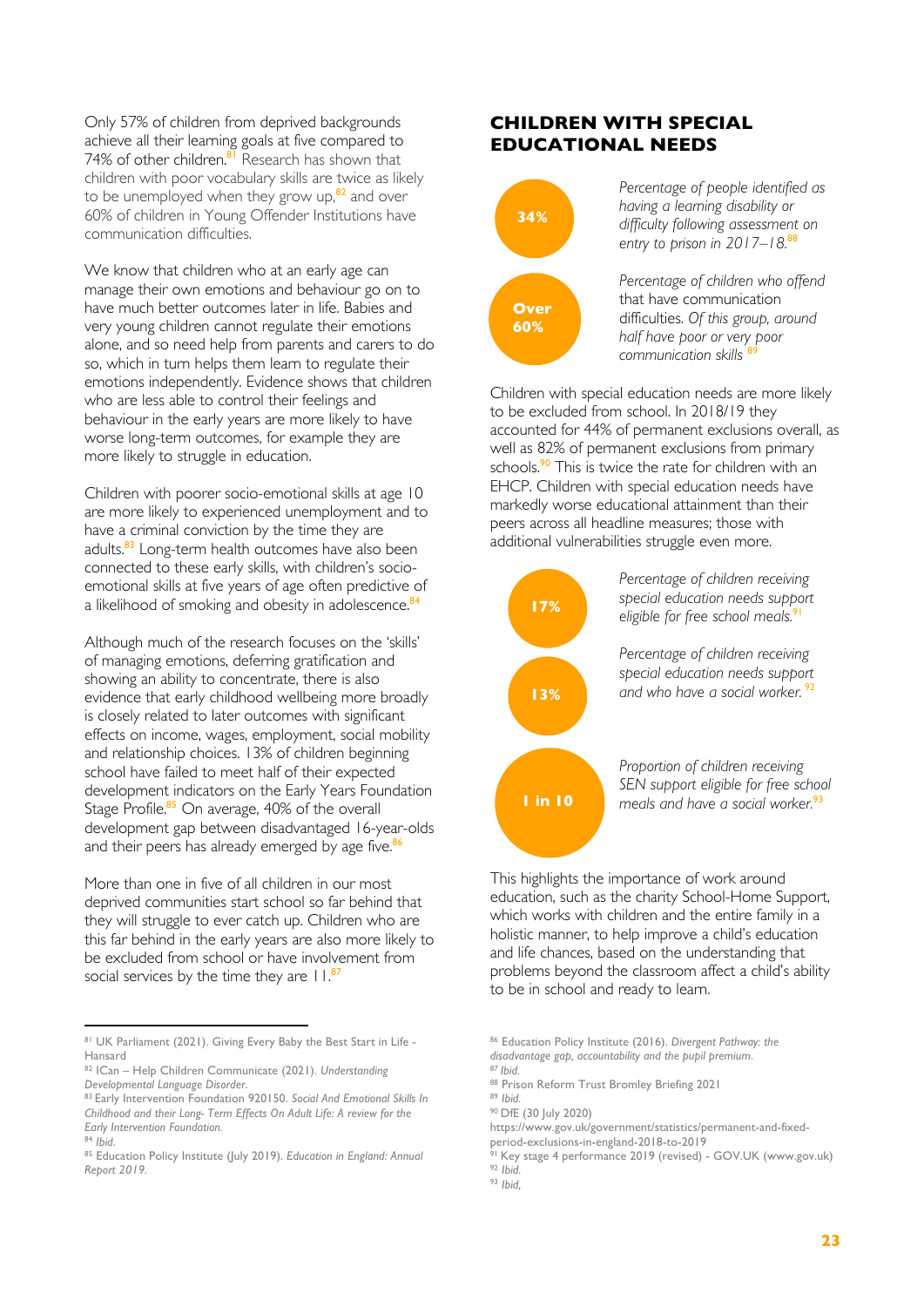Only 57% of children from deprived backgrounds achieve all their learning goals at five compared to 74% of other children.[81] Research has shown that children with poor vocabulary skills are twice as likely to be unemployed when they grow up,[82] and over 60% of children in Young Offender Institutions have communication difficulties.

We know that children who at an early age can manage their own emotions and behaviour go on to have much better outcomes later in life. Babies and very young children cannot regulate their emotions alone, and so need help from parents and carers to do so, which in turn helps them learn to regulate their emotions independently. Evidence shows that children who are less able to control their feelings and behaviour in the early years are more likely to have worse long-term outcomes, for example they are more likely to struggle in education.

Children with poorer socio-emotional skills at age 10 are more likely to experienced unemployment and to have a criminal conviction by the time they are adults.[83] Long-term health outcomes have also been connected to these early skills, with children's socio-emotional skills at five years of age often predictive of a likelihood of smoking and obesity in adolescence.[84]

Although much of the research focuses on the 'skills' of managing emotions, deferring gratification and showing an ability to concentrate, there is also evidence that early childhood wellbeing more broadly is closely related to later outcomes with significant effects on income, wages, employment, social mobility and relationship choices. 13% of children beginning school have failed to meet half of their expected development indicators on the Early Years Foundation Stage Profile.[85] On average, 40% of the overall development gap between disadvantaged 16-year-olds and their peers has already emerged by age five.[86]

More than one in five of all children in our most deprived communities start school so far behind that they will struggle to ever catch up. Children who are this far behind in the early years are also more likely to be excluded from school or have involvement from social services by the time they are 11.[87]

## CHILDREN WITH SPECIAL EDUCATIONAL NEEDS

**34%** — *Percentage of people identified as having a learning disability or difficulty following assessment on entry to prison in 2017–18.*[88]

**Over 60%** — *Percentage of children who offend* that have communication difficulties. *Of this group, around half have poor or very poor communication skills*[89]

Children with special education needs are more likely to be excluded from school. In 2018/19 they accounted for 44% of permanent exclusions overall, as well as 82% of permanent exclusions from primary schools.[90] This is twice the rate for children with an EHCP. Children with special education needs have markedly worse educational attainment than their peers across all headline measures; those with additional vulnerabilities struggle even more.

**17%** — *Percentage of children receiving special education needs support eligible for free school meals.*[91]

**13%** — *Percentage of children receiving special education needs support and who have a social worker.*[92]

**1 in 10** — *Proportion of children receiving SEN support eligible for free school meals and have a social worker.*[93]

This highlights the importance of work around education, such as the charity School-Home Support, which works with children and the entire family in a holistic manner, to help improve a child's education and life chances, based on the understanding that problems beyond the classroom affect a child's ability to be in school and ready to learn.

---

[81] UK Parliament (2021). Giving Every Baby the Best Start in Life - Hansard

[82] ICan – Help Children Communicate (2021). *Understanding Developmental Language Disorder.*

[83] Early Intervention Foundation 920150. *Social And Emotional Skills In Childhood and their Long- Term Effects On Adult Life: A review for the Early Intervention Foundation.*

[84] *Ibid.*

[85] Education Policy Institute (July 2019). *Education in England: Annual Report 2019.*

[86] Education Policy Institute (2016). *Divergent Pathway: the disadvantage gap, accountability and the pupil premium.*

[87] *Ibid.*

[88] Prison Reform Trust Bromley Briefing 2021

[89] *Ibid.*

[90] DfE (30 July 2020) https://www.gov.uk/government/statistics/permanent-and-fixed-period-exclusions-in-england-2018-to-2019

[91] Key stage 4 performance 2019 (revised) - GOV.UK (www.gov.uk)

[92] *Ibid.*

[93] *Ibid,*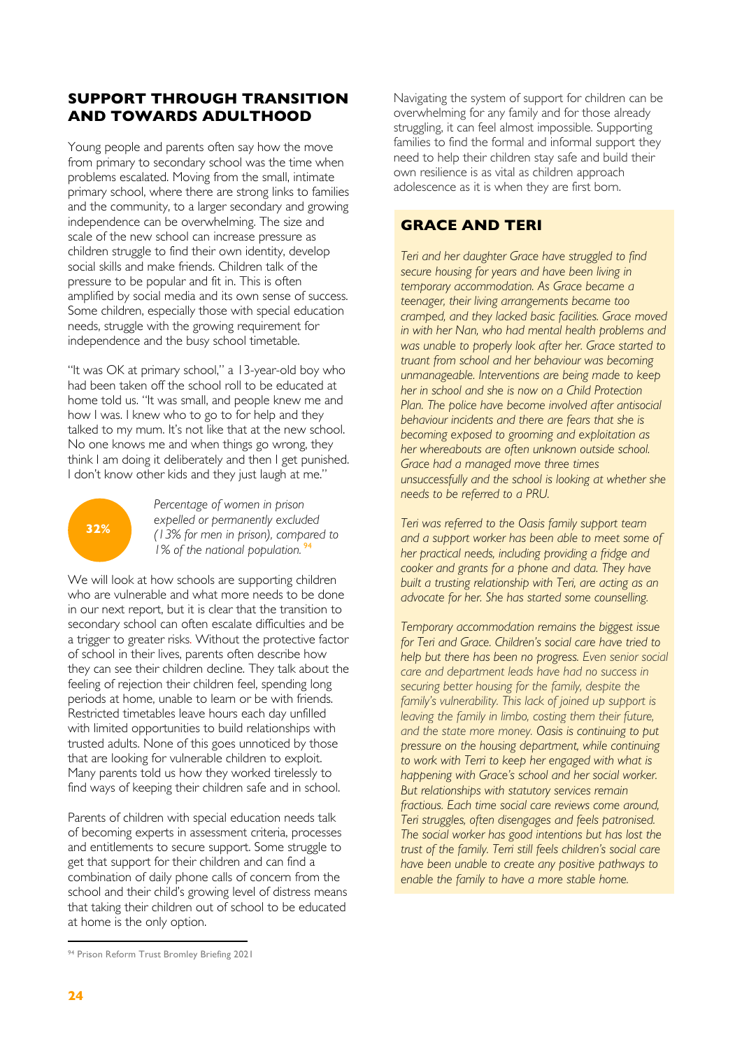## SUPPORT THROUGH TRANSITION AND TOWARDS ADULTHOOD

Young people and parents often say how the move from primary to secondary school was the time when problems escalated. Moving from the small, intimate primary school, where there are strong links to families and the community, to a larger secondary and growing independence can be overwhelming. The size and scale of the new school can increase pressure as children struggle to find their own identity, develop social skills and make friends. Children talk of the pressure to be popular and fit in. This is often amplified by social media and its own sense of success. Some children, especially those with special education needs, struggle with the growing requirement for independence and the busy school timetable.

"It was OK at primary school," a 13-year-old boy who had been taken off the school roll to be educated at home told us. "It was small, and people knew me and how I was. I knew who to go to for help and they talked to my mum. It's not like that at the new school. No one knows me and when things go wrong, they think I am doing it deliberately and then I get punished. I don't know other kids and they just laugh at me."

**32%** *Percentage of women in prison expelled or permanently excluded (13% for men in prison), compared to 1% of the national population.* [94]

We will look at how schools are supporting children who are vulnerable and what more needs to be done in our next report, but it is clear that the transition to secondary school can often escalate difficulties and be a trigger to greater risks. Without the protective factor of school in their lives, parents often describe how they can see their children decline. They talk about the feeling of rejection their children feel, spending long periods at home, unable to learn or be with friends. Restricted timetables leave hours each day unfilled with limited opportunities to build relationships with trusted adults. None of this goes unnoticed by those that are looking for vulnerable children to exploit. Many parents told us how they worked tirelessly to find ways of keeping their children safe and in school.

Parents of children with special education needs talk of becoming experts in assessment criteria, processes and entitlements to secure support. Some struggle to get that support for their children and can find a combination of daily phone calls of concern from the school and their child's growing level of distress means that taking their children out of school to be educated at home is the only option.

Navigating the system of support for children can be overwhelming for any family and for those already struggling, it can feel almost impossible. Supporting families to find the formal and informal support they need to help their children stay safe and build their own resilience is as vital as children approach adolescence as it is when they are first born.

### GRACE AND TERI

*Teri and her daughter Grace have struggled to find secure housing for years and have been living in temporary accommodation. As Grace became a teenager, their living arrangements became too cramped, and they lacked basic facilities. Grace moved in with her Nan, who had mental health problems and was unable to properly look after her. Grace started to truant from school and her behaviour was becoming unmanageable. Interventions are being made to keep her in school and she is now on a Child Protection Plan. The police have become involved after antisocial behaviour incidents and there are fears that she is becoming exposed to grooming and exploitation as her whereabouts are often unknown outside school. Grace had a managed move three times unsuccessfully and the school is looking at whether she needs to be referred to a PRU.*

*Teri was referred to the Oasis family support team and a support worker has been able to meet some of her practical needs, including providing a fridge and cooker and grants for a phone and data. They have built a trusting relationship with Teri, are acting as an advocate for her. She has started some counselling.*

*Temporary accommodation remains the biggest issue for Teri and Grace. Children's social care have tried to help but there has been no progress. Even senior social care and department leads have had no success in securing better housing for the family, despite the family's vulnerability. This lack of joined up support is leaving the family in limbo, costing them their future, and the state more money. Oasis is continuing to put pressure on the housing department, while continuing to work with Teri to keep her engaged with what is happening with Grace's school and her social worker. But relationships with statutory services remain fractious. Each time social care reviews come around, Teri struggles, often disengages and feels patronised. The social worker has good intentions but has lost the trust of the family. Teri still feels children's social care have been unable to create any positive pathways to enable the family to have a more stable home.*

---

[94] Prison Reform Trust Bromley Briefing 2021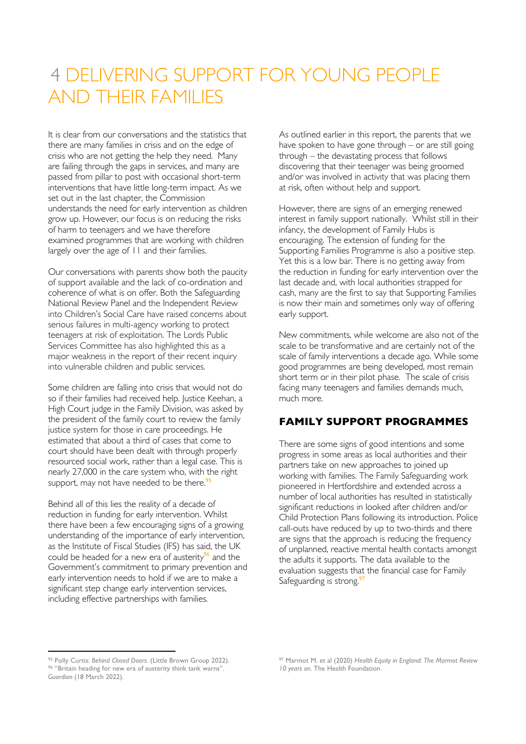# 4 DELIVERING SUPPORT FOR YOUNG PEOPLE AND THEIR FAMILIES

It is clear from our conversations and the statistics that there are many families in crisis and on the edge of crisis who are not getting the help they need. Many are failing through the gaps in services, and many are passed from pillar to post with occasional short-term interventions that have little long-term impact. As we set out in the last chapter, the Commission understands the need for early intervention as children grow up. However, our focus is on reducing the risks of harm to teenagers and we have therefore examined programmes that are working with children largely over the age of 11 and their families.

Our conversations with parents show both the paucity of support available and the lack of co-ordination and coherence of what is on offer. Both the Safeguarding National Review Panel and the Independent Review into Children's Social Care have raised concerns about serious failures in multi-agency working to protect teenagers at risk of exploitation. The Lords Public Services Committee has also highlighted this as a major weakness in the report of their recent inquiry into vulnerable children and public services.

Some children are falling into crisis that would not do so if their families had received help. Justice Keehan, a High Court judge in the Family Division, was asked by the president of the family court to review the family justice system for those in care proceedings. He estimated that about a third of cases that come to court should have been dealt with through properly resourced social work, rather than a legal case. This is nearly 27,000 in the care system who, with the right support, may not have needed to be there.[95]

Behind all of this lies the reality of a decade of reduction in funding for early intervention. Whilst there have been a few encouraging signs of a growing understanding of the importance of early intervention, as the Institute of Fiscal Studies (IFS) has said, the UK could be headed for a new era of austerity[96] and the Government's commitment to primary prevention and early intervention needs to hold if we are to make a significant step change early intervention services, including effective partnerships with families.

As outlined earlier in this report, the parents that we have spoken to have gone through – or are still going through – the devastating process that follows discovering that their teenager was being groomed and/or was involved in activity that was placing them at risk, often without help and support.

However, there are signs of an emerging renewed interest in family support nationally. Whilst still in their infancy, the development of Family Hubs is encouraging. The extension of funding for the Supporting Families Programme is also a positive step. Yet this is a low bar. There is no getting away from the reduction in funding for early intervention over the last decade and, with local authorities strapped for cash, many are the first to say that Supporting Families is now their main and sometimes only way of offering early support.

New commitments, while welcome are also not of the scale to be transformative and are certainly not of the scale of family interventions a decade ago. While some good programmes are being developed, most remain short term or in their pilot phase. The scale of crisis facing many teenagers and families demands much, much more.

## FAMILY SUPPORT PROGRAMMES

There are some signs of good intentions and some progress in some areas as local authorities and their partners take on new approaches to joined up working with families. The Family Safeguarding work pioneered in Hertfordshire and extended across a number of local authorities has resulted in statistically significant reductions in looked after children and/or Child Protection Plans following its introduction. Police call-outs have reduced by up to two-thirds and there are signs that the approach is reducing the frequency of unplanned, reactive mental health contacts amongst the adults it supports. The data available to the evaluation suggests that the financial case for Family Safeguarding is strong.[97]

---

[95] Polly Curtis: *Behind Closed Doors*. (Little Brown Group 2022).

[96] "Britain heading for new era of austerity think tank warns". *Guardian* (18 March 2022).

[97] Marmot M. et al (2020) *Health Equity in England: The Marmot Review 10 years on.* The Health Foundation.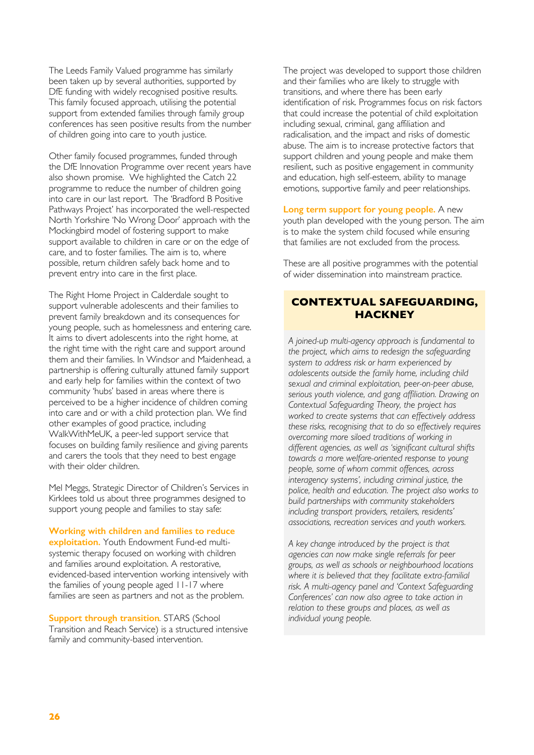The Leeds Family Valued programme has similarly been taken up by several authorities, supported by DfE funding with widely recognised positive results. This family focused approach, utilising the potential support from extended families through family group conferences has seen positive results from the number of children going into care to youth justice.

Other family focused programmes, funded through the DfE Innovation Programme over recent years have also shown promise. We highlighted the Catch 22 programme to reduce the number of children going into care in our last report. The 'Bradford B Positive Pathways Project' has incorporated the well-respected North Yorkshire 'No Wrong Door' approach with the Mockingbird model of fostering support to make support available to children in care or on the edge of care, and to foster families. The aim is to, where possible, return children safely back home and to prevent entry into care in the first place.

The Right Home Project in Calderdale sought to support vulnerable adolescents and their families to prevent family breakdown and its consequences for young people, such as homelessness and entering care. It aims to divert adolescents into the right home, at the right time with the right care and support around them and their families. In Windsor and Maidenhead, a partnership is offering culturally attuned family support and early help for families within the context of two community 'hubs' based in areas where there is perceived to be a higher incidence of children coming into care and or with a child protection plan. We find other examples of good practice, including WalkWithMeUK, a peer-led support service that focuses on building family resilience and giving parents and carers the tools that they need to best engage with their older children.

Mel Meggs, Strategic Director of Children's Services in Kirklees told us about three programmes designed to support young people and families to stay safe:

**Working with children and families to reduce exploitation.** Youth Endowment Fund-ed multi-systemic therapy focused on working with children and families around exploitation. A restorative, evidenced-based intervention working intensively with the families of young people aged 11-17 where families are seen as partners and not as the problem.

**Support through transition**. STARS (School Transition and Reach Service) is a structured intensive family and community-based intervention.

The project was developed to support those children and their families who are likely to struggle with transitions, and where there has been early identification of risk. Programmes focus on risk factors that could increase the potential of child exploitation including sexual, criminal, gang affiliation and radicalisation, and the impact and risks of domestic abuse. The aim is to increase protective factors that support children and young people and make them resilient, such as positive engagement in community and education, high self-esteem, ability to manage emotions, supportive family and peer relationships.

**Long term support for young people.** A new youth plan developed with the young person. The aim is to make the system child focused while ensuring that families are not excluded from the process.

These are all positive programmes with the potential of wider dissemination into mainstream practice.

## CONTEXTUAL SAFEGUARDING, HACKNEY

*A joined-up multi-agency approach is fundamental to the project, which aims to redesign the safeguarding system to address risk or harm experienced by adolescents outside the family home, including child sexual and criminal exploitation, peer-on-peer abuse, serious youth violence, and gang affiliation. Drawing on Contextual Safeguarding Theory, the project has worked to create systems that can effectively address these risks, recognising that to do so effectively requires overcoming more siloed traditions of working in different agencies, as well as 'significant cultural shifts towards a more welfare-oriented response to young people, some of whom commit offences, across interagency systems', including criminal justice, the police, health and education. The project also works to build partnerships with community stakeholders including transport providers, retailers, residents' associations, recreation services and youth workers.*

*A key change introduced by the project is that agencies can now make single referrals for peer groups, as well as schools or neighbourhood locations where it is believed that they facilitate extra-familial risk. A multi-agency panel and 'Context Safeguarding Conferences' can now also agree to take action in relation to these groups and places, as well as individual young people.*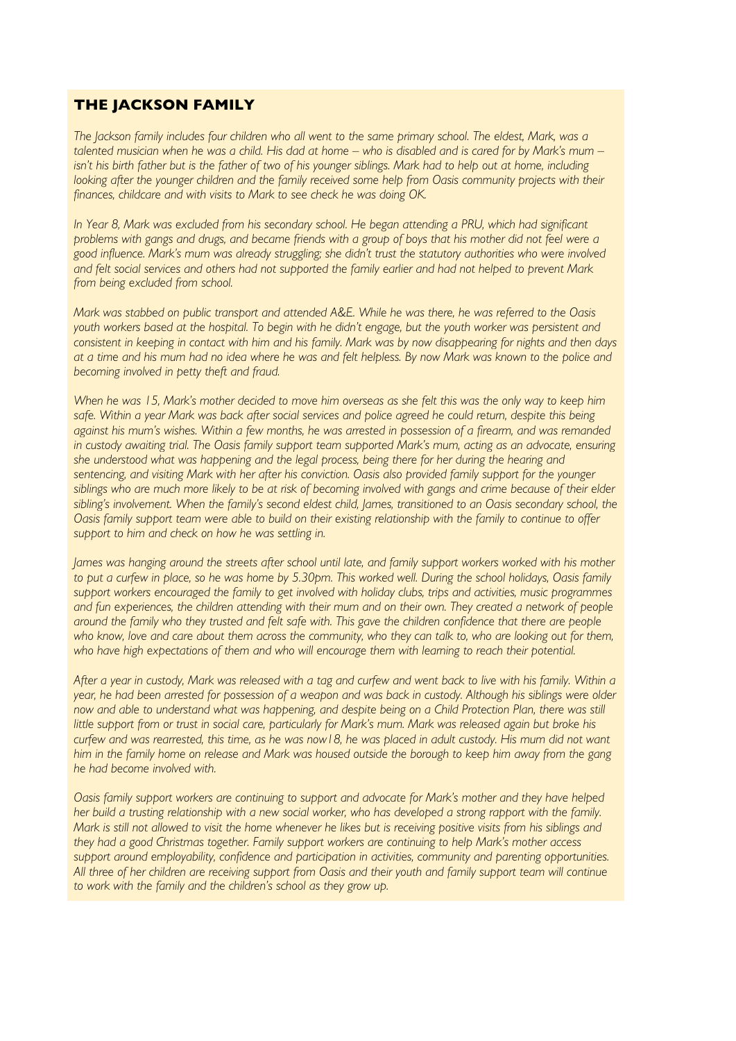## THE JACKSON FAMILY

*The Jackson family includes four children who all went to the same primary school. The eldest, Mark, was a talented musician when he was a child. His dad at home – who is disabled and is cared for by Mark's mum – isn't his birth father but is the father of two of his younger siblings. Mark had to help out at home, including looking after the younger children and the family received some help from Oasis community projects with their finances, childcare and with visits to Mark to see check he was doing OK.*

*In Year 8, Mark was excluded from his secondary school. He began attending a PRU, which had significant problems with gangs and drugs, and became friends with a group of boys that his mother did not feel were a good influence. Mark's mum was already struggling; she didn't trust the statutory authorities who were involved and felt social services and others had not supported the family earlier and had not helped to prevent Mark from being excluded from school.*

*Mark was stabbed on public transport and attended A&E. While he was there, he was referred to the Oasis youth workers based at the hospital. To begin with he didn't engage, but the youth worker was persistent and consistent in keeping in contact with him and his family. Mark was by now disappearing for nights and then days at a time and his mum had no idea where he was and felt helpless. By now Mark was known to the police and becoming involved in petty theft and fraud.*

*When he was 15, Mark's mother decided to move him overseas as she felt this was the only way to keep him safe. Within a year Mark was back after social services and police agreed he could return, despite this being against his mum's wishes. Within a few months, he was arrested in possession of a firearm, and was remanded in custody awaiting trial. The Oasis family support team supported Mark's mum, acting as an advocate, ensuring she understood what was happening and the legal process, being there for her during the hearing and sentencing, and visiting Mark with her after his conviction. Oasis also provided family support for the younger siblings who are much more likely to be at risk of becoming involved with gangs and crime because of their elder sibling's involvement. When the family's second eldest child, James, transitioned to an Oasis secondary school, the Oasis family support team were able to build on their existing relationship with the family to continue to offer support to him and check on how he was settling in.*

*James was hanging around the streets after school until late, and family support workers worked with his mother to put a curfew in place, so he was home by 5.30pm. This worked well. During the school holidays, Oasis family support workers encouraged the family to get involved with holiday clubs, trips and activities, music programmes and fun experiences, the children attending with their mum and on their own. They created a network of people around the family who they trusted and felt safe with. This gave the children confidence that there are people who know, love and care about them across the community, who they can talk to, who are looking out for them, who have high expectations of them and who will encourage them with learning to reach their potential.*

*After a year in custody, Mark was released with a tag and curfew and went back to live with his family. Within a year, he had been arrested for possession of a weapon and was back in custody. Although his siblings were older now and able to understand what was happening, and despite being on a Child Protection Plan, there was still little support from or trust in social care, particularly for Mark's mum. Mark was released again but broke his curfew and was rearrested, this time, as he was now18, he was placed in adult custody. His mum did not want him in the family home on release and Mark was housed outside the borough to keep him away from the gang he had become involved with.*

*Oasis family support workers are continuing to support and advocate for Mark's mother and they have helped her build a trusting relationship with a new social worker, who has developed a strong rapport with the family. Mark is still not allowed to visit the home whenever he likes but is receiving positive visits from his siblings and they had a good Christmas together. Family support workers are continuing to help Mark's mother access support around employability, confidence and participation in activities, community and parenting opportunities. All three of her children are receiving support from Oasis and their youth and family support team will continue to work with the family and the children's school as they grow up.*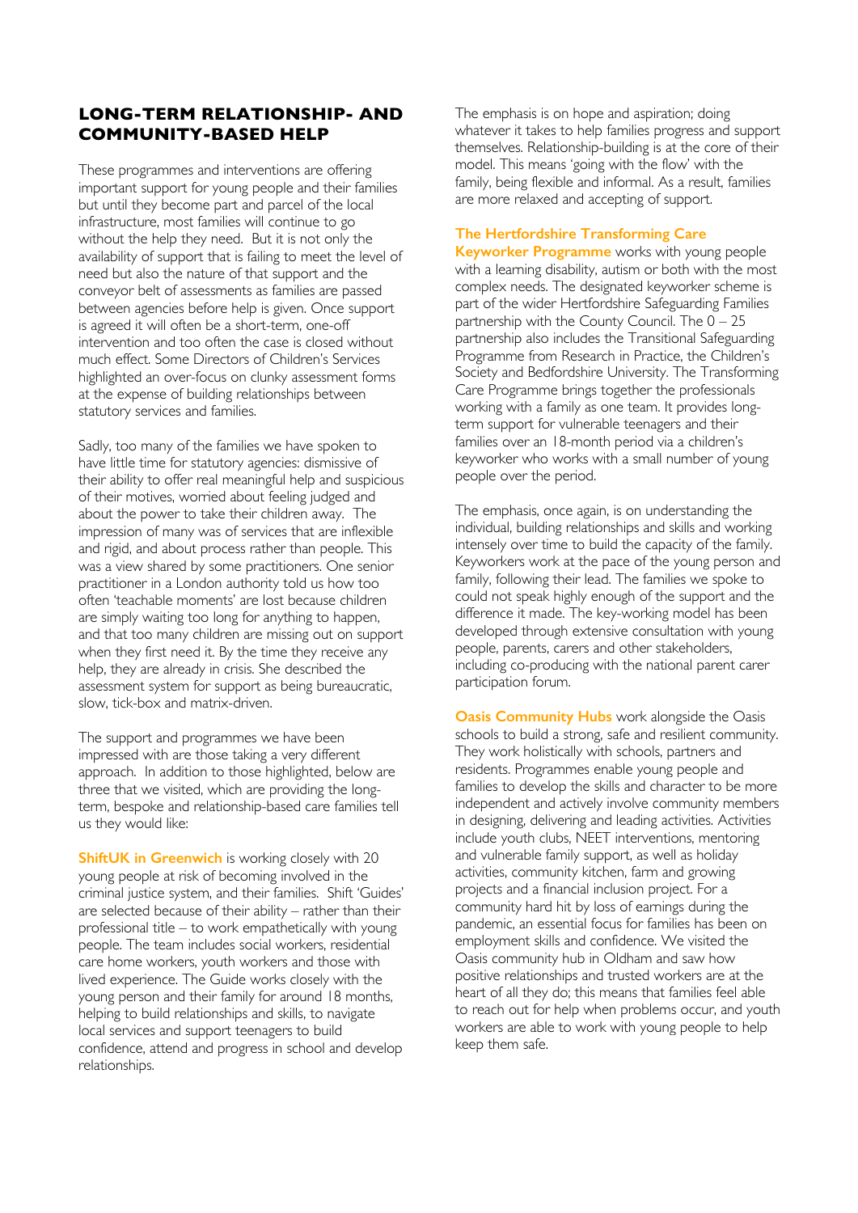## LONG-TERM RELATIONSHIP- AND COMMUNITY-BASED HELP

These programmes and interventions are offering important support for young people and their families but until they become part and parcel of the local infrastructure, most families will continue to go without the help they need. But it is not only the availability of support that is failing to meet the level of need but also the nature of that support and the conveyor belt of assessments as families are passed between agencies before help is given. Once support is agreed it will often be a short-term, one-off intervention and too often the case is closed without much effect. Some Directors of Children's Services highlighted an over-focus on clunky assessment forms at the expense of building relationships between statutory services and families.

Sadly, too many of the families we have spoken to have little time for statutory agencies: dismissive of their ability to offer real meaningful help and suspicious of their motives, worried about feeling judged and about the power to take their children away. The impression of many was of services that are inflexible and rigid, and about process rather than people. This was a view shared by some practitioners. One senior practitioner in a London authority told us how too often 'teachable moments' are lost because children are simply waiting too long for anything to happen, and that too many children are missing out on support when they first need it. By the time they receive any help, they are already in crisis. She described the assessment system for support as being bureaucratic, slow, tick-box and matrix-driven.

The support and programmes we have been impressed with are those taking a very different approach. In addition to those highlighted, below are three that we visited, which are providing the long-term, bespoke and relationship-based care families tell us they would like:

**ShiftUK in Greenwich** is working closely with 20 young people at risk of becoming involved in the criminal justice system, and their families. Shift 'Guides' are selected because of their ability – rather than their professional title – to work empathetically with young people. The team includes social workers, residential care home workers, youth workers and those with lived experience. The Guide works closely with the young person and their family for around 18 months, helping to build relationships and skills, to navigate local services and support teenagers to build confidence, attend and progress in school and develop relationships.

The emphasis is on hope and aspiration; doing whatever it takes to help families progress and support themselves. Relationship-building is at the core of their model. This means 'going with the flow' with the family, being flexible and informal. As a result, families are more relaxed and accepting of support.

**The Hertfordshire Transforming Care Keyworker Programme** works with young people with a learning disability, autism or both with the most complex needs. The designated keyworker scheme is part of the wider Hertfordshire Safeguarding Families partnership with the County Council. The 0 – 25 partnership also includes the Transitional Safeguarding Programme from Research in Practice, the Children's Society and Bedfordshire University. The Transforming Care Programme brings together the professionals working with a family as one team. It provides long-term support for vulnerable teenagers and their families over an 18-month period via a children's keyworker who works with a small number of young people over the period.

The emphasis, once again, is on understanding the individual, building relationships and skills and working intensely over time to build the capacity of the family. Keyworkers work at the pace of the young person and family, following their lead. The families we spoke to could not speak highly enough of the support and the difference it made. The key-working model has been developed through extensive consultation with young people, parents, carers and other stakeholders, including co-producing with the national parent carer participation forum.

**Oasis Community Hubs** work alongside the Oasis schools to build a strong, safe and resilient community. They work holistically with schools, partners and residents. Programmes enable young people and families to develop the skills and character to be more independent and actively involve community members in designing, delivering and leading activities. Activities include youth clubs, NEET interventions, mentoring and vulnerable family support, as well as holiday activities, community kitchen, farm and growing projects and a financial inclusion project. For a community hard hit by loss of earnings during the pandemic, an essential focus for families has been on employment skills and confidence. We visited the Oasis community hub in Oldham and saw how positive relationships and trusted workers are at the heart of all they do; this means that families feel able to reach out for help when problems occur, and youth workers are able to work with young people to help keep them safe.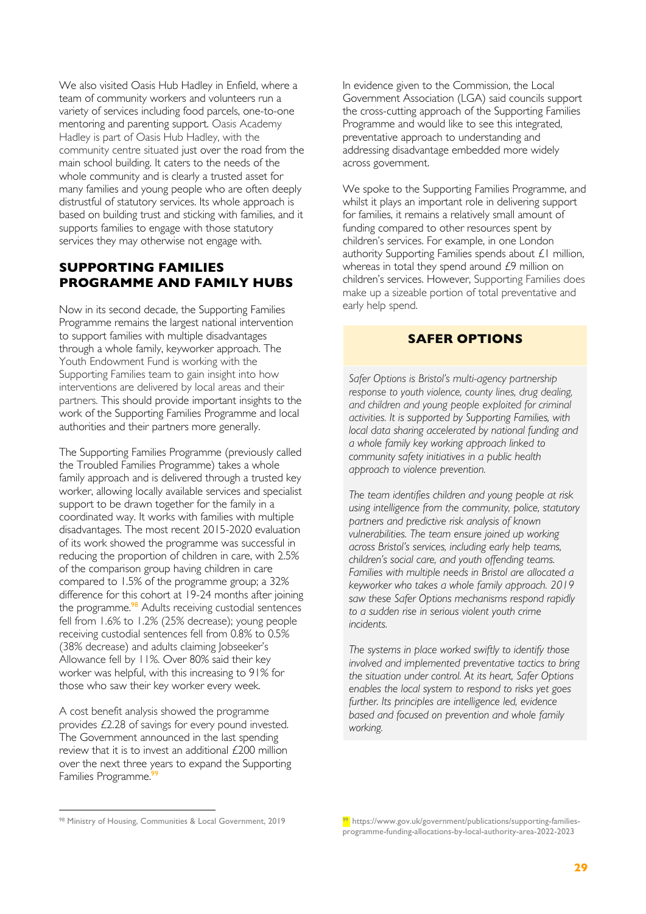We also visited Oasis Hub Hadley in Enfield, where a team of community workers and volunteers run a variety of services including food parcels, one-to-one mentoring and parenting support. Oasis Academy Hadley is part of Oasis Hub Hadley, with the community centre situated just over the road from the main school building. It caters to the needs of the whole community and is clearly a trusted asset for many families and young people who are often deeply distrustful of statutory services. Its whole approach is based on building trust and sticking with families, and it supports families to engage with those statutory services they may otherwise not engage with.

## SUPPORTING FAMILIES PROGRAMME AND FAMILY HUBS

Now in its second decade, the Supporting Families Programme remains the largest national intervention to support families with multiple disadvantages through a whole family, keyworker approach. The Youth Endowment Fund is working with the Supporting Families team to gain insight into how interventions are delivered by local areas and their partners. This should provide important insights to the work of the Supporting Families Programme and local authorities and their partners more generally.

The Supporting Families Programme (previously called the Troubled Families Programme) takes a whole family approach and is delivered through a trusted key worker, allowing locally available services and specialist support to be drawn together for the family in a coordinated way. It works with families with multiple disadvantages. The most recent 2015-2020 evaluation of its work showed the programme was successful in reducing the proportion of children in care, with 2.5% of the comparison group having children in care compared to 1.5% of the programme group; a 32% difference for this cohort at 19-24 months after joining the programme.[98] Adults receiving custodial sentences fell from 1.6% to 1.2% (25% decrease); young people receiving custodial sentences fell from 0.8% to 0.5% (38% decrease) and adults claiming Jobseeker's Allowance fell by 11%. Over 80% said their key worker was helpful, with this increasing to 91% for those who saw their key worker every week.

A cost benefit analysis showed the programme provides £2.28 of savings for every pound invested. The Government announced in the last spending review that it is to invest an additional £200 million over the next three years to expand the Supporting Families Programme.[99]

In evidence given to the Commission, the Local Government Association (LGA) said councils support the cross-cutting approach of the Supporting Families Programme and would like to see this integrated, preventative approach to understanding and addressing disadvantage embedded more widely across government.

We spoke to the Supporting Families Programme, and whilst it plays an important role in delivering support for families, it remains a relatively small amount of funding compared to other resources spent by children's services. For example, in one London authority Supporting Families spends about £1 million, whereas in total they spend around £9 million on children's services. However, Supporting Families does make up a sizeable portion of total preventative and early help spend.

### SAFER OPTIONS

*Safer Options is Bristol's multi-agency partnership response to youth violence, county lines, drug dealing, and children and young people exploited for criminal activities. It is supported by Supporting Families, with local data sharing accelerated by national funding and a whole family key working approach linked to community safety initiatives in a public health approach to violence prevention.*

*The team identifies children and young people at risk using intelligence from the community, police, statutory partners and predictive risk analysis of known vulnerabilities. The team ensure joined up working across Bristol's services, including early help teams, children's social care, and youth offending teams. Families with multiple needs in Bristol are allocated a keyworker who takes a whole family approach. 2019 saw these Safer Options mechanisms respond rapidly to a sudden rise in serious violent youth crime incidents.*

*The systems in place worked swiftly to identify those involved and implemented preventative tactics to bring the situation under control. At its heart, Safer Options enables the local system to respond to risks yet goes further. Its principles are intelligence led, evidence based and focused on prevention and whole family working.*

---

[98] Ministry of Housing, Communities & Local Government, 2019

[99] https://www.gov.uk/government/publications/supporting-families-programme-funding-allocations-by-local-authority-area-2022-2023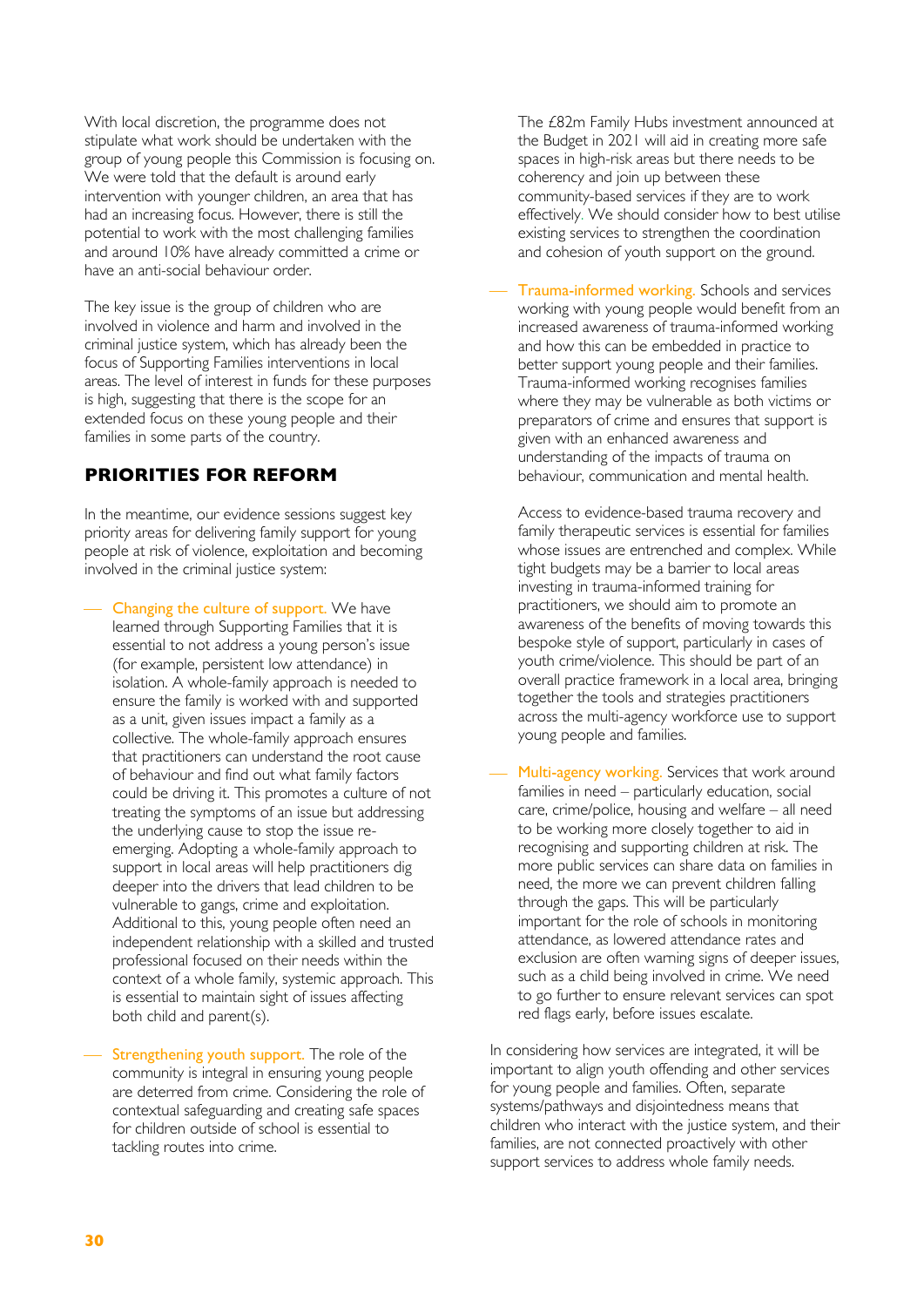With local discretion, the programme does not stipulate what work should be undertaken with the group of young people this Commission is focusing on. We were told that the default is around early intervention with younger children, an area that has had an increasing focus. However, there is still the potential to work with the most challenging families and around 10% have already committed a crime or have an anti-social behaviour order.

The key issue is the group of children who are involved in violence and harm and involved in the criminal justice system, which has already been the focus of Supporting Families interventions in local areas. The level of interest in funds for these purposes is high, suggesting that there is the scope for an extended focus on these young people and their families in some parts of the country.

## PRIORITIES FOR REFORM

In the meantime, our evidence sessions suggest key priority areas for delivering family support for young people at risk of violence, exploitation and becoming involved in the criminal justice system:

- Changing the culture of support. We have learned through Supporting Families that it is essential to not address a young person's issue (for example, persistent low attendance) in isolation. A whole-family approach is needed to ensure the family is worked with and supported as a unit, given issues impact a family as a collective. The whole-family approach ensures that practitioners can understand the root cause of behaviour and find out what family factors could be driving it. This promotes a culture of not treating the symptoms of an issue but addressing the underlying cause to stop the issue re-emerging. Adopting a whole-family approach to support in local areas will help practitioners dig deeper into the drivers that lead children to be vulnerable to gangs, crime and exploitation. Additional to this, young people often need an independent relationship with a skilled and trusted professional focused on their needs within the context of a whole family, systemic approach. This is essential to maintain sight of issues affecting both child and parent(s).

- Strengthening youth support. The role of the community is integral in ensuring young people are deterred from crime. Considering the role of contextual safeguarding and creating safe spaces for children outside of school is essential to tackling routes into crime.

  The £82m Family Hubs investment announced at the Budget in 2021 will aid in creating more safe spaces in high-risk areas but there needs to be coherency and join up between these community-based services if they are to work effectively. We should consider how to best utilise existing services to strengthen the coordination and cohesion of youth support on the ground.

- Trauma-informed working. Schools and services working with young people would benefit from an increased awareness of trauma-informed working and how this can be embedded in practice to better support young people and their families. Trauma-informed working recognises families where they may be vulnerable as both victims or preparators of crime and ensures that support is given with an enhanced awareness and understanding of the impacts of trauma on behaviour, communication and mental health.

  Access to evidence-based trauma recovery and family therapeutic services is essential for families whose issues are entrenched and complex. While tight budgets may be a barrier to local areas investing in trauma-informed training for practitioners, we should aim to promote an awareness of the benefits of moving towards this bespoke style of support, particularly in cases of youth crime/violence. This should be part of an overall practice framework in a local area, bringing together the tools and strategies practitioners across the multi-agency workforce use to support young people and families.

- Multi-agency working. Services that work around families in need – particularly education, social care, crime/police, housing and welfare – all need to be working more closely together to aid in recognising and supporting children at risk. The more public services can share data on families in need, the more we can prevent children falling through the gaps. This will be particularly important for the role of schools in monitoring attendance, as lowered attendance rates and exclusion are often warning signs of deeper issues, such as a child being involved in crime. We need to go further to ensure relevant services can spot red flags early, before issues escalate.

In considering how services are integrated, it will be important to align youth offending and other services for young people and families. Often, separate systems/pathways and disjointedness means that children who interact with the justice system, and their families, are not connected proactively with other support services to address whole family needs.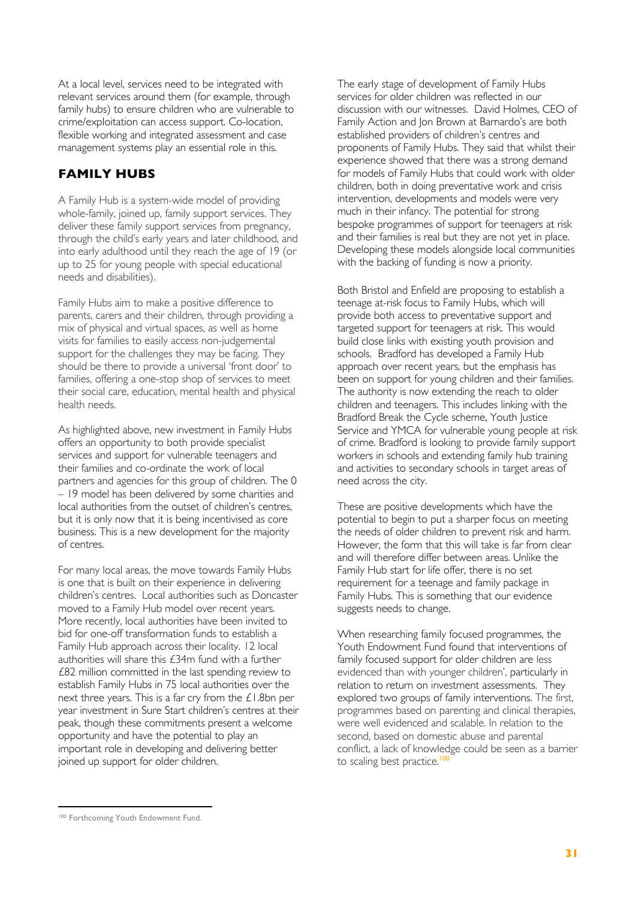At a local level, services need to be integrated with relevant services around them (for example, through family hubs) to ensure children who are vulnerable to crime/exploitation can access support. Co-location, flexible working and integrated assessment and case management systems play an essential role in this.

## FAMILY HUBS

A Family Hub is a system-wide model of providing whole-family, joined up, family support services. They deliver these family support services from pregnancy, through the child's early years and later childhood, and into early adulthood until they reach the age of 19 (or up to 25 for young people with special educational needs and disabilities).

Family Hubs aim to make a positive difference to parents, carers and their children, through providing a mix of physical and virtual spaces, as well as home visits for families to easily access non-judgemental support for the challenges they may be facing. They should be there to provide a universal 'front door' to families, offering a one-stop shop of services to meet their social care, education, mental health and physical health needs.

As highlighted above, new investment in Family Hubs offers an opportunity to both provide specialist services and support for vulnerable teenagers and their families and co-ordinate the work of local partners and agencies for this group of children. The 0 – 19 model has been delivered by some charities and local authorities from the outset of children's centres, but it is only now that it is being incentivised as core business. This is a new development for the majority of centres.

For many local areas, the move towards Family Hubs is one that is built on their experience in delivering children's centres. Local authorities such as Doncaster moved to a Family Hub model over recent years. More recently, local authorities have been invited to bid for one-off transformation funds to establish a Family Hub approach across their locality. 12 local authorities will share this £34m fund with a further £82 million committed in the last spending review to establish Family Hubs in 75 local authorities over the next three years. This is a far cry from the £1.8bn per year investment in Sure Start children's centres at their peak, though these commitments present a welcome opportunity and have the potential to play an important role in developing and delivering better joined up support for older children.

The early stage of development of Family Hubs services for older children was reflected in our discussion with our witnesses. David Holmes, CEO of Family Action and Jon Brown at Barnardo's are both established providers of children's centres and proponents of Family Hubs. They said that whilst their experience showed that there was a strong demand for models of Family Hubs that could work with older children, both in doing preventative work and crisis intervention, developments and models were very much in their infancy. The potential for strong bespoke programmes of support for teenagers at risk and their families is real but they are not yet in place. Developing these models alongside local communities with the backing of funding is now a priority.

Both Bristol and Enfield are proposing to establish a teenage at-risk focus to Family Hubs, which will provide both access to preventative support and targeted support for teenagers at risk. This would build close links with existing youth provision and schools. Bradford has developed a Family Hub approach over recent years, but the emphasis has been on support for young children and their families. The authority is now extending the reach to older children and teenagers. This includes linking with the Bradford Break the Cycle scheme, Youth Justice Service and YMCA for vulnerable young people at risk of crime. Bradford is looking to provide family support workers in schools and extending family hub training and activities to secondary schools in target areas of need across the city.

These are positive developments which have the potential to begin to put a sharper focus on meeting the needs of older children to prevent risk and harm. However, the form that this will take is far from clear and will therefore differ between areas. Unlike the Family Hub start for life offer, there is no set requirement for a teenage and family package in Family Hubs. This is something that our evidence suggests needs to change.

When researching family focused programmes, the Youth Endowment Fund found that interventions of family focused support for older children are less evidenced than with younger children', particularly in relation to return on investment assessments. They explored two groups of family interventions. The first, programmes based on parenting and clinical therapies, were well evidenced and scalable. In relation to the second, based on domestic abuse and parental conflict, a lack of knowledge could be seen as a barrier to scaling best practice.[100]

---

[100] Forthcoming Youth Endowment Fund.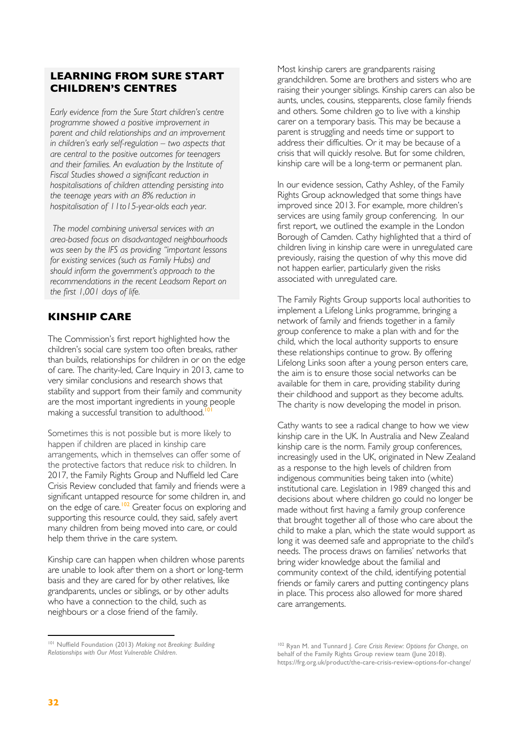## LEARNING FROM SURE START CHILDREN'S CENTRES

*Early evidence from the Sure Start children's centre programme showed a positive improvement in parent and child relationships and an improvement in children's early self-regulation – two aspects that are central to the positive outcomes for teenagers and their families. An evaluation by the Institute of Fiscal Studies showed a significant reduction in hospitalisations of children attending persisting into the teenage years with an 8% reduction in hospitalisation of 11to15-year-olds each year.*

*The model combining universal services with an area-based focus on disadvantaged neighbourhoods was seen by the IFS as providing "important lessons for existing services (such as Family Hubs) and should inform the government's approach to the recommendations in the recent Leadsom Report on the first 1,001 days of life.*

## KINSHIP CARE

The Commission's first report highlighted how the children's social care system too often breaks, rather than builds, relationships for children in or on the edge of care. The charity-led, Care Inquiry in 2013, came to very similar conclusions and research shows that stability and support from their family and community are the most important ingredients in young people making a successful transition to adulthood.[101]

Sometimes this is not possible but is more likely to happen if children are placed in kinship care arrangements, which in themselves can offer some of the protective factors that reduce risk to children. In 2017, the Family Rights Group and Nuffield led Care Crisis Review concluded that family and friends were a significant untapped resource for some children in, and on the edge of care.[102] Greater focus on exploring and supporting this resource could, they said, safely avert many children from being moved into care, or could help them thrive in the care system.

Kinship care can happen when children whose parents are unable to look after them on a short or long-term basis and they are cared for by other relatives, like grandparents, uncles or siblings, or by other adults who have a connection to the child, such as neighbours or a close friend of the family.

Most kinship carers are grandparents raising grandchildren. Some are brothers and sisters who are raising their younger siblings. Kinship carers can also be aunts, uncles, cousins, stepparents, close family friends and others. Some children go to live with a kinship carer on a temporary basis. This may be because a parent is struggling and needs time or support to address their difficulties. Or it may be because of a crisis that will quickly resolve. But for some children, kinship care will be a long-term or permanent plan.

In our evidence session, Cathy Ashley, of the Family Rights Group acknowledged that some things have improved since 2013. For example, more children's services are using family group conferencing. In our first report, we outlined the example in the London Borough of Camden. Cathy highlighted that a third of children living in kinship care were in unregulated care previously, raising the question of why this move did not happen earlier, particularly given the risks associated with unregulated care.

The Family Rights Group supports local authorities to implement a Lifelong Links programme, bringing a network of family and friends together in a family group conference to make a plan with and for the child, which the local authority supports to ensure these relationships continue to grow. By offering Lifelong Links soon after a young person enters care, the aim is to ensure those social networks can be available for them in care, providing stability during their childhood and support as they become adults. The charity is now developing the model in prison.

Cathy wants to see a radical change to how we view kinship care in the UK. In Australia and New Zealand kinship care is the norm. Family group conferences, increasingly used in the UK, originated in New Zealand as a response to the high levels of children from indigenous communities being taken into (white) institutional care. Legislation in 1989 changed this and decisions about where children go could no longer be made without first having a family group conference that brought together all of those who care about the child to make a plan, which the state would support as long it was deemed safe and appropriate to the child's needs. The process draws on families' networks that bring wider knowledge about the familial and community context of the child, identifying potential friends or family carers and putting contingency plans in place. This process also allowed for more shared care arrangements.

---

[101] Nuffield Foundation (2013) *Making not Breaking: Building Relationships with Our Most Vulnerable Children*.

[102] Ryan M. and Tunnard J. *Care Crisis Review: Options for Change*, on behalf of the Family Rights Group review team (June 2018). https://frg.org.uk/product/the-care-crisis-review-options-for-change/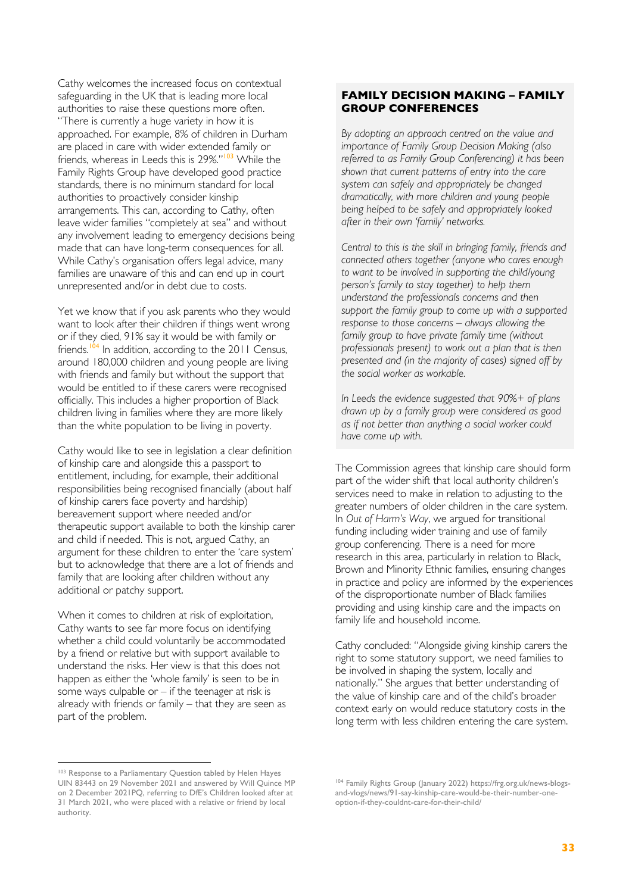Cathy welcomes the increased focus on contextual safeguarding in the UK that is leading more local authorities to raise these questions more often. "There is currently a huge variety in how it is approached. For example, 8% of children in Durham are placed in care with wider extended family or friends, whereas in Leeds this is 29%."[103] While the Family Rights Group have developed good practice standards, there is no minimum standard for local authorities to proactively consider kinship arrangements. This can, according to Cathy, often leave wider families "completely at sea" and without any involvement leading to emergency decisions being made that can have long-term consequences for all. While Cathy's organisation offers legal advice, many families are unaware of this and can end up in court unrepresented and/or in debt due to costs.

Yet we know that if you ask parents who they would want to look after their children if things went wrong or if they died, 91% say it would be with family or friends.[104] In addition, according to the 2011 Census, around 180,000 children and young people are living with friends and family but without the support that would be entitled to if these carers were recognised officially. This includes a higher proportion of Black children living in families where they are more likely than the white population to be living in poverty.

Cathy would like to see in legislation a clear definition of kinship care and alongside this a passport to entitlement, including, for example, their additional responsibilities being recognised financially (about half of kinship carers face poverty and hardship) bereavement support where needed and/or therapeutic support available to both the kinship carer and child if needed. This is not, argued Cathy, an argument for these children to enter the 'care system' but to acknowledge that there are a lot of friends and family that are looking after children without any additional or patchy support.

When it comes to children at risk of exploitation, Cathy wants to see far more focus on identifying whether a child could voluntarily be accommodated by a friend or relative but with support available to understand the risks. Her view is that this does not happen as either the 'whole family' is seen to be in some ways culpable or – if the teenager at risk is already with friends or family – that they are seen as part of the problem.

### FAMILY DECISION MAKING – FAMILY GROUP CONFERENCES

*By adopting an approach centred on the value and importance of Family Group Decision Making (also referred to as Family Group Conferencing) it has been shown that current patterns of entry into the care system can safely and appropriately be changed dramatically, with more children and young people being helped to be safely and appropriately looked after in their own 'family' networks.*

*Central to this is the skill in bringing family, friends and connected others together (anyone who cares enough to want to be involved in supporting the child/young person's family to stay together) to help them understand the professionals concerns and then support the family group to come up with a supported response to those concerns – always allowing the family group to have private family time (without professionals present) to work out a plan that is then presented and (in the majority of cases) signed off by the social worker as workable.*

*In Leeds the evidence suggested that 90%+ of plans drawn up by a family group were considered as good as if not better than anything a social worker could have come up with.*

The Commission agrees that kinship care should form part of the wider shift that local authority children's services need to make in relation to adjusting to the greater numbers of older children in the care system. In *Out of Harm's Way*, we argued for transitional funding including wider training and use of family group conferencing. There is a need for more research in this area, particularly in relation to Black, Brown and Minority Ethnic families, ensuring changes in practice and policy are informed by the experiences of the disproportionate number of Black families providing and using kinship care and the impacts on family life and household income.

Cathy concluded: "Alongside giving kinship carers the right to some statutory support, we need families to be involved in shaping the system, locally and nationally." She argues that better understanding of the value of kinship care and of the child's broader context early on would reduce statutory costs in the long term with less children entering the care system.

---

[103] Response to a Parliamentary Question tabled by Helen Hayes UIN 83443 on 29 November 2021 and answered by Will Quince MP on 2 December 2021PQ, referring to DfE's Children looked after at 31 March 2021, who were placed with a relative or friend by local authority.

[104] Family Rights Group (January 2022) https://frg.org.uk/news-blogs-and-vlogs/news/91-say-kinship-care-would-be-their-number-one-option-if-they-couldnt-care-for-their-child/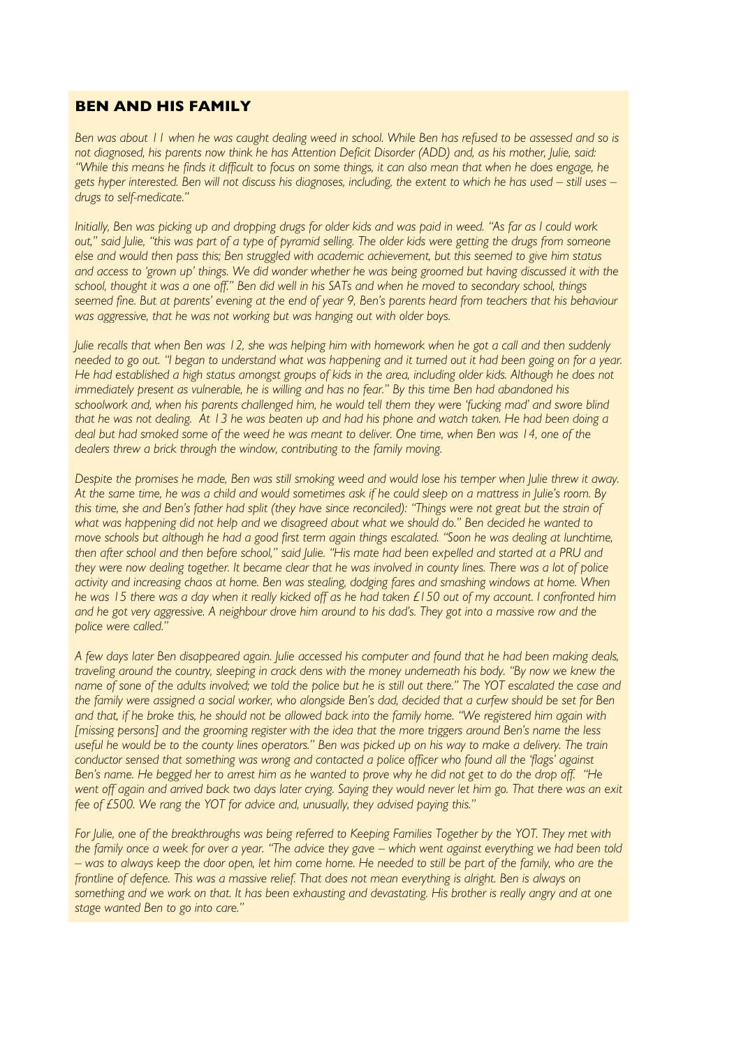## BEN AND HIS FAMILY

*Ben was about 11 when he was caught dealing weed in school. While Ben has refused to be assessed and so is not diagnosed, his parents now think he has Attention Deficit Disorder (ADD) and, as his mother, Julie, said: "While this means he finds it difficult to focus on some things, it can also mean that when he does engage, he gets hyper interested. Ben will not discuss his diagnoses, including, the extent to which he has used – still uses – drugs to self-medicate."*

*Initially, Ben was picking up and dropping drugs for older kids and was paid in weed. "As far as I could work out," said Julie, "this was part of a type of pyramid selling. The older kids were getting the drugs from someone else and would then pass this; Ben struggled with academic achievement, but this seemed to give him status and access to 'grown up' things. We did wonder whether he was being groomed but having discussed it with the school, thought it was a one off." Ben did well in his SATs and when he moved to secondary school, things seemed fine. But at parents' evening at the end of year 9, Ben's parents heard from teachers that his behaviour was aggressive, that he was not working but was hanging out with older boys.*

*Julie recalls that when Ben was 12, she was helping him with homework when he got a call and then suddenly needed to go out. "I began to understand what was happening and it turned out it had been going on for a year. He had established a high status amongst groups of kids in the area, including older kids. Although he does not immediately present as vulnerable, he is willing and has no fear." By this time Ben had abandoned his schoolwork and, when his parents challenged him, he would tell them they were 'fucking mad' and swore blind that he was not dealing. At 13 he was beaten up and had his phone and watch taken. He had been doing a deal but had smoked some of the weed he was meant to deliver. One time, when Ben was 14, one of the dealers threw a brick through the window, contributing to the family moving.*

*Despite the promises he made, Ben was still smoking weed and would lose his temper when Julie threw it away. At the same time, he was a child and would sometimes ask if he could sleep on a mattress in Julie's room. By this time, she and Ben's father had split (they have since reconciled): "Things were not great but the strain of what was happening did not help and we disagreed about what we should do." Ben decided he wanted to move schools but although he had a good first term again things escalated. "Soon he was dealing at lunchtime, then after school and then before school," said Julie. "His mate had been expelled and started at a PRU and they were now dealing together. It became clear that he was involved in county lines. There was a lot of police activity and increasing chaos at home. Ben was stealing, dodging fares and smashing windows at home. When he was 15 there was a day when it really kicked off as he had taken £150 out of my account. I confronted him and he got very aggressive. A neighbour drove him around to his dad's. They got into a massive row and the police were called."*

*A few days later Ben disappeared again. Julie accessed his computer and found that he had been making deals, traveling around the country, sleeping in crack dens with the money underneath his body. "By now we knew the name of sone of the adults involved; we told the police but he is still out there." The YOT escalated the case and the family were assigned a social worker, who alongside Ben's dad, decided that a curfew should be set for Ben and that, if he broke this, he should not be allowed back into the family home. "We registered him again with [missing persons] and the grooming register with the idea that the more triggers around Ben's name the less useful he would be to the county lines operators." Ben was picked up on his way to make a delivery. The train conductor sensed that something was wrong and contacted a police officer who found all the 'flags' against Ben's name. He begged her to arrest him as he wanted to prove why he did not get to do the drop off. "He went off again and arrived back two days later crying. Saying they would never let him go. That there was an exit fee of £500. We rang the YOT for advice and, unusually, they advised paying this."*

*For Julie, one of the breakthroughs was being referred to Keeping Families Together by the YOT. They met with the family once a week for over a year. "The advice they gave – which went against everything we had been told – was to always keep the door open, let him come home. He needed to still be part of the family, who are the frontline of defence. This was a massive relief. That does not mean everything is alright. Ben is always on something and we work on that. It has been exhausting and devastating. His brother is really angry and at one stage wanted Ben to go into care."*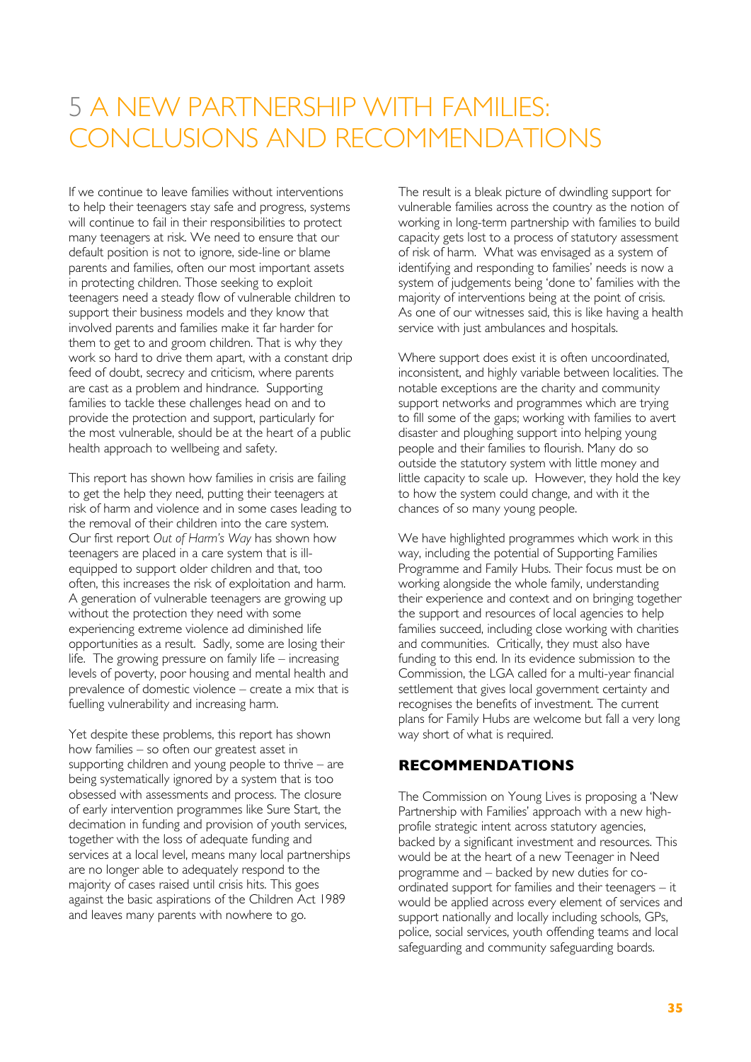# 5 A NEW PARTNERSHIP WITH FAMILIES: CONCLUSIONS AND RECOMMENDATIONS

If we continue to leave families without interventions to help their teenagers stay safe and progress, systems will continue to fail in their responsibilities to protect many teenagers at risk. We need to ensure that our default position is not to ignore, side-line or blame parents and families, often our most important assets in protecting children. Those seeking to exploit teenagers need a steady flow of vulnerable children to support their business models and they know that involved parents and families make it far harder for them to get to and groom children. That is why they work so hard to drive them apart, with a constant drip feed of doubt, secrecy and criticism, where parents are cast as a problem and hindrance. Supporting families to tackle these challenges head on and to provide the protection and support, particularly for the most vulnerable, should be at the heart of a public health approach to wellbeing and safety.

This report has shown how families in crisis are failing to get the help they need, putting their teenagers at risk of harm and violence and in some cases leading to the removal of their children into the care system. Our first report *Out of Harm's Way* has shown how teenagers are placed in a care system that is ill-equipped to support older children and that, too often, this increases the risk of exploitation and harm. A generation of vulnerable teenagers are growing up without the protection they need with some experiencing extreme violence ad diminished life opportunities as a result. Sadly, some are losing their life. The growing pressure on family life – increasing levels of poverty, poor housing and mental health and prevalence of domestic violence – create a mix that is fuelling vulnerability and increasing harm.

Yet despite these problems, this report has shown how families – so often our greatest asset in supporting children and young people to thrive – are being systematically ignored by a system that is too obsessed with assessments and process. The closure of early intervention programmes like Sure Start, the decimation in funding and provision of youth services, together with the loss of adequate funding and services at a local level, means many local partnerships are no longer able to adequately respond to the majority of cases raised until crisis hits. This goes against the basic aspirations of the Children Act 1989 and leaves many parents with nowhere to go.

The result is a bleak picture of dwindling support for vulnerable families across the country as the notion of working in long-term partnership with families to build capacity gets lost to a process of statutory assessment of risk of harm. What was envisaged as a system of identifying and responding to families' needs is now a system of judgements being 'done to' families with the majority of interventions being at the point of crisis. As one of our witnesses said, this is like having a health service with just ambulances and hospitals.

Where support does exist it is often uncoordinated, inconsistent, and highly variable between localities. The notable exceptions are the charity and community support networks and programmes which are trying to fill some of the gaps; working with families to avert disaster and ploughing support into helping young people and their families to flourish. Many do so outside the statutory system with little money and little capacity to scale up. However, they hold the key to how the system could change, and with it the chances of so many young people.

We have highlighted programmes which work in this way, including the potential of Supporting Families Programme and Family Hubs. Their focus must be on working alongside the whole family, understanding their experience and context and on bringing together the support and resources of local agencies to help families succeed, including close working with charities and communities. Critically, they must also have funding to this end. In its evidence submission to the Commission, the LGA called for a multi-year financial settlement that gives local government certainty and recognises the benefits of investment. The current plans for Family Hubs are welcome but fall a very long way short of what is required.

## RECOMMENDATIONS

The Commission on Young Lives is proposing a 'New Partnership with Families' approach with a new high-profile strategic intent across statutory agencies, backed by a significant investment and resources. This would be at the heart of a new Teenager in Need programme and – backed by new duties for co-ordinated support for families and their teenagers – it would be applied across every element of services and support nationally and locally including schools, GPs, police, social services, youth offending teams and local safeguarding and community safeguarding boards.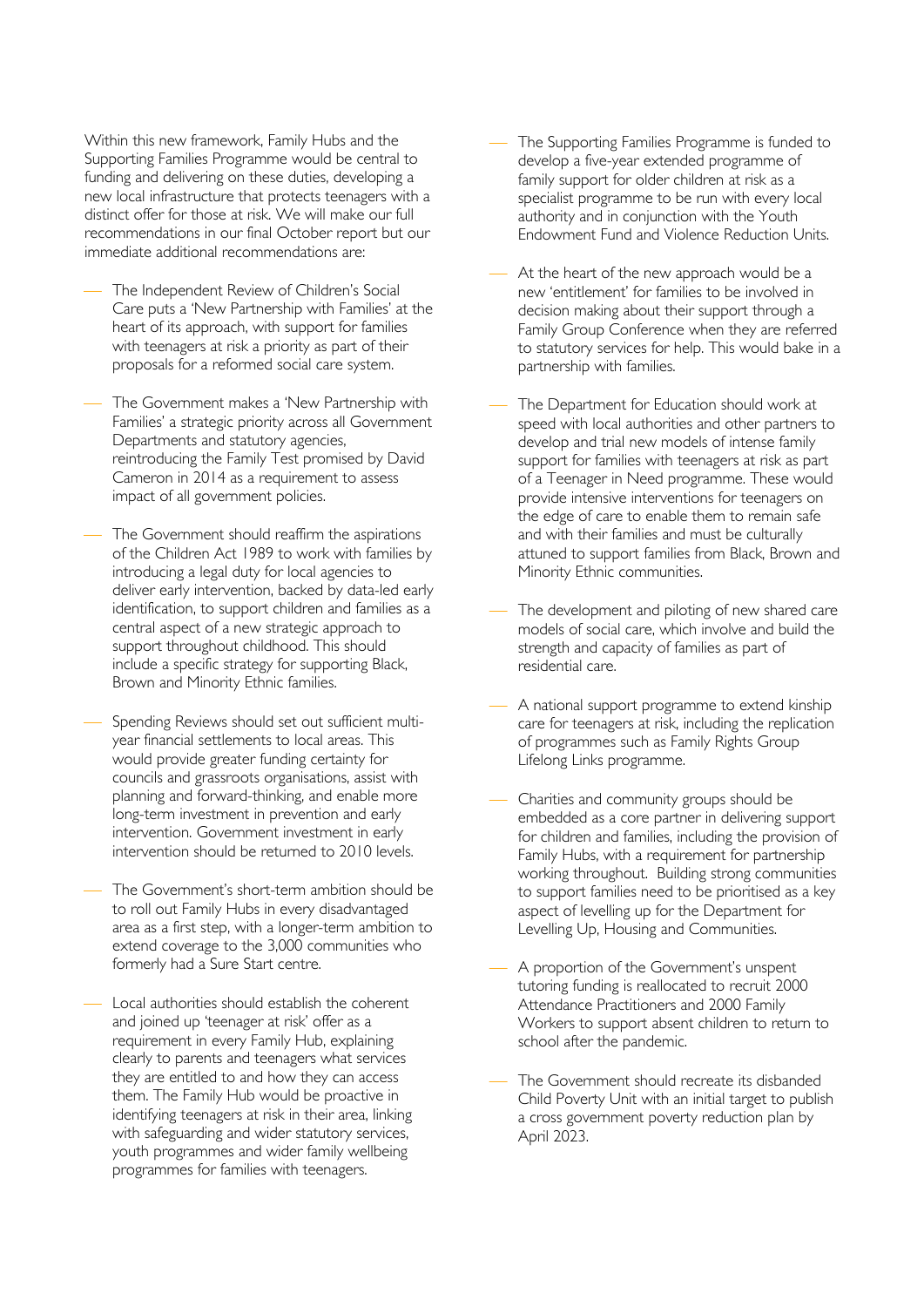Within this new framework, Family Hubs and the Supporting Families Programme would be central to funding and delivering on these duties, developing a new local infrastructure that protects teenagers with a distinct offer for those at risk. We will make our full recommendations in our final October report but our immediate additional recommendations are:

- The Independent Review of Children's Social Care puts a 'New Partnership with Families' at the heart of its approach, with support for families with teenagers at risk a priority as part of their proposals for a reformed social care system.
- The Government makes a 'New Partnership with Families' a strategic priority across all Government Departments and statutory agencies, reintroducing the Family Test promised by David Cameron in 2014 as a requirement to assess impact of all government policies.
- The Government should reaffirm the aspirations of the Children Act 1989 to work with families by introducing a legal duty for local agencies to deliver early intervention, backed by data-led early identification, to support children and families as a central aspect of a new strategic approach to support throughout childhood. This should include a specific strategy for supporting Black, Brown and Minority Ethnic families.
- Spending Reviews should set out sufficient multi-year financial settlements to local areas. This would provide greater funding certainty for councils and grassroots organisations, assist with planning and forward-thinking, and enable more long-term investment in prevention and early intervention. Government investment in early intervention should be returned to 2010 levels.
- The Government's short-term ambition should be to roll out Family Hubs in every disadvantaged area as a first step, with a longer-term ambition to extend coverage to the 3,000 communities who formerly had a Sure Start centre.
- Local authorities should establish the coherent and joined up 'teenager at risk' offer as a requirement in every Family Hub, explaining clearly to parents and teenagers what services they are entitled to and how they can access them. The Family Hub would be proactive in identifying teenagers at risk in their area, linking with safeguarding and wider statutory services, youth programmes and wider family wellbeing programmes for families with teenagers.
- The Supporting Families Programme is funded to develop a five-year extended programme of family support for older children at risk as a specialist programme to be run with every local authority and in conjunction with the Youth Endowment Fund and Violence Reduction Units.
- At the heart of the new approach would be a new 'entitlement' for families to be involved in decision making about their support through a Family Group Conference when they are referred to statutory services for help. This would bake in a partnership with families.
- The Department for Education should work at speed with local authorities and other partners to develop and trial new models of intense family support for families with teenagers at risk as part of a Teenager in Need programme. These would provide intensive interventions for teenagers on the edge of care to enable them to remain safe and with their families and must be culturally attuned to support families from Black, Brown and Minority Ethnic communities.
- The development and piloting of new shared care models of social care, which involve and build the strength and capacity of families as part of residential care.
- A national support programme to extend kinship care for teenagers at risk, including the replication of programmes such as Family Rights Group Lifelong Links programme.
- Charities and community groups should be embedded as a core partner in delivering support for children and families, including the provision of Family Hubs, with a requirement for partnership working throughout. Building strong communities to support families need to be prioritised as a key aspect of levelling up for the Department for Levelling Up, Housing and Communities.
- A proportion of the Government's unspent tutoring funding is reallocated to recruit 2000 Attendance Practitioners and 2000 Family Workers to support absent children to return to school after the pandemic.
- The Government should recreate its disbanded Child Poverty Unit with an initial target to publish a cross government poverty reduction plan by April 2023.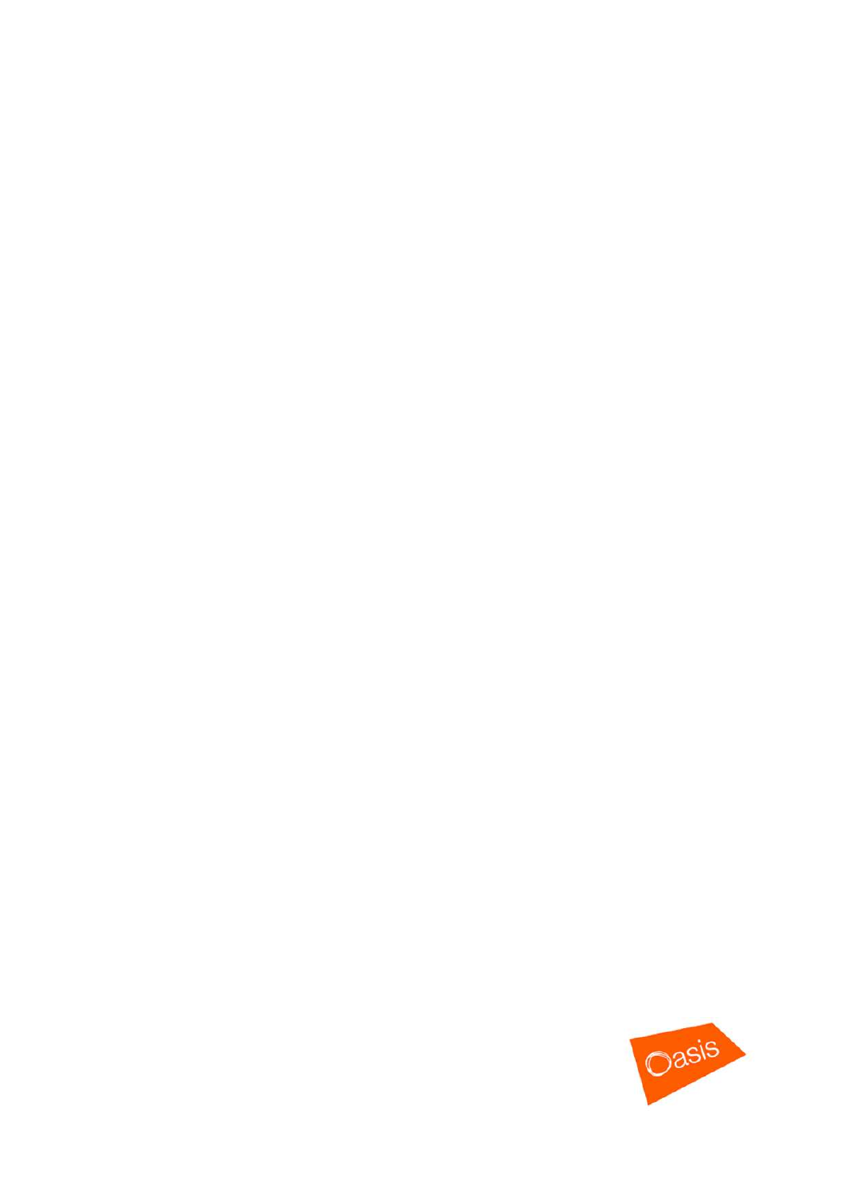Oasis